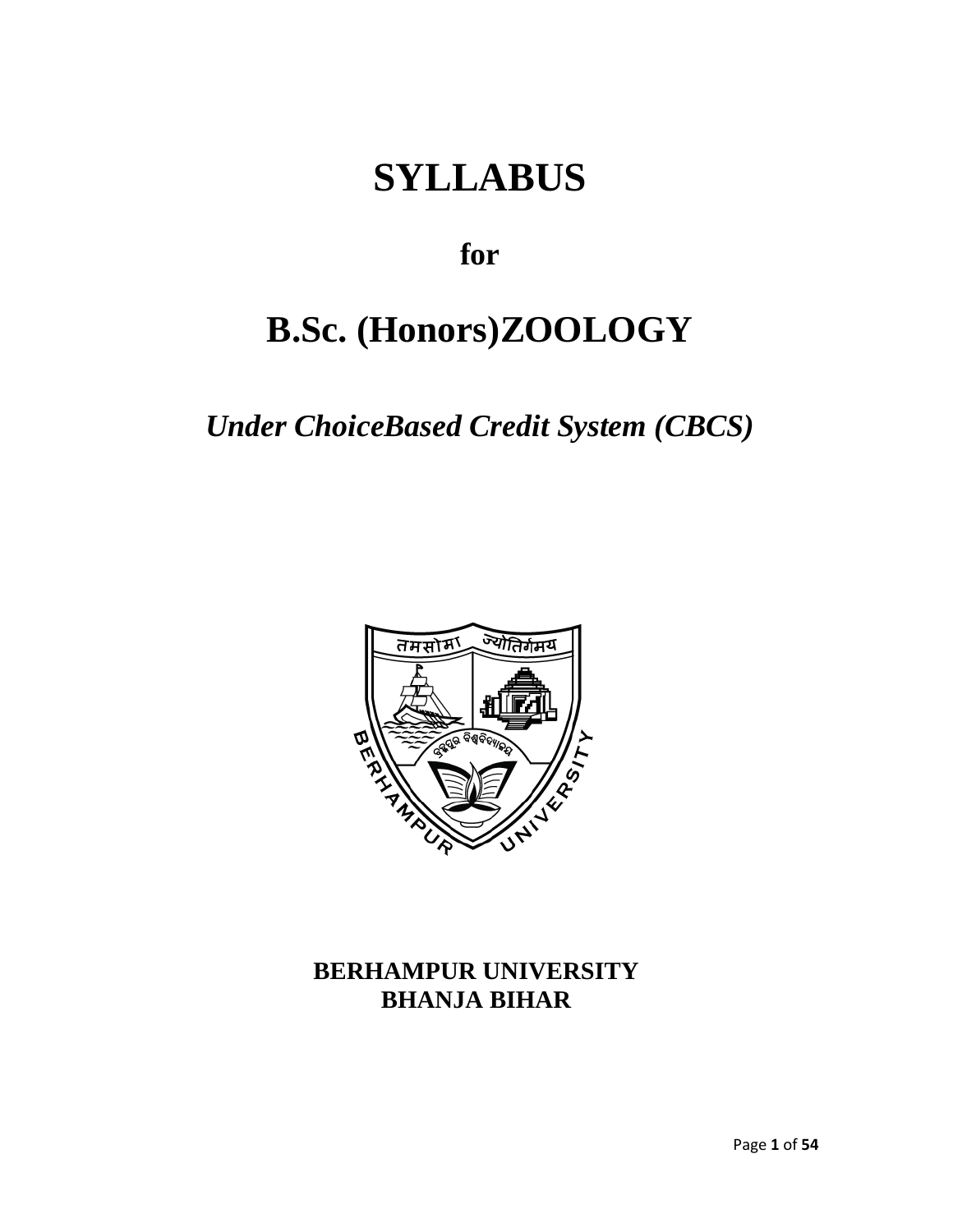# SYLLABUS

## for

# B.Sc. (Honors)ZOOLOGY

## *Under ChoiceBased Credit System (CBCS)*

**BERHAMPUR UNIVERSITY**
**BHANJA BIHAR**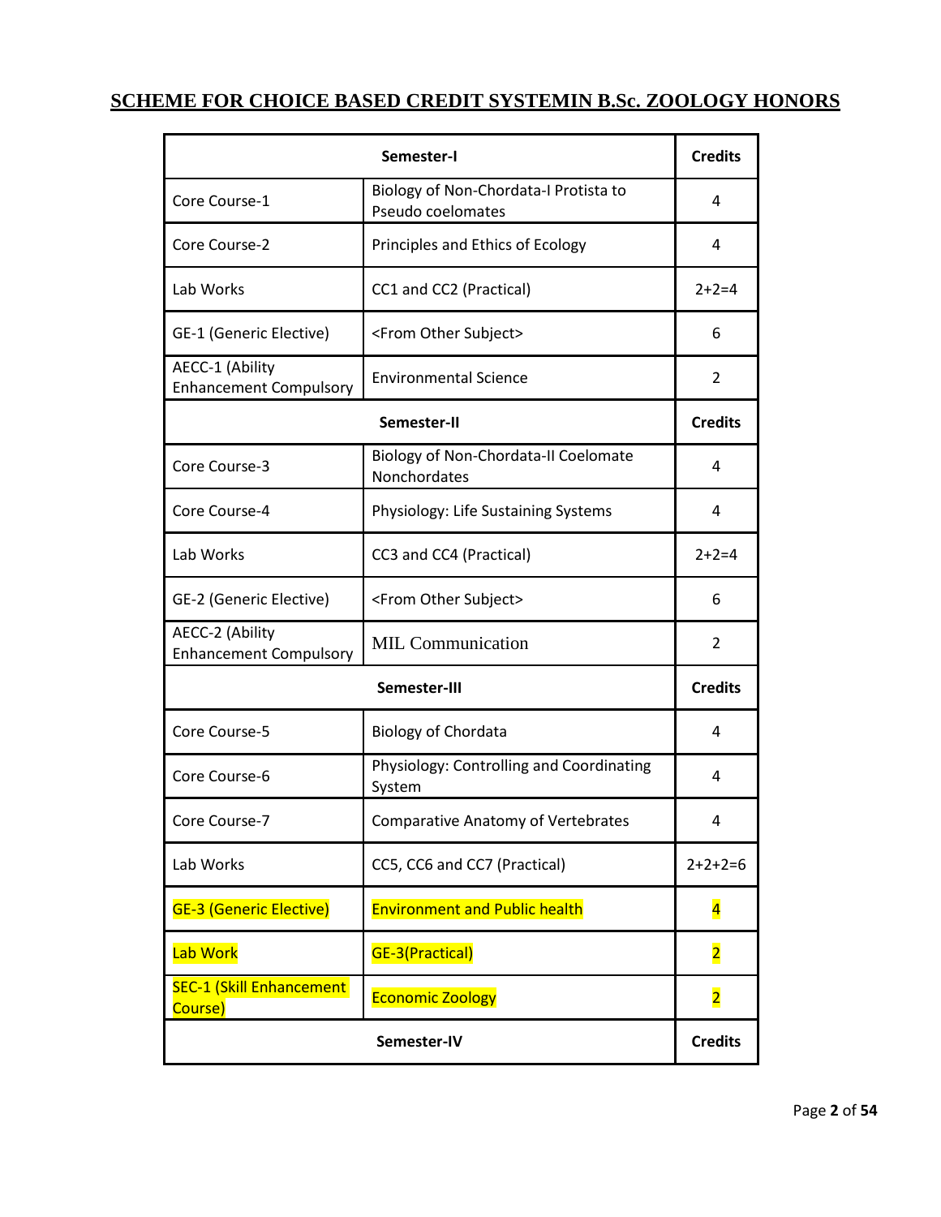## SCHEME FOR CHOICE BASED CREDIT SYSTEMIN B.Sc. ZOOLOGY HONORS

| Semester-I | | Credits |
|---|---|---|
| Core Course-1 | Biology of Non-Chordata-I Protista to Pseudo coelomates | 4 |
| Core Course-2 | Principles and Ethics of Ecology | 4 |
| Lab Works | CC1 and CC2 (Practical) | 2+2=4 |
| GE-1 (Generic Elective) | <From Other Subject> | 6 |
| AECC-1 (Ability Enhancement Compulsory | Environmental Science | 2 |
| **Semester-II** | | **Credits** |
| Core Course-3 | Biology of Non-Chordata-II Coelomate Nonchordates | 4 |
| Core Course-4 | Physiology: Life Sustaining Systems | 4 |
| Lab Works | CC3 and CC4 (Practical) | 2+2=4 |
| GE-2 (Generic Elective) | <From Other Subject> | 6 |
| AECC-2 (Ability Enhancement Compulsory | MIL Communication | 2 |
| **Semester-III** | | **Credits** |
| Core Course-5 | Biology of Chordata | 4 |
| Core Course-6 | Physiology: Controlling and Coordinating System | 4 |
| Core Course-7 | Comparative Anatomy of Vertebrates | 4 |
| Lab Works | CC5, CC6 and CC7 (Practical) | 2+2+2=6 |
| GE-3 (Generic Elective) | Environment and Public health | 4 |
| Lab Work | GE-3(Practical) | 2 |
| SEC-1 (Skill Enhancement Course) | Economic Zoology | 2 |
| **Semester-IV** | | **Credits** |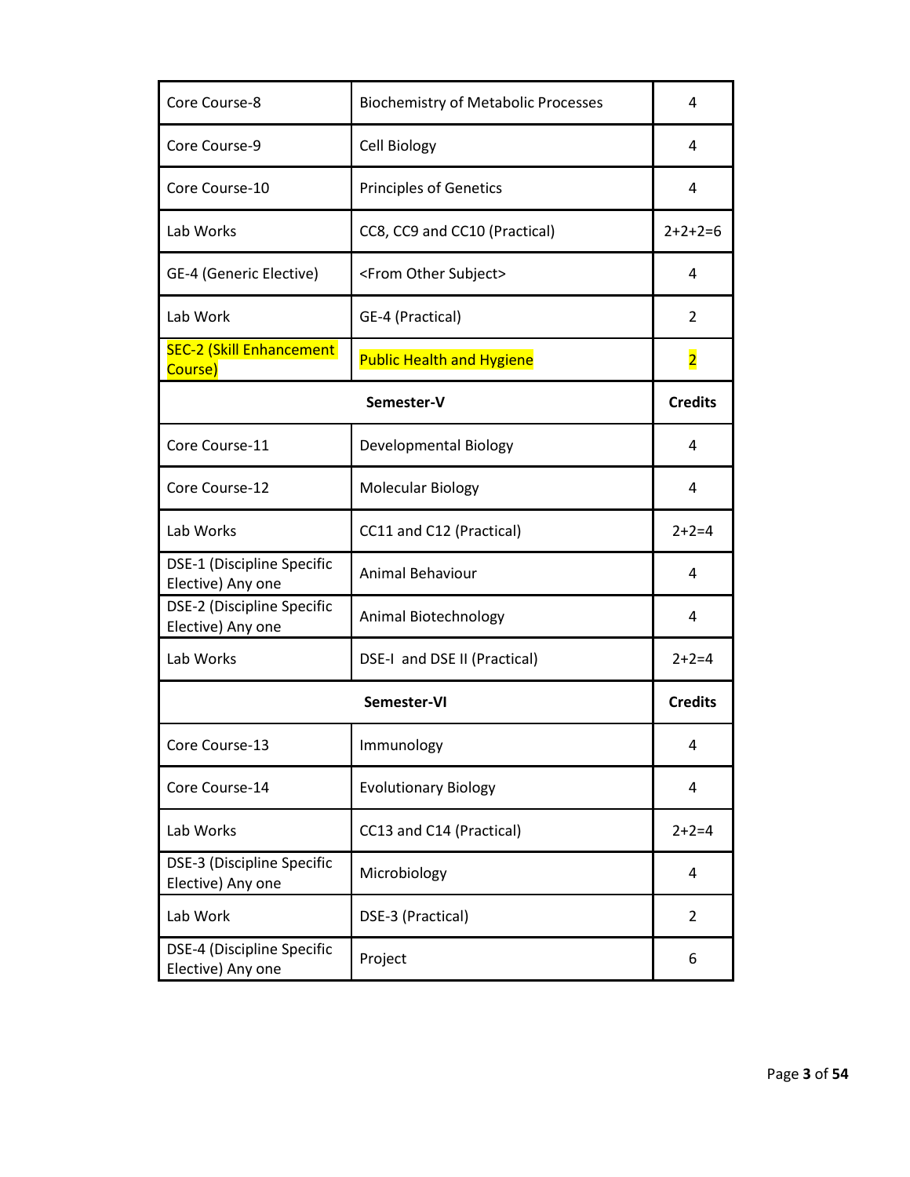| | | |
|---|---|---|
| Core Course-8 | Biochemistry of Metabolic Processes | 4 |
| Core Course-9 | Cell Biology | 4 |
| Core Course-10 | Principles of Genetics | 4 |
| Lab Works | CC8, CC9 and CC10 (Practical) | 2+2+2=6 |
| GE-4 (Generic Elective) | <From Other Subject> | 4 |
| Lab Work | GE-4 (Practical) | 2 |
| SEC-2 (Skill Enhancement Course) | Public Health and Hygiene | 2 |
| **Semester-V** | | **Credits** |
| Core Course-11 | Developmental Biology | 4 |
| Core Course-12 | Molecular Biology | 4 |
| Lab Works | CC11 and C12 (Practical) | 2+2=4 |
| DSE-1 (Discipline Specific Elective) Any one | Animal Behaviour | 4 |
| DSE-2 (Discipline Specific Elective) Any one | Animal Biotechnology | 4 |
| Lab Works | DSE-I and DSE II (Practical) | 2+2=4 |
| **Semester-VI** | | **Credits** |
| Core Course-13 | Immunology | 4 |
| Core Course-14 | Evolutionary Biology | 4 |
| Lab Works | CC13 and C14 (Practical) | 2+2=4 |
| DSE-3 (Discipline Specific Elective) Any one | Microbiology | 4 |
| Lab Work | DSE-3 (Practical) | 2 |
| DSE-4 (Discipline Specific Elective) Any one | Project | 6 |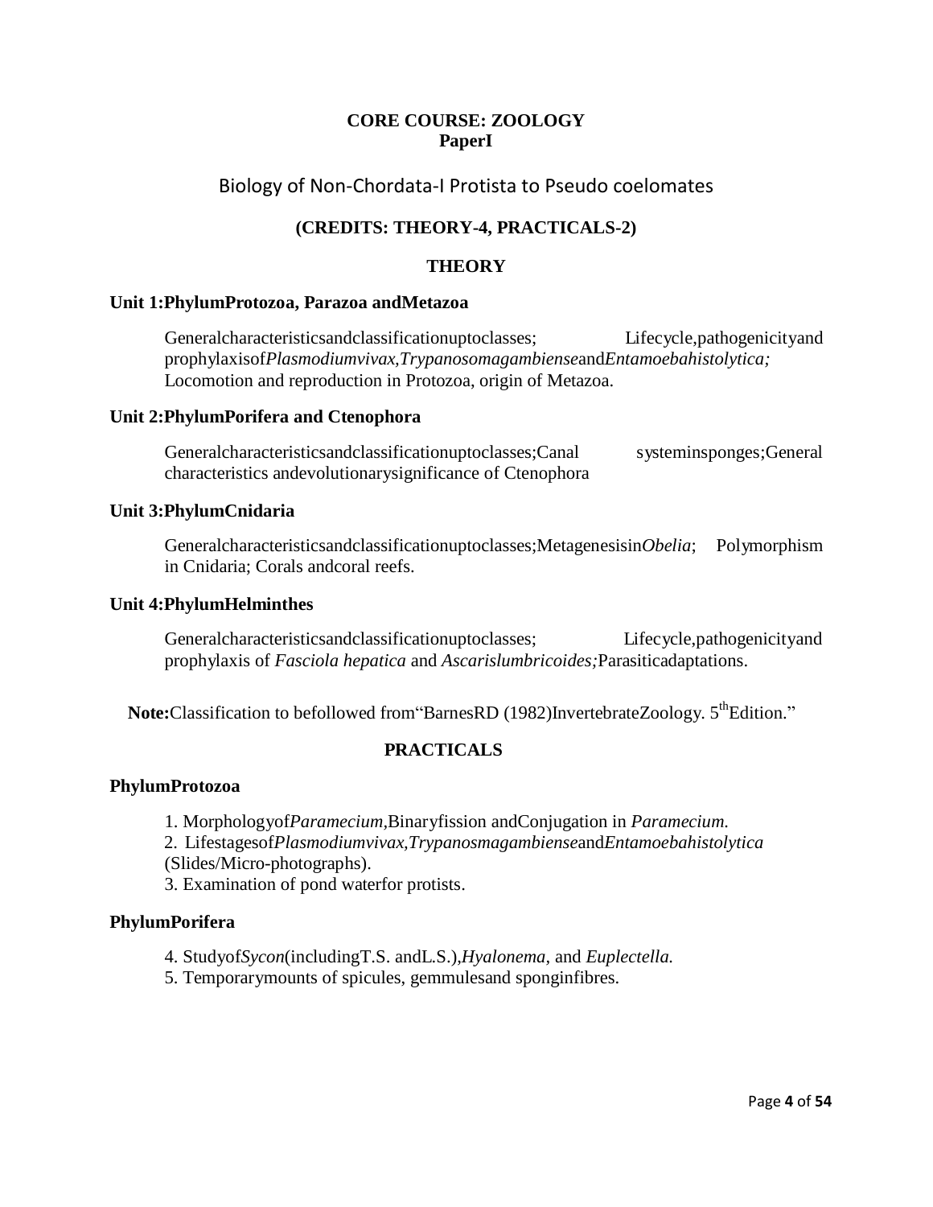**CORE COURSE: ZOOLOGY**
**PaperI**

## Biology of Non-Chordata-I Protista to Pseudo coelomates

**(CREDITS: THEORY-4, PRACTICALS-2)**

### THEORY

**Unit 1:PhylumProtozoa, Parazoa andMetazoa**

Generalcharacteristicsandclassificationuptoclasses; Lifecycle,pathogenicityand prophylaxisof*Plasmodiumvivax,Trypanosomagambiense*and*Entamoebahistolytica;* Locomotion and reproduction in Protozoa, origin of Metazoa.

**Unit 2:PhylumPorifera and Ctenophora**

Generalcharacteristicsandclassificationuptoclasses;Canal systeminsponges;General characteristics andevolutionarysignificance of Ctenophora

**Unit 3:PhylumCnidaria**

Generalcharacteristicsandclassificationuptoclasses;Metagenesisin*Obelia*; Polymorphism in Cnidaria; Corals andcoral reefs.

**Unit 4:PhylumHelminthes**

Generalcharacteristicsandclassificationuptoclasses; Lifecycle,pathogenicityand prophylaxis of *Fasciola hepatica* and *Ascarislumbricoides;*Parasiticadaptations.

**Note:**Classification to befollowed from"BarnesRD (1982)InvertebrateZoology. 5th Edition."

### PRACTICALS

**PhylumProtozoa**

1. Morphologyof*Paramecium,*Binaryfission andConjugation in *Paramecium.*
2. Lifestagesof*Plasmodiumvivax,Trypanosmagambiense*and*Entamoebahistolytica* (Slides/Micro-photographs).
3. Examination of pond waterfor protists.

**PhylumPorifera**

4. Studyof*Sycon*(includingT.S. andL.S.),*Hyalonema,* and *Euplectella.*
5. Temporarymounts of spicules, gemmulesand sponginfibres.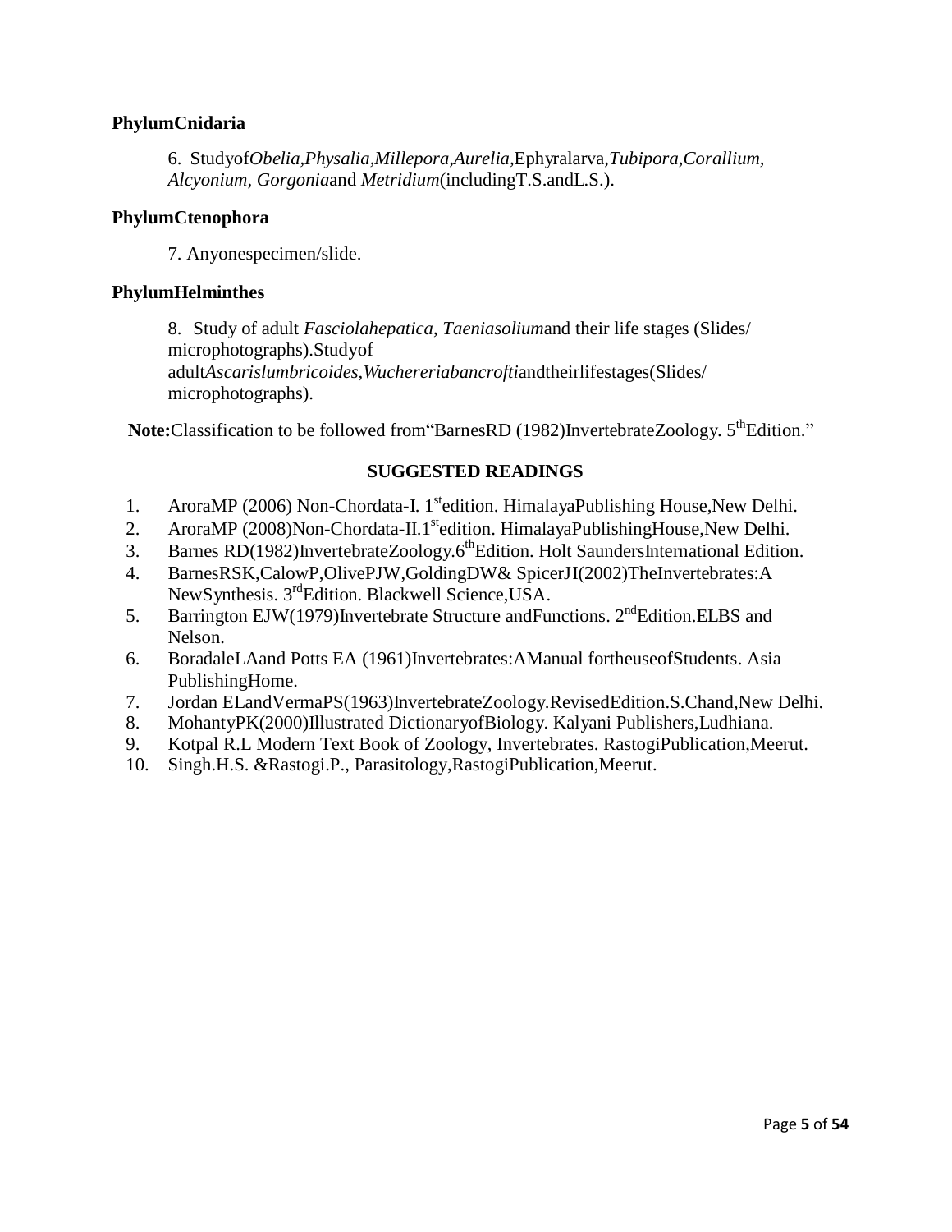**PhylumCnidaria**

6. Studyof*Obelia*,*Physalia*,*Millepora*,*Aurelia*,Ephyralarva,*Tubipora*,*Corallium*, *Alcyonium*, *Gorgonia*and *Metridium*(includingT.S.andL.S.).

**PhylumCtenophora**

7. Anyonespecimen/slide.

**PhylumHelminthes**

8. Study of adult *Fasciolahepatica*, *Taeniasolium*and their life stages (Slides/ microphotographs).Studyof adult*Ascarislumbricoides*,*Wuchereriabancrofti*andtheirlifestages(Slides/ microphotographs).

**Note:**Classification to be followed from"BarnesRD (1982)InvertebrateZoology. 5thEdition."

### SUGGESTED READINGS

1. AroraMP (2006) Non-Chordata-I. 1stedition. HimalayaPublishing House,New Delhi.
2. AroraMP (2008)Non-Chordata-II.1stedition. HimalayaPublishingHouse,New Delhi.
3. Barnes RD(1982)InvertebrateZoology.6thEdition. Holt SaundersInternational Edition.
4. BarnesRSK,CalowP,OlivePJW,GoldingDW& SpicerJI(2002)TheInvertebrates:A NewSynthesis. 3rdEdition. Blackwell Science,USA.
5. Barrington EJW(1979)Invertebrate Structure andFunctions. 2ndEdition.ELBS and Nelson.
6. BoradaleLAand Potts EA (1961)Invertebrates:AManual fortheuseofStudents. Asia PublishingHome.
7. Jordan ELandVermaPS(1963)InvertebrateZoology.RevisedEdition.S.Chand,New Delhi.
8. MohantyPK(2000)Illustrated DictionaryofBiology. Kalyani Publishers,Ludhiana.
9. Kotpal R.L Modern Text Book of Zoology, Invertebrates. RastogiPublication,Meerut.
10. Singh.H.S. &Rastogi.P., Parasitology,RastogiPublication,Meerut.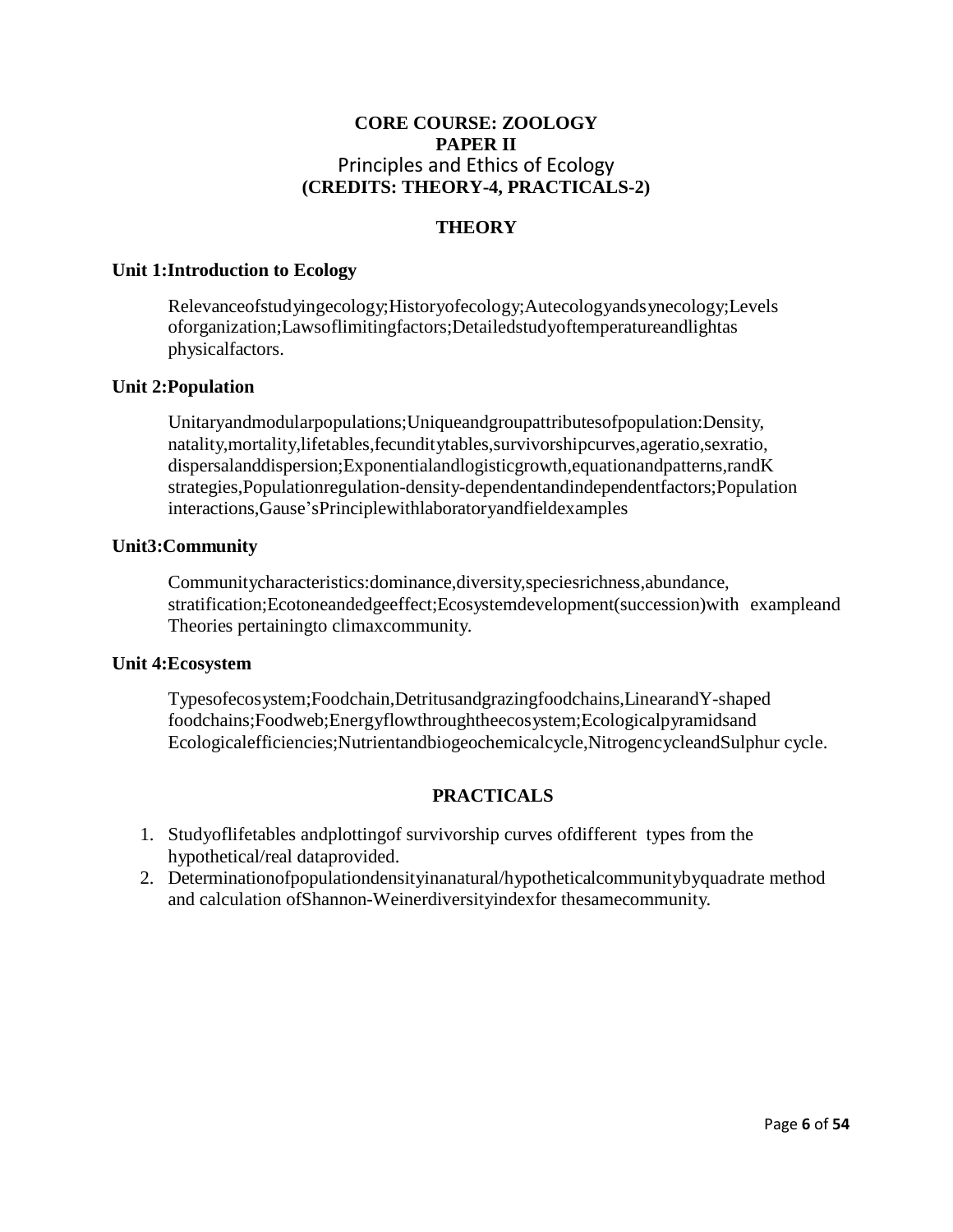**CORE COURSE: ZOOLOGY**
**PAPER II**
Principles and Ethics of Ecology
**(CREDITS: THEORY-4, PRACTICALS-2)**

## THEORY

### Unit 1:Introduction to Ecology

Relevanceofstudyingecology;Historyofecology;Autecologyandsynecology;Levels oforganization;Lawsoflimitingfactors;Detailedstudyoftemperatureandlightas physicalfactors.

### Unit 2:Population

Unitaryandmodularpopulations;Uniqueandgroupattributesofpopulation:Density, natality,mortality,lifetables,fecunditytables,survivorshipcurves,ageratio,sexratio, dispersalanddispersion;Exponentialandlogisticgrowth,equationandpatterns,randK strategies,Populationregulation-density-dependentandindependentfactors;Population interactions,Gause'sPrinciplewithlaboratoryandfieldexamples

### Unit3:Community

Communitycharacteristics:dominance,diversity,speciesrichness,abundance, stratification;Ecotoneandedgeeffect;Ecosystemdevelopment(succession)with exampleand Theories pertainingto climaxcommunity.

### Unit 4:Ecosystem

Typesofecosystem;Foodchain,Detritusandgrazingfoodchains,LinearandY-shaped foodchains;Foodweb;Energyflowthroughtheecosystem;Ecologicalpyramidsand Ecologicalefficiencies;Nutrientandbiogeochemicalcycle,NitrogencycleandSulphur cycle.

## PRACTICALS

1. Studyoflifetables andplottingof survivorship curves ofdifferent types from the hypothetical/real dataprovided.
2. Determinationofpopulationdensityinanatural/hypotheticalcommunitybyquadrate method and calculation ofShannon-Weinerdiversityindexfor thesamecommunity.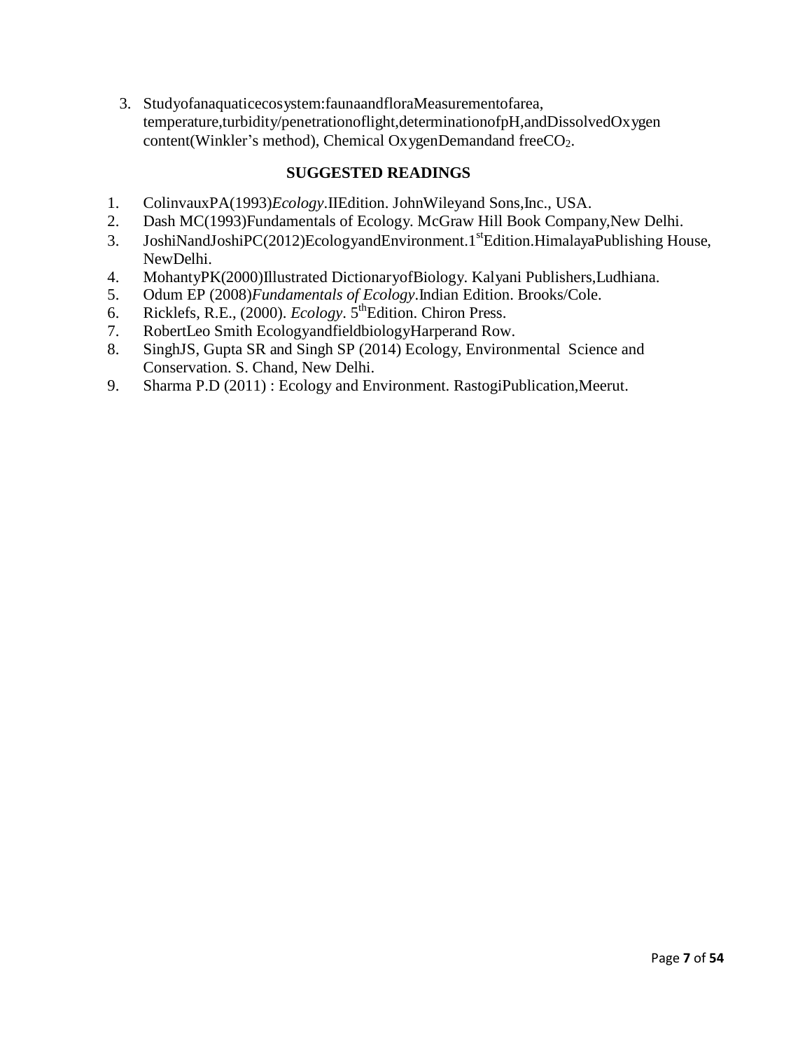3. Studyofanaquaticecosystem:faunaandfloraMeasurementofarea, temperature,turbidity/penetrationoflight,determinationofpH,andDissolvedOxygen content(Winkler's method), Chemical OxygenDemandand free$CO_2$.

## SUGGESTED READINGS

1. ColinvauxPA(1993)*Ecology*.IIEdition. JohnWileyand Sons,Inc., USA.
2. Dash MC(1993)Fundamentals of Ecology. McGraw Hill Book Company,New Delhi.
3. JoshiNandJoshiPC(2012)EcologyandEnvironment.1$^{st}$Edition.HimalayaPublishing House, NewDelhi.
4. MohantyPK(2000)Illustrated DictionaryofBiology. Kalyani Publishers,Ludhiana.
5. Odum EP (2008)*Fundamentals of Ecology*.Indian Edition. Brooks/Cole.
6. Ricklefs, R.E., (2000). *Ecology*. 5$^{th}$Edition. Chiron Press.
7. RobertLeo Smith EcologyandfieldbiologyHarperand Row.
8. SinghJS, Gupta SR and Singh SP (2014) Ecology, Environmental Science and Conservation. S. Chand, New Delhi.
9. Sharma P.D (2011) : Ecology and Environment. RastogiPublication,Meerut.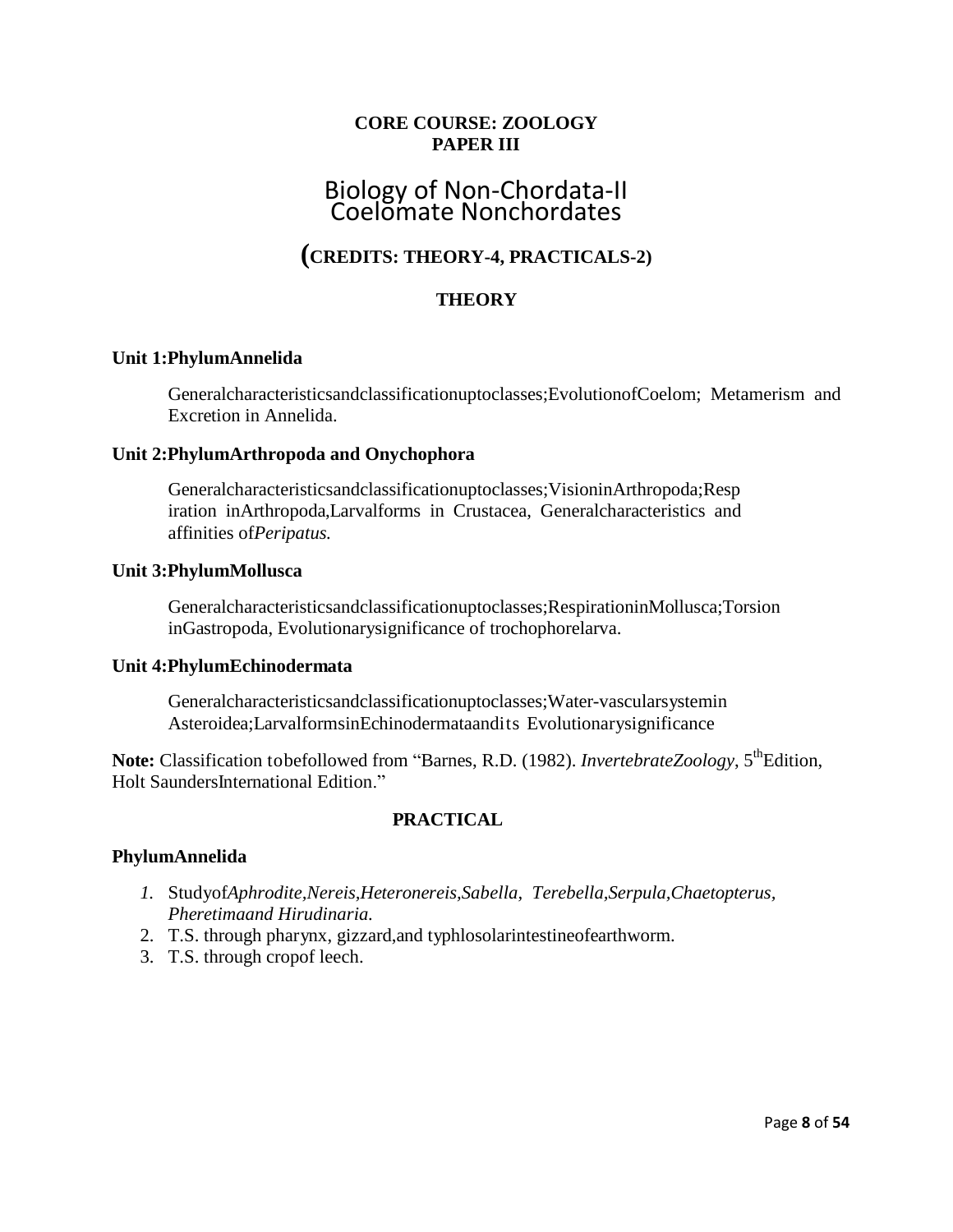**CORE COURSE: ZOOLOGY**
**PAPER III**

# Biology of Non-Chordata-II
# Coelomate Nonchordates

## (CREDITS: THEORY-4, PRACTICALS-2)

### THEORY

**Unit 1:PhylumAnnelida**

Generalcharacteristicsandclassificationuptoclasses;EvolutionofCoelom; Metamerism and Excretion in Annelida.

**Unit 2:PhylumArthropoda and Onychophora**

Generalcharacteristicsandclassificationuptoclasses;VisioninArthropoda;Respiration inArthropoda,Larvalforms in Crustacea, Generalcharacteristics and affinities of*Peripatus.*

**Unit 3:PhylumMollusca**

Generalcharacteristicsandclassificationuptoclasses;RespirationinMollusca;Torsion inGastropoda, Evolutionarysignificance of trochophorelarva.

**Unit 4:PhylumEchinodermata**

Generalcharacteristicsandclassificationuptoclasses;Water-vascularsystemin Asteroidea;LarvalformsinEchinodermataandits Evolutionarysignificance

**Note:** Classification tobefollowed from "Barnes, R.D. (1982). *InvertebrateZoology*, 5th Edition, Holt SaundersInternational Edition."

### PRACTICAL

**PhylumAnnelida**

1. Studyof*Aphrodite,Nereis,Heteronereis,Sabella, Terebella,Serpula,Chaetopterus, Pheretimaand Hirudinaria.*
2. T.S. through pharynx, gizzard,and typhlosolarintestineofearthworm.
3. T.S. through cropof leech.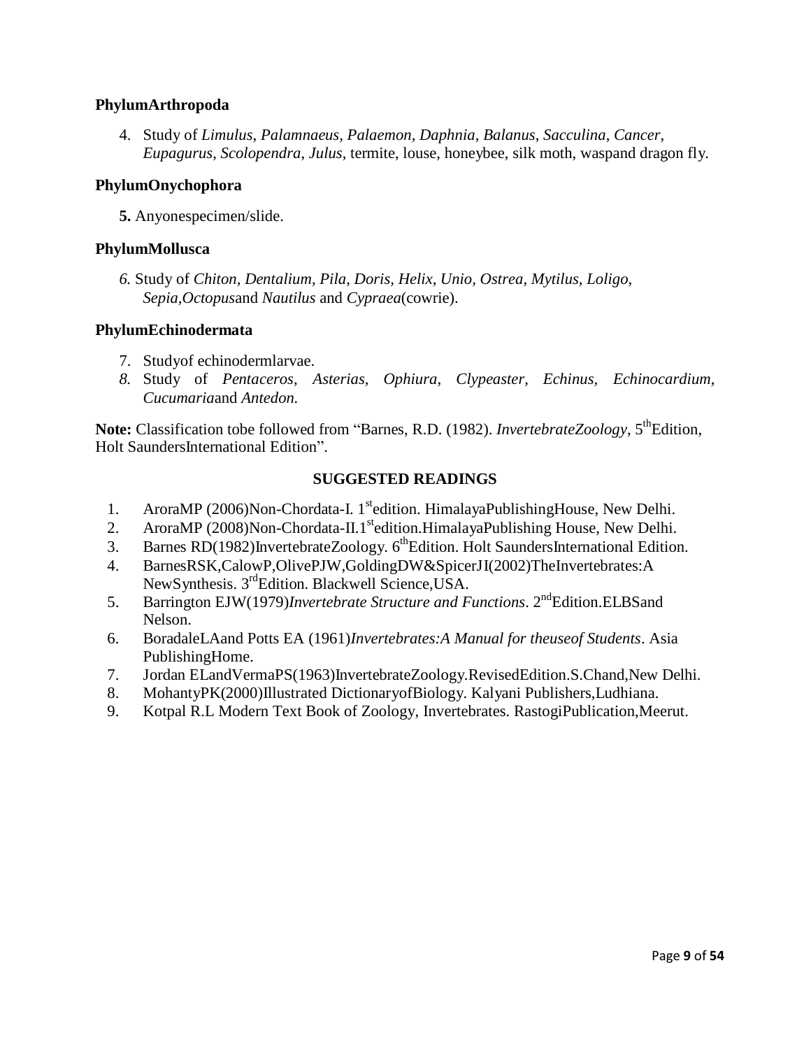**PhylumArthropoda**

4. Study of *Limulus, Palamnaeus, Palaemon, Daphnia*, *Balanus*, *Sacculina*, *Cancer*, *Eupagurus*, *Scolopendra*, *Julus*, termite, louse, honeybee, silk moth, waspand dragon fly.

**PhylumOnychophora**

**5.** Anyonespecimen/slide.

**PhylumMollusca**

*6.* Study of *Chiton, Dentalium, Pila, Doris, Helix, Unio, Ostrea, Mytilus, Loligo, Sepia,Octopus*and *Nautilus* and *Cypraea*(cowrie).

**PhylumEchinodermata**

7. Studyof echinodermlarvae.
*8.* Study of *Pentaceros, Asterias, Ophiura, Clypeaster, Echinus, Echinocardium, Cucumaria*and *Antedon.*

**Note:** Classification tobe followed from "Barnes, R.D. (1982). *InvertebrateZoology*, 5th Edition, Holt SaundersInternational Edition".

**SUGGESTED READINGS**

1. AroraMP (2006)Non-Chordata-I. 1st edition. HimalayaPublishingHouse, New Delhi.
2. AroraMP (2008)Non-Chordata-II.1st edition.HimalayaPublishing House, New Delhi.
3. Barnes RD(1982)InvertebrateZoology. 6th Edition. Holt SaundersInternational Edition.
4. BarnesRSK,CalowP,OlivePJW,GoldingDW&SpicerJI(2002)TheInvertebrates:A NewSynthesis. 3rd Edition. Blackwell Science,USA.
5. Barrington EJW(1979)*Invertebrate Structure and Functions*. 2nd Edition.ELBSand Nelson.
6. BoradaleLAand Potts EA (1961)*Invertebrates:A Manual for theuseof Students*. Asia PublishingHome.
7. Jordan ELandVermaPS(1963)InvertebrateZoology.RevisedEdition.S.Chand,New Delhi.
8. MohantyPK(2000)Illustrated DictionaryofBiology. Kalyani Publishers,Ludhiana.
9. Kotpal R.L Modern Text Book of Zoology, Invertebrates. RastogiPublication,Meerut.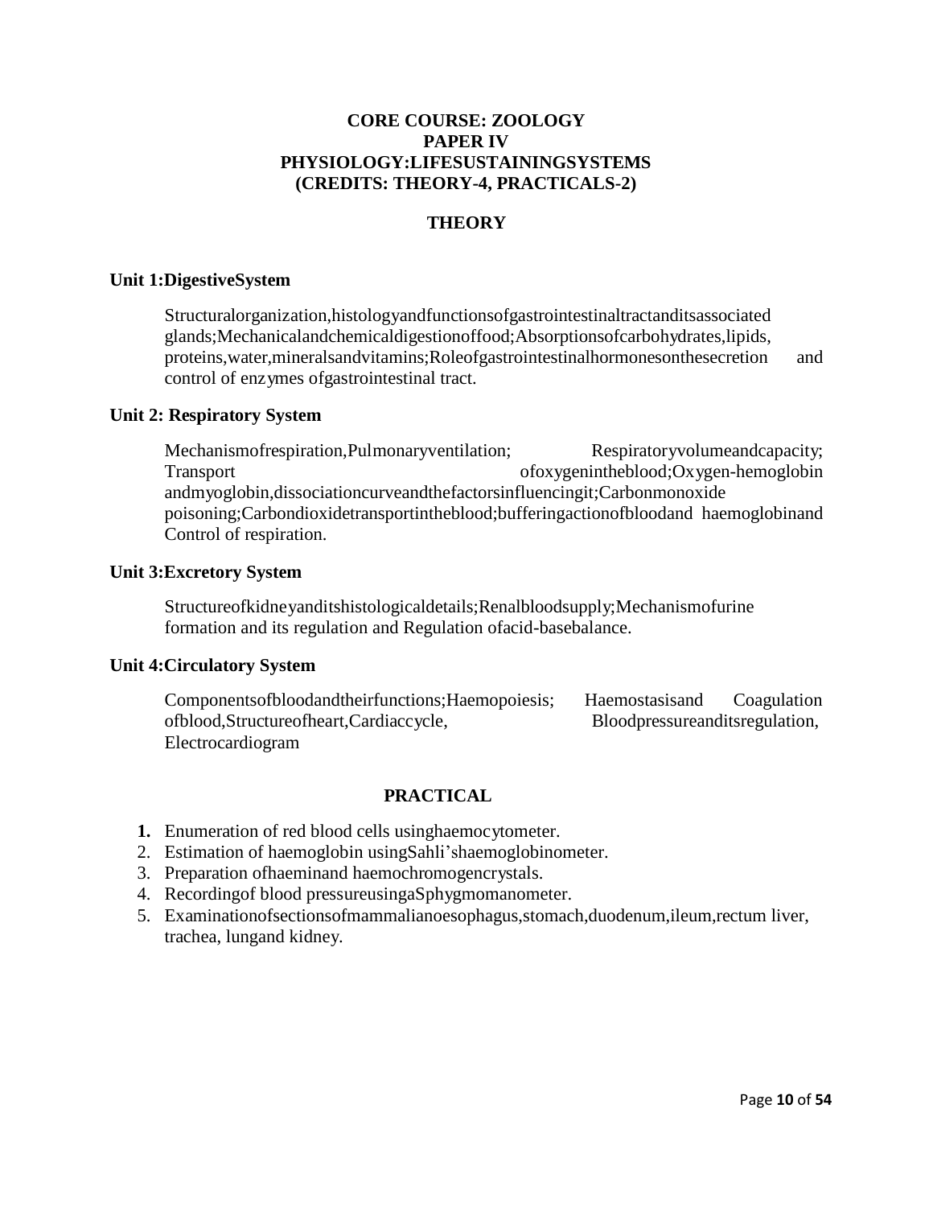# CORE COURSE: ZOOLOGY
# PAPER IV
# PHYSIOLOGY:LIFESUSTAININGSYSTEMS
# (CREDITS: THEORY-4, PRACTICALS-2)

## THEORY

### Unit 1:DigestiveSystem

Structuralorganization,histologyandfunctionsofgastrointestinaltractanditsassociated glands;Mechanicalandchemicaldigestionoffood;Absorptionsofcarbohydrates,lipids, proteins,water,mineralsandvitamins;Roleofgastrointestinalhormonesonthesecretion and control of enzymes ofgastrointestinal tract.

### Unit 2: Respiratory System

Mechanismofrespiration,Pulmonaryventilation; Respiratoryvolumeandcapacity; Transport ofoxygenintheblood;Oxygen-hemoglobin andmyoglobin,dissociationcurveandthefactorsinfluencingit;Carbonmonoxide poisoning;Carbondioxidetransportintheblood;bufferingactionofbloodand haemoglobinand Control of respiration.

### Unit 3:Excretory System

Structureofkidneyanditshistologicaldetails;Renalbloodsupply;Mechanismofurine formation and its regulation and Regulation ofacid-basebalance.

### Unit 4:Circulatory System

Componentsofbloodandtheirfunctions;Haemopoiesis; Haemostasisand Coagulation ofblood,Structureofheart,Cardiaccycle, Bloodpressureanditsregulation, Electrocardiogram

## PRACTICAL

1. Enumeration of red blood cells usinghaemocytometer.
2. Estimation of haemoglobin usingSahli'shaemoglobinometer.
3. Preparation ofhaeminand haemochromogencrystals.
4. Recordingof blood pressureusingaSphygmomanometer.
5. Examinationofsectionsofmammalianoesophagus,stomach,duodenum,ileum,rectum liver, trachea, lungand kidney.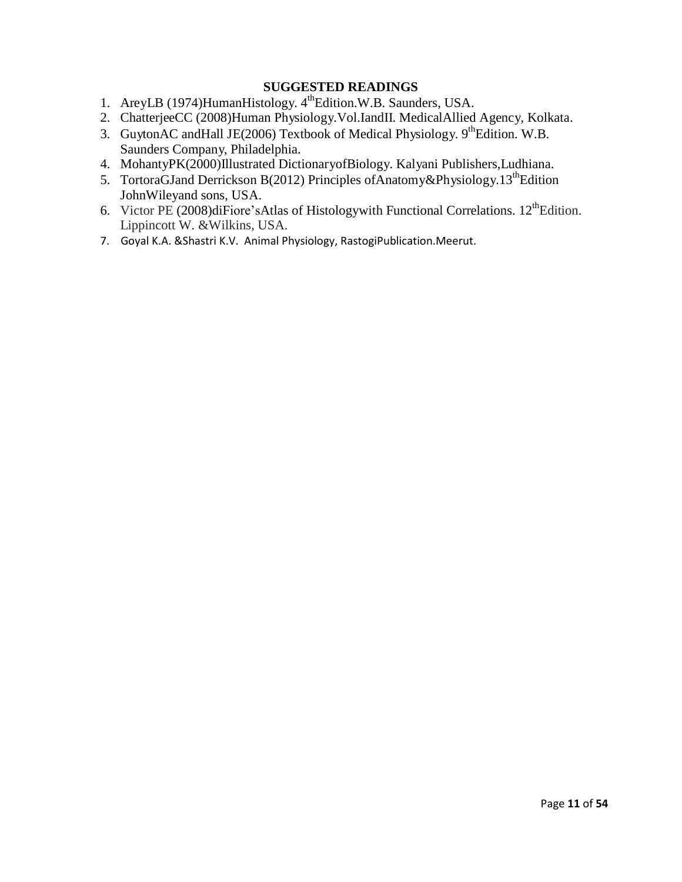## SUGGESTED READINGS

1. AreyLB (1974)HumanHistology. 4th Edition.W.B. Saunders, USA.
2. ChatterjeeCC (2008)Human Physiology.Vol.IandII. MedicalAllied Agency, Kolkata.
3. GuytonAC andHall JE(2006) Textbook of Medical Physiology. 9th Edition. W.B. Saunders Company, Philadelphia.
4. MohantyPK(2000)Illustrated DictionaryofBiology. Kalyani Publishers,Ludhiana.
5. TortoraGJand Derrickson B(2012) Principles ofAnatomy&Physiology.13th Edition JohnWileyand sons, USA.
6. Victor PE (2008)diFiore'sAtlas of Histologywith Functional Correlations. 12th Edition. Lippincott W. &Wilkins, USA.
7. Goyal K.A. &Shastri K.V. Animal Physiology, RastogiPublication.Meerut.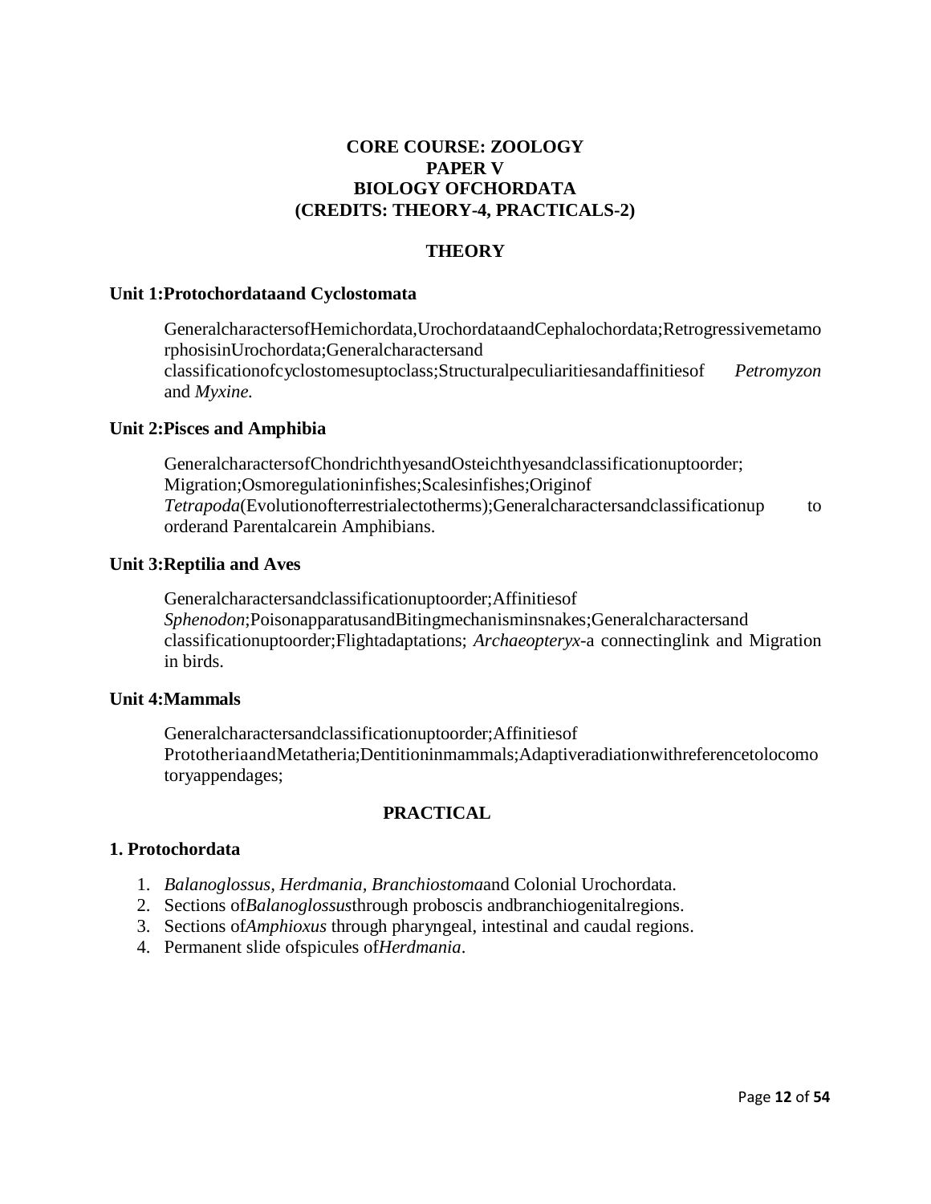**CORE COURSE: ZOOLOGY**
**PAPER V**
**BIOLOGY OFCHORDATA**
**(CREDITS: THEORY-4, PRACTICALS-2)**

## THEORY

### Unit 1:Protochordataand Cyclostomata

GeneralcharactersofHemichordata,UrochordataandCephalochordata;Retrogressivemetamorphosisin Urochordata;Generalcharactersand classificationofcyclostomesuptoclass;Structuralpeculiaritiesandaffinitiesof *Petromyzon* and *Myxine.*

### Unit 2:Pisces and Amphibia

GeneralcharactersofChondrichthyesandOsteichthyesandclassificationuptoorder; Migration;Osmoregulationinfishes;Scalesinfishes;Originof *Tetrapoda*(Evolutionofterrestrialectotherms);Generalcharactersandclassificationup to orderand Parentalcarein Amphibians.

### Unit 3:Reptilia and Aves

Generalcharactersandclassificationuptoorder;Affinitiesof *Sphenodon*;PoisonapparatusandBitingmechanismsinsnakes;Generalcharactersand classificationuptoorder;Flightadaptations; *Archaeopteryx*-a connectinglink and Migration in birds.

### Unit 4:Mammals

Generalcharactersandclassificationuptoorder;Affinitiesof PrototheriaandMetatheria;Dentitioninmammals;Adaptiveradiationwithreferencetolocomotoryappendages;

## PRACTICAL

### 1. Protochordata

1. *Balanoglossus, Herdmania, Branchiostoma*and Colonial Urochordata.
2. Sections of*Balanoglossus*through proboscis andbranchiogenitalregions.
3. Sections of*Amphioxus* through pharyngeal, intestinal and caudal regions.
4. Permanent slide ofspicules of*Herdmania*.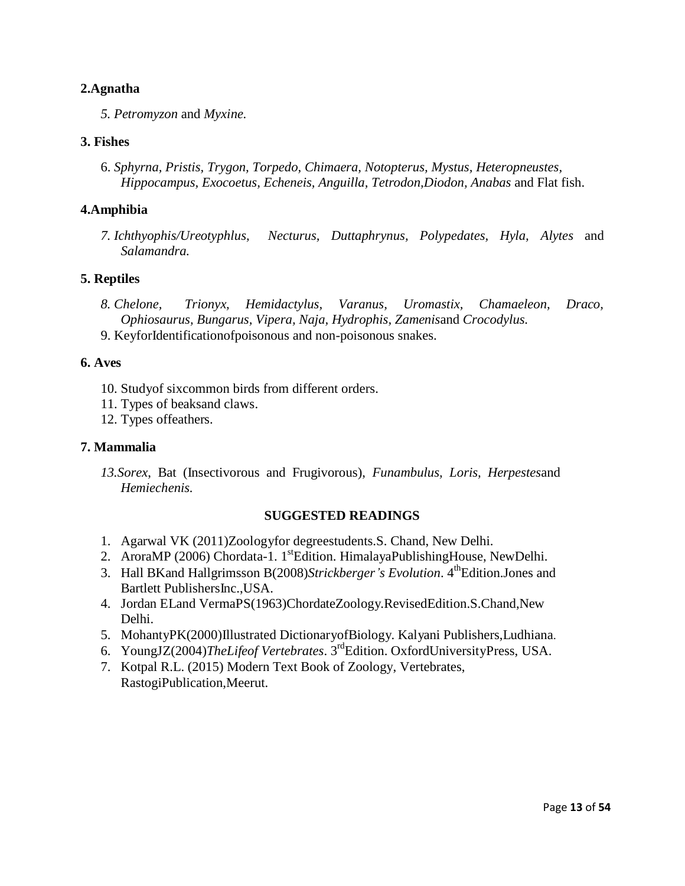### 2.Agnatha

5. *Petromyzon* and *Myxine.*

### 3. Fishes

6. *Sphyrna, Pristis, Trygon, Torpedo, Chimaera, Notopterus, Mystus, Heteropneustes, Hippocampus, Exocoetus, Echeneis, Anguilla, Tetrodon,Diodon, Anabas* and Flat fish.

### 4.Amphibia

7. *Ichthyophis/Ureotyphlus, Necturus, Duttaphrynus, Polypedates, Hyla, Alytes* and *Salamandra.*

### 5. Reptiles

8. *Chelone, Trionyx, Hemidactylus, Varanus, Uromastix, Chamaeleon, Draco, Ophiosaurus, Bungarus, Vipera, Naja, Hydrophis, Zamenis*and *Crocodylus.*
9. KeyforIdentificationofpoisonous and non-poisonous snakes.

### 6. Aves

10. Studyof sixcommon birds from different orders.
11. Types of beaksand claws.
12. Types offeathers.

### 7. Mammalia

13. *Sorex*, Bat (Insectivorous and Frugivorous), *Funambulus, Loris, Herpestes*and *Hemiechenis.*

## SUGGESTED READINGS

1. Agarwal VK (2011)Zoologyfor degreestudents.S. Chand, New Delhi.
2. AroraMP (2006) Chordata-1. 1st Edition. HimalayaPublishingHouse, NewDelhi.
3. Hall BKand Hallgrimsson B(2008)*Strickberger's Evolution*. 4th Edition.Jones and Bartlett PublishersInc.,USA.
4. Jordan ELand VermaPS(1963)ChordateZoology.RevisedEdition.S.Chand,New Delhi.
5. MohantyPK(2000)Illustrated DictionaryofBiology. Kalyani Publishers,Ludhiana.
6. YoungJZ(2004)*TheLifeof Vertebrates*. 3rd Edition. OxfordUniversityPress, USA.
7. Kotpal R.L. (2015) Modern Text Book of Zoology, Vertebrates, RastogiPublication,Meerut.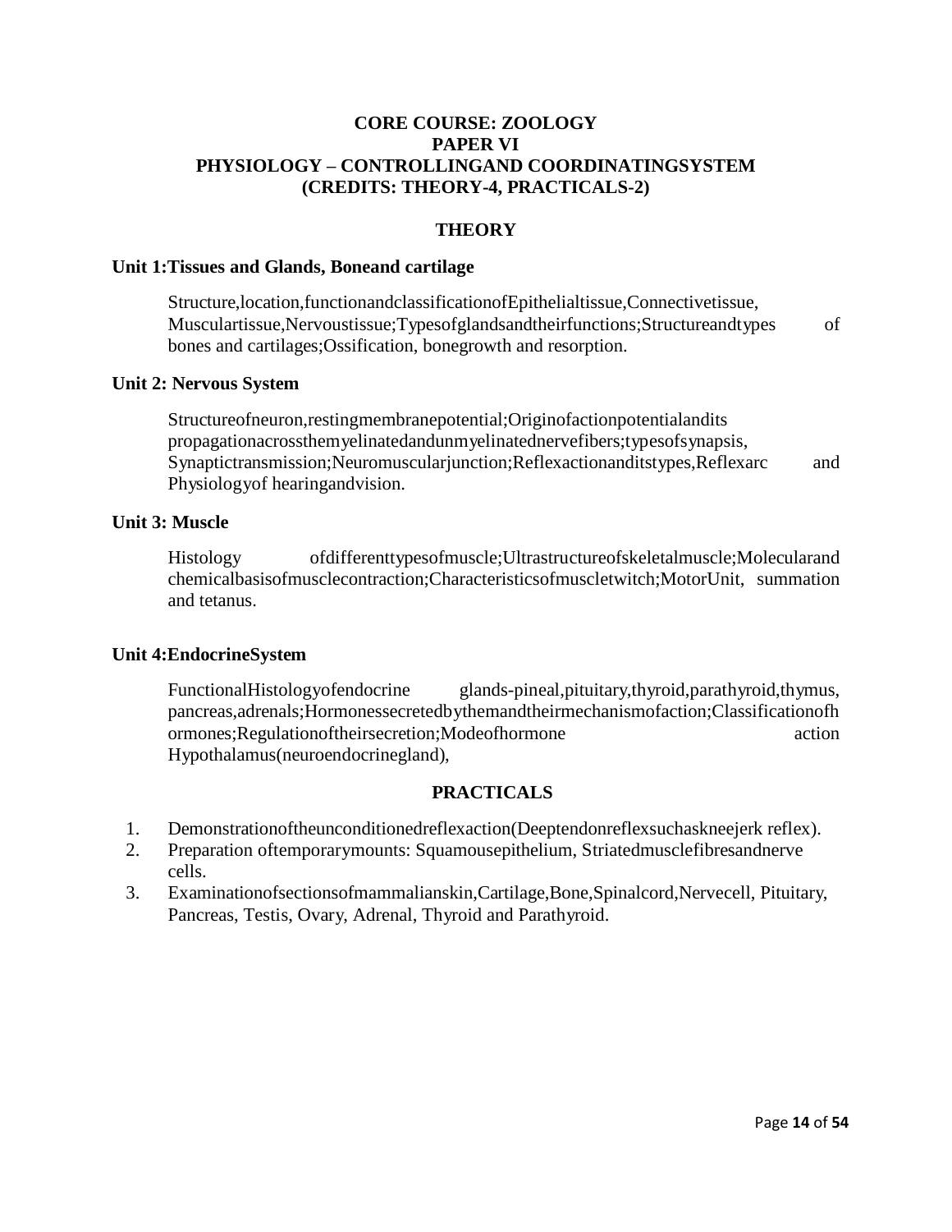# CORE COURSE: ZOOLOGY
## PAPER VI
## PHYSIOLOGY – CONTROLLINGAND COORDINATINGSYSTEM
## (CREDITS: THEORY-4, PRACTICALS-2)

### THEORY

**Unit 1:Tissues and Glands, Boneand cartilage**

Structure,location,functionandclassificationofEpithelialtissue,Connectivetissue, Musculartissue,Nervoustissue;Typesofglandsandtheirfunctions;Structureandtypes of bones and cartilages;Ossification, bonegrowth and resorption.

**Unit 2: Nervous System**

Structureofneuron,restingmembranepotential;Originofactionpotentialandits propagationacrossthemyelinatedandunmyelinatednervefibers;typesofsynapsis, Synaptictransmission;Neuromuscularjunction;Reflexactionanditstypes,Reflexarc and Physiologyof hearingandvision.

**Unit 3: Muscle**

Histology ofdifferenttypesofmuscle;Ultrastructureofskeletalmuscle;Molecularand chemicalbasisofmusclecontraction;Characteristicsofmuscletwitch;MotorUnit, summation and tetanus.

**Unit 4:EndocrineSystem**

FunctionalHistologyofendocrine glands-pineal,pituitary,thyroid,parathyroid,thymus, pancreas,adrenals;Hormonessecretedbythemandtheirmechanismofaction;Classificationofhormones;Regulationoftheirsecretion;Modeofhormone action Hypothalamus(neuroendocrinegland),

### PRACTICALS

1. Demonstrationoftheunconditionedreflexaction(Deeptendonreflexsuchaskneejerk reflex).
2. Preparation oftemporarymounts: Squamousepithelium, Striatedmusclefibresandnerve cells.
3. Examinationofsectionsofmammalianskin,Cartilage,Bone,Spinalcord,Nervecell, Pituitary, Pancreas, Testis, Ovary, Adrenal, Thyroid and Parathyroid.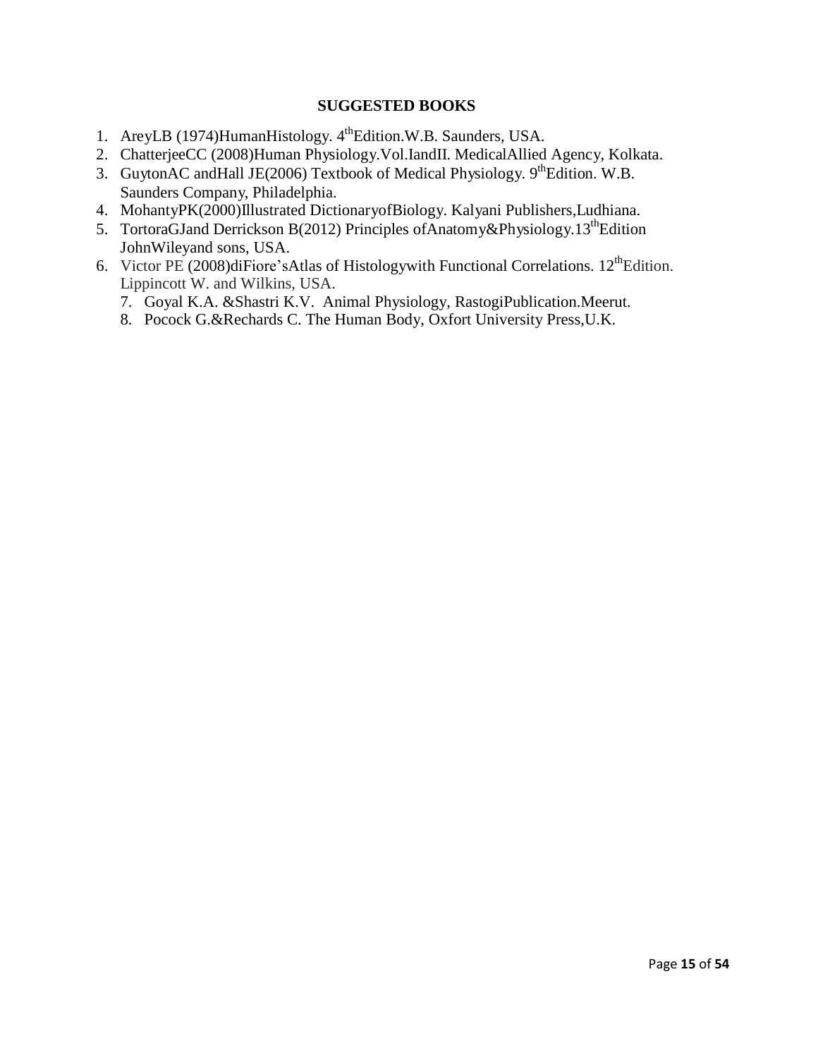### SUGGESTED BOOKS

1. AreyLB (1974)HumanHistology. 4th Edition.W.B. Saunders, USA.
2. ChatterjeeCC (2008)Human Physiology.Vol.IandII. MedicalAllied Agency, Kolkata.
3. GuytonAC andHall JE(2006) Textbook of Medical Physiology. 9th Edition. W.B. Saunders Company, Philadelphia.
4. MohantyPK(2000)Illustrated DictionaryofBiology. Kalyani Publishers,Ludhiana.
5. TortoraGJand Derrickson B(2012) Principles ofAnatomy&Physiology.13th Edition JohnWileyand sons, USA.
6. Victor PE (2008)diFiore'sAtlas of Histologywith Functional Correlations. 12th Edition. Lippincott W. and Wilkins, USA.
7. Goyal K.A. &Shastri K.V. Animal Physiology, RastogiPublication.Meerut.
8. Pocock G.&Rechards C. The Human Body, Oxfort University Press,U.K.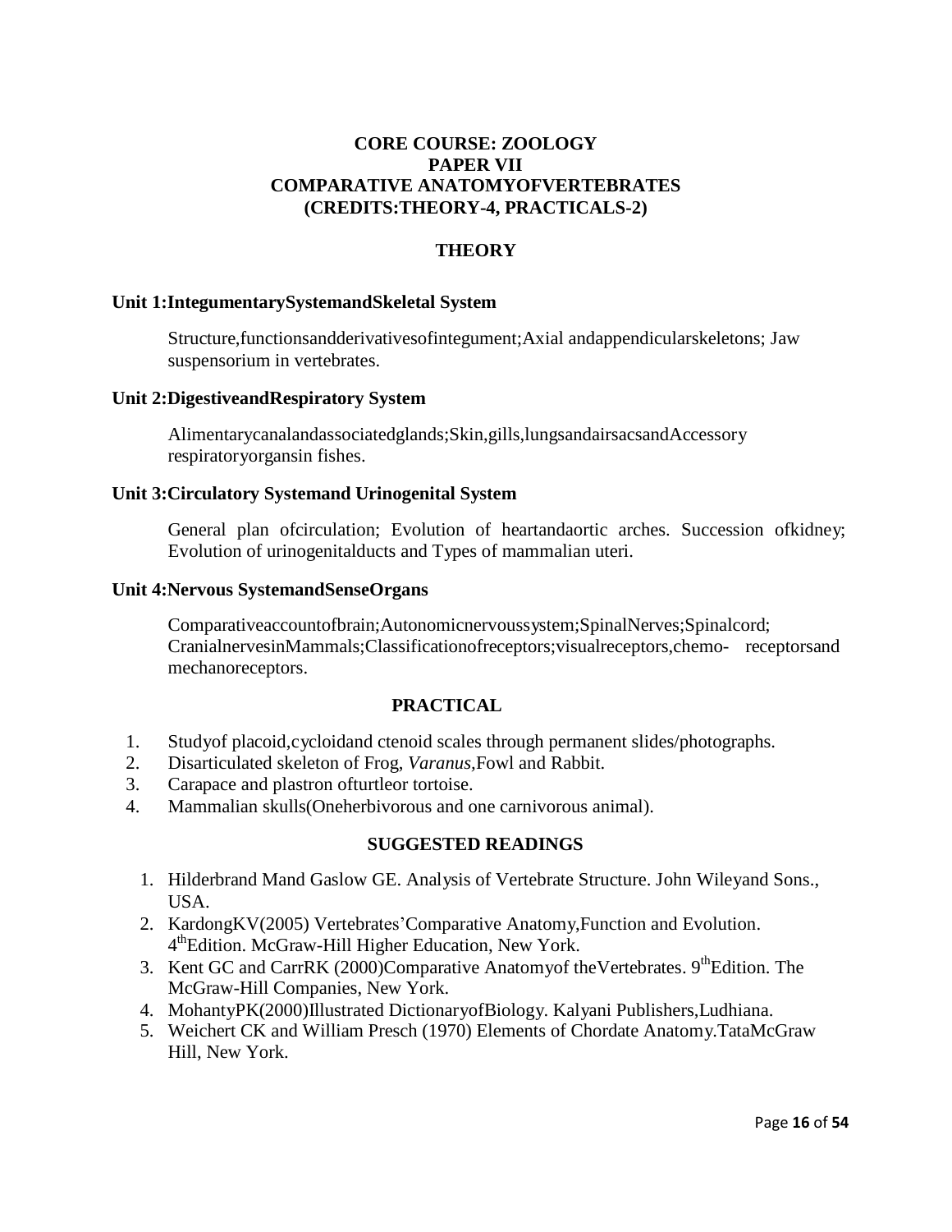## CORE COURSE: ZOOLOGY
## PAPER VII
## COMPARATIVE ANATOMYOFVERTEBRATES
## (CREDITS:THEORY-4, PRACTICALS-2)

### THEORY

**Unit 1:IntegumentarySystemandSkeletal System**

Structure,functionsandderivativesofintegument;Axial andappendicularskeletons; Jaw suspensorium in vertebrates.

**Unit 2:DigestiveandRespiratory System**

Alimentarycanalandassociatedglands;Skin,gills,lungsandairsacsandAccessory respiratoryorgansin fishes.

**Unit 3:Circulatory Systemand Urinogenital System**

General plan ofcirculation; Evolution of heartandaortic arches. Succession ofkidney; Evolution of urinogenitalducts and Types of mammalian uteri.

**Unit 4:Nervous SystemandSenseOrgans**

Comparativeaccountofbrain;Autonomicnervoussystem;SpinalNerves;Spinalcord; CranialnervesinMammals;Classificationofreceptors;visualreceptors,chemo- receptorsand mechanoreceptors.

### PRACTICAL

1. Studyof placoid,cycloidand ctenoid scales through permanent slides/photographs.
2. Disarticulated skeleton of Frog, *Varanus*,Fowl and Rabbit.
3. Carapace and plastron ofturtleor tortoise.
4. Mammalian skulls(Oneherbivorous and one carnivorous animal).

### SUGGESTED READINGS

1. Hilderbrand Mand Gaslow GE. Analysis of Vertebrate Structure. John Wileyand Sons., USA.
2. KardongKV(2005) Vertebrates'Comparative Anatomy,Function and Evolution. 4thEdition. McGraw-Hill Higher Education, New York.
3. Kent GC and CarrRK (2000)Comparative Anatomyof theVertebrates. 9thEdition. The McGraw-Hill Companies, New York.
4. MohantyPK(2000)Illustrated DictionaryofBiology. Kalyani Publishers,Ludhiana.
5. Weichert CK and William Presch (1970) Elements of Chordate Anatomy.TataMcGraw Hill, New York.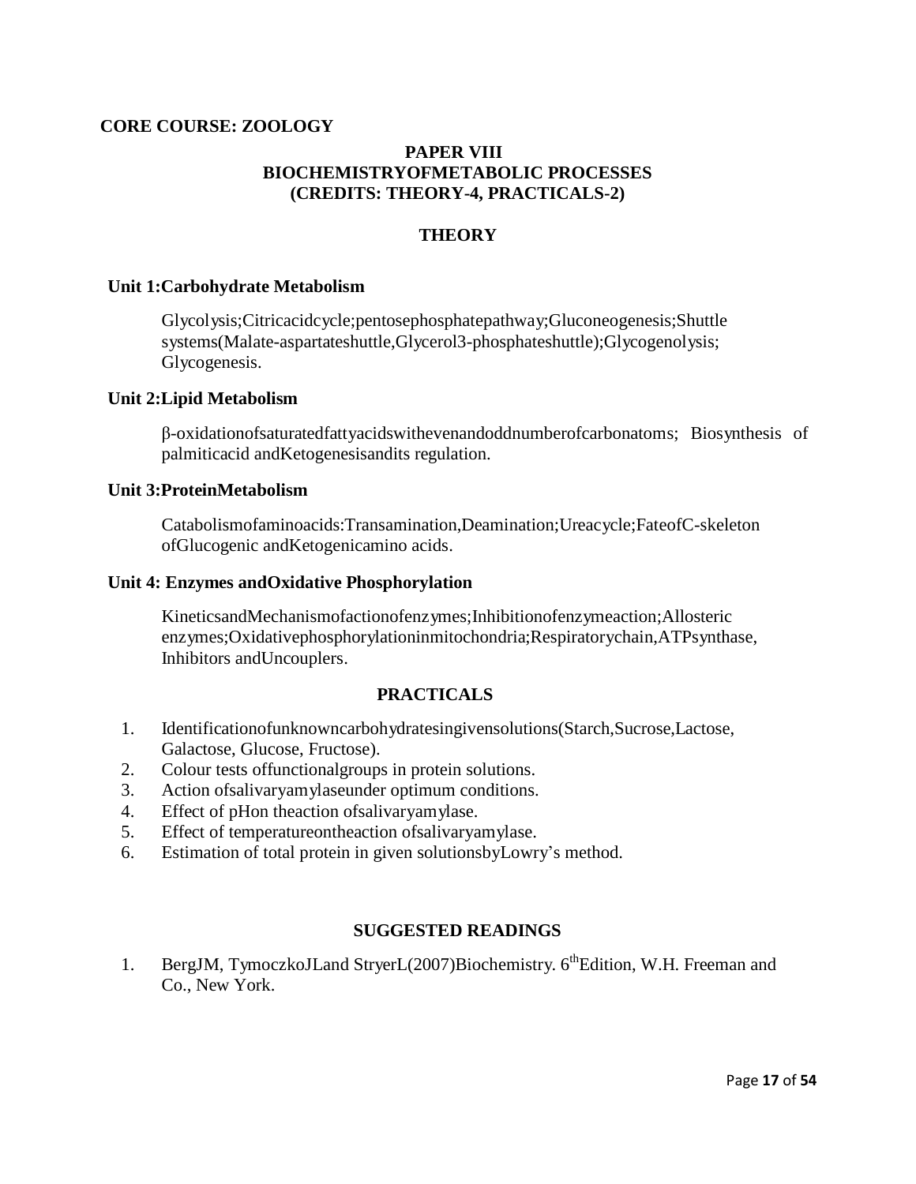**CORE COURSE: ZOOLOGY**

## PAPER VIII
## BIOCHEMISTRYOFMETABOLIC PROCESSES
## (CREDITS: THEORY-4, PRACTICALS-2)

### THEORY

**Unit 1:Carbohydrate Metabolism**

Glycolysis;Citricacidcycle;pentosephosphatepathway;Gluconeogenesis;Shuttle systems(Malate-aspartateshuttle,Glycerol3-phosphateshuttle);Glycogenolysis; Glycogenesis.

**Unit 2:Lipid Metabolism**

β-oxidationofsaturatedfattyacidswithevenandoddnumberofcarbonatoms; Biosynthesis of palmiticacid andKetogenesisandits regulation.

**Unit 3:ProteinMetabolism**

Catabolismofaminoacids:Transamination,Deamination;Ureacycle;FateofC-skeleton ofGlucogenic andKetogenicamino acids.

**Unit 4: Enzymes andOxidative Phosphorylation**

KineticsandMechanismofactionofenzymes;Inhibitionofenzymeaction;Allosteric enzymes;Oxidativephosphorylationinmitochondria;Respiratorychain,ATPsynthase, Inhibitors andUncouplers.

### PRACTICALS

1. Identificationofunknowncarbohydratesingivensolutions(Starch,Sucrose,Lactose, Galactose, Glucose, Fructose).
2. Colour tests offunctionalgroups in protein solutions.
3. Action ofsalivaryamylaseunder optimum conditions.
4. Effect of pHon theaction ofsalivaryamylase.
5. Effect of temperatureontheaction ofsalivaryamylase.
6. Estimation of total protein in given solutionsbyLowry's method.

### SUGGESTED READINGS

1. BergJM, TymoczkoJLand StryerL(2007)Biochemistry. 6thEdition, W.H. Freeman and Co., New York.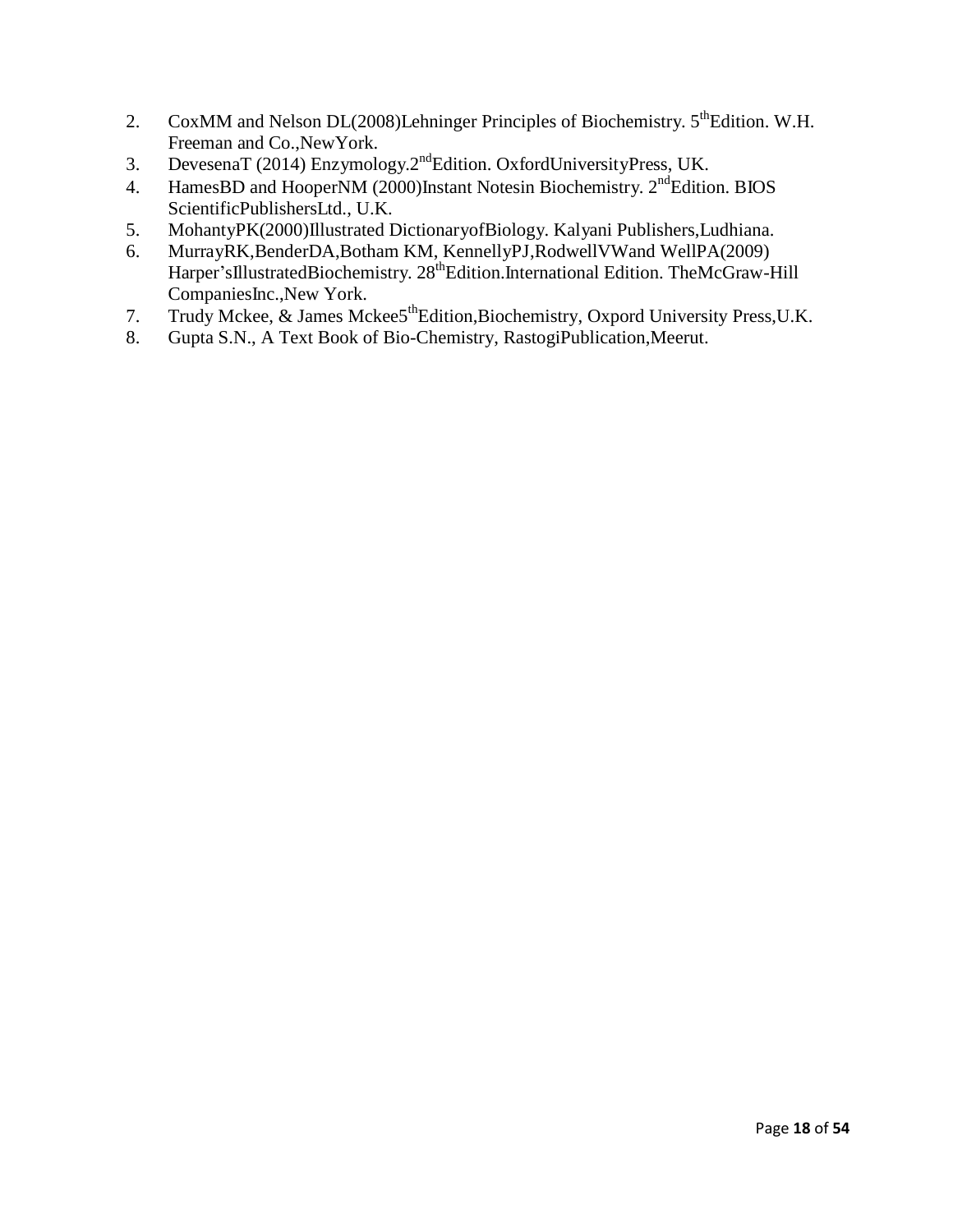2. CoxMM and Nelson DL(2008)Lehninger Principles of Biochemistry. 5th Edition. W.H. Freeman and Co.,NewYork.
3. DevesenaT (2014) Enzymology.2nd Edition. OxfordUniversityPress, UK.
4. HamesBD and HooperNM (2000)Instant Notesin Biochemistry. 2nd Edition. BIOS ScientificPublishersLtd., U.K.
5. MohantyPK(2000)Illustrated DictionaryofBiology. Kalyani Publishers,Ludhiana.
6. MurrayRK,BenderDA,Botham KM, KennellyPJ,RodwellVWand WellPA(2009) Harper'sIllustratedBiochemistry. 28th Edition.International Edition. TheMcGraw-Hill CompaniesInc.,New York.
7. Trudy Mckee, & James Mckee5th Edition,Biochemistry, Oxpord University Press,U.K.
8. Gupta S.N., A Text Book of Bio-Chemistry, RastogiPublication,Meerut.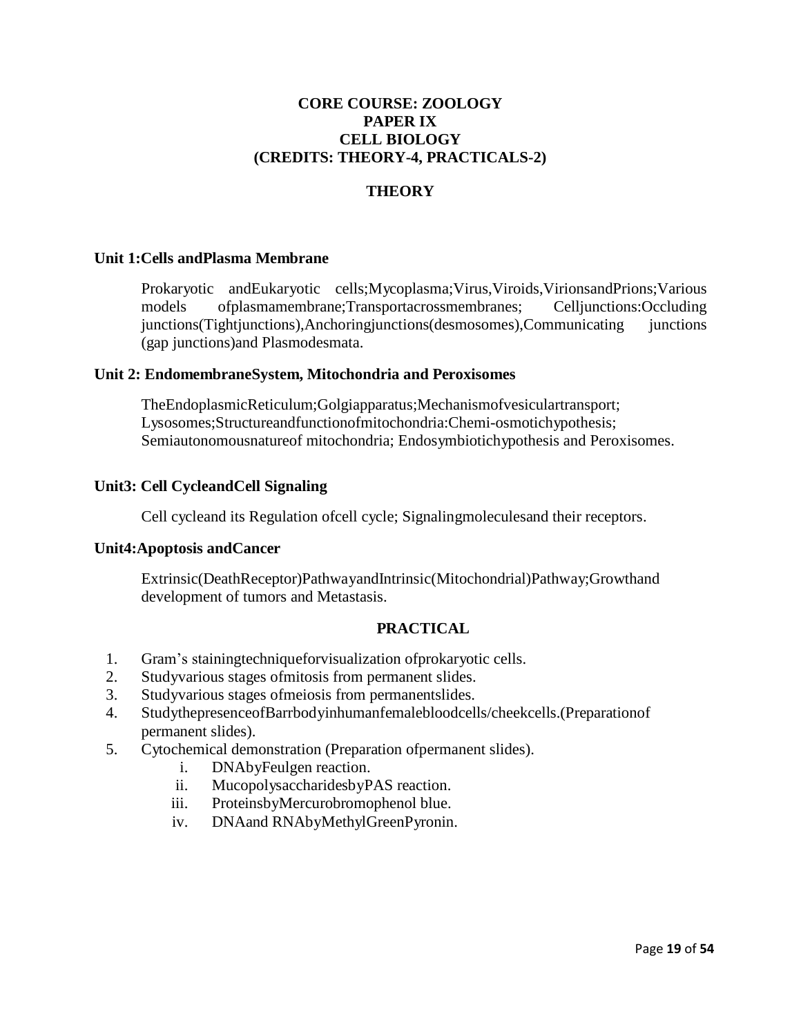# CORE COURSE: ZOOLOGY
# PAPER IX
# CELL BIOLOGY
# (CREDITS: THEORY-4, PRACTICALS-2)

## THEORY

### Unit 1:Cells andPlasma Membrane

Prokaryotic andEukaryotic cells;Mycoplasma;Virus,Viroids,VirionsandPrions;Various models ofplasmamembrane;Transportacrossmembranes; Celljunctions:Occluding junctions(Tightjunctions),Anchoringjunctions(desmosomes),Communicating junctions (gap junctions)and Plasmodesmata.

### Unit 2: EndomembraneSystem, Mitochondria and Peroxisomes

TheEndoplasmicReticulum;Golgiapparatus;Mechanismofvesiculartransport; Lysosomes;Structureandfunctionofmitochondria:Chemi-osmotichypothesis; Semiautonomousnatureof mitochondria; Endosymbiotichypothesis and Peroxisomes.

### Unit3: Cell CycleandCell Signaling

Cell cycleand its Regulation ofcell cycle; Signalingmoleculesand their receptors.

### Unit4:Apoptosis andCancer

Extrinsic(DeathReceptor)PathwayandIntrinsic(Mitochondrial)Pathway;Growthand development of tumors and Metastasis.

## PRACTICAL

1. Gram's stainingtechniqueforvisualization ofprokaryotic cells.
2. Studyvarious stages ofmitosis from permanent slides.
3. Studyvarious stages ofmeiosis from permanentslides.
4. StudythepresenceofBarrbodyinhumanfemalebloodcells/cheekcells.(Preparationof permanent slides).
5. Cytochemical demonstration (Preparation ofpermanent slides).
   i. DNAbyFeulgen reaction.
   ii. MucopolysaccharidesbyPAS reaction.
   iii. ProteinsbyMercurobromophenol blue.
   iv. DNAand RNAbyMethylGreenPyronin.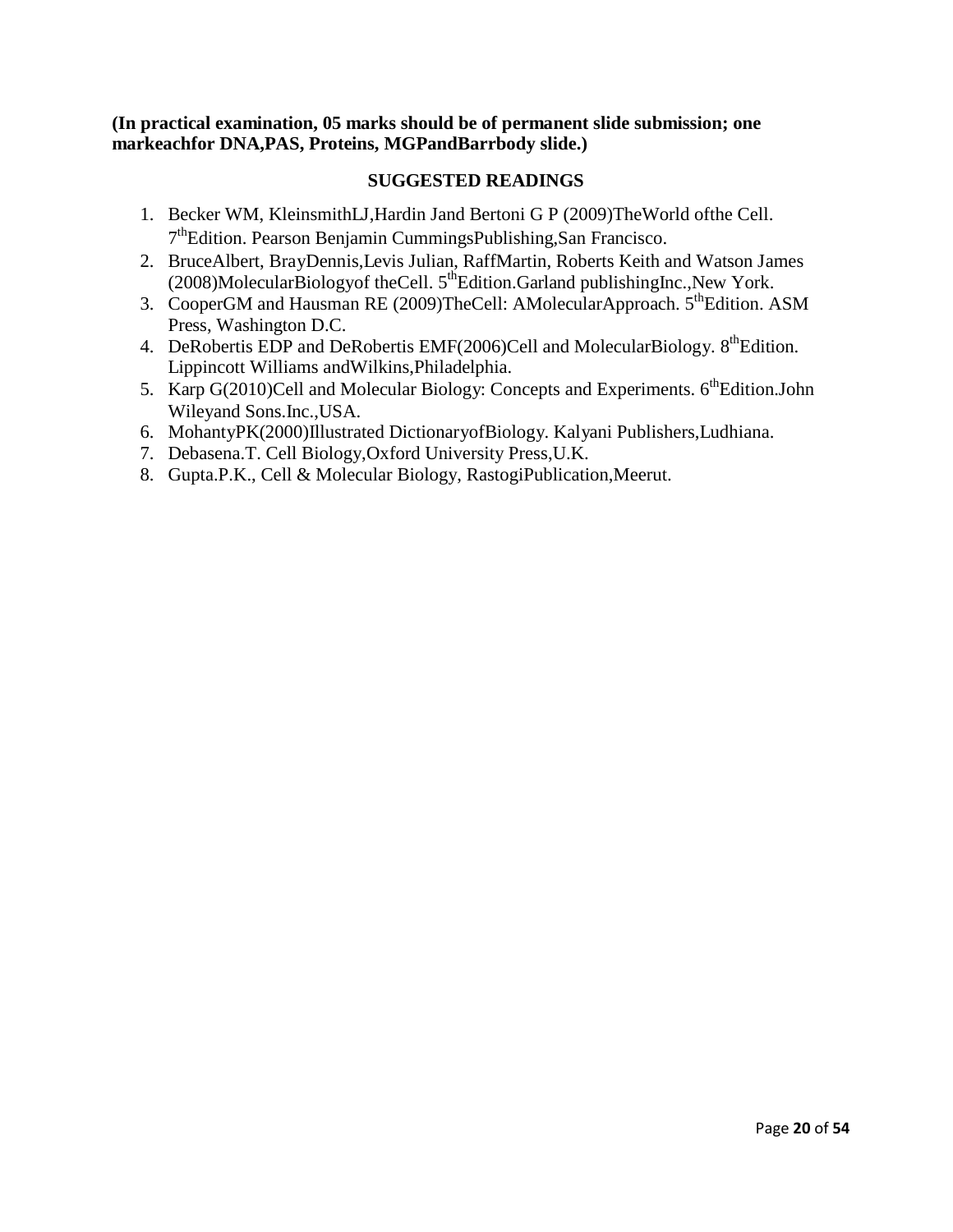**(In practical examination, 05 marks should be of permanent slide submission; one markeachfor DNA,PAS, Proteins, MGPandBarrbody slide.)**

## SUGGESTED READINGS

1. Becker WM, KleinsmithLJ,Hardin Jand Bertoni G P (2009)TheWorld ofthe Cell. 7thEdition. Pearson Benjamin CummingsPublishing,San Francisco.
2. BruceAlbert, BrayDennis,Levis Julian, RaffMartin, Roberts Keith and Watson James (2008)MolecularBiologyof theCell. 5thEdition.Garland publishingInc.,New York.
3. CooperGM and Hausman RE (2009)TheCell: AMolecularApproach. 5thEdition. ASM Press, Washington D.C.
4. DeRobertis EDP and DeRobertis EMF(2006)Cell and MolecularBiology. 8thEdition. Lippincott Williams andWilkins,Philadelphia.
5. Karp G(2010)Cell and Molecular Biology: Concepts and Experiments. 6thEdition.John Wileyand Sons.Inc.,USA.
6. MohantyPK(2000)Illustrated DictionaryofBiology. Kalyani Publishers,Ludhiana.
7. Debasena.T. Cell Biology,Oxford University Press,U.K.
8. Gupta.P.K., Cell & Molecular Biology, RastogiPublication,Meerut.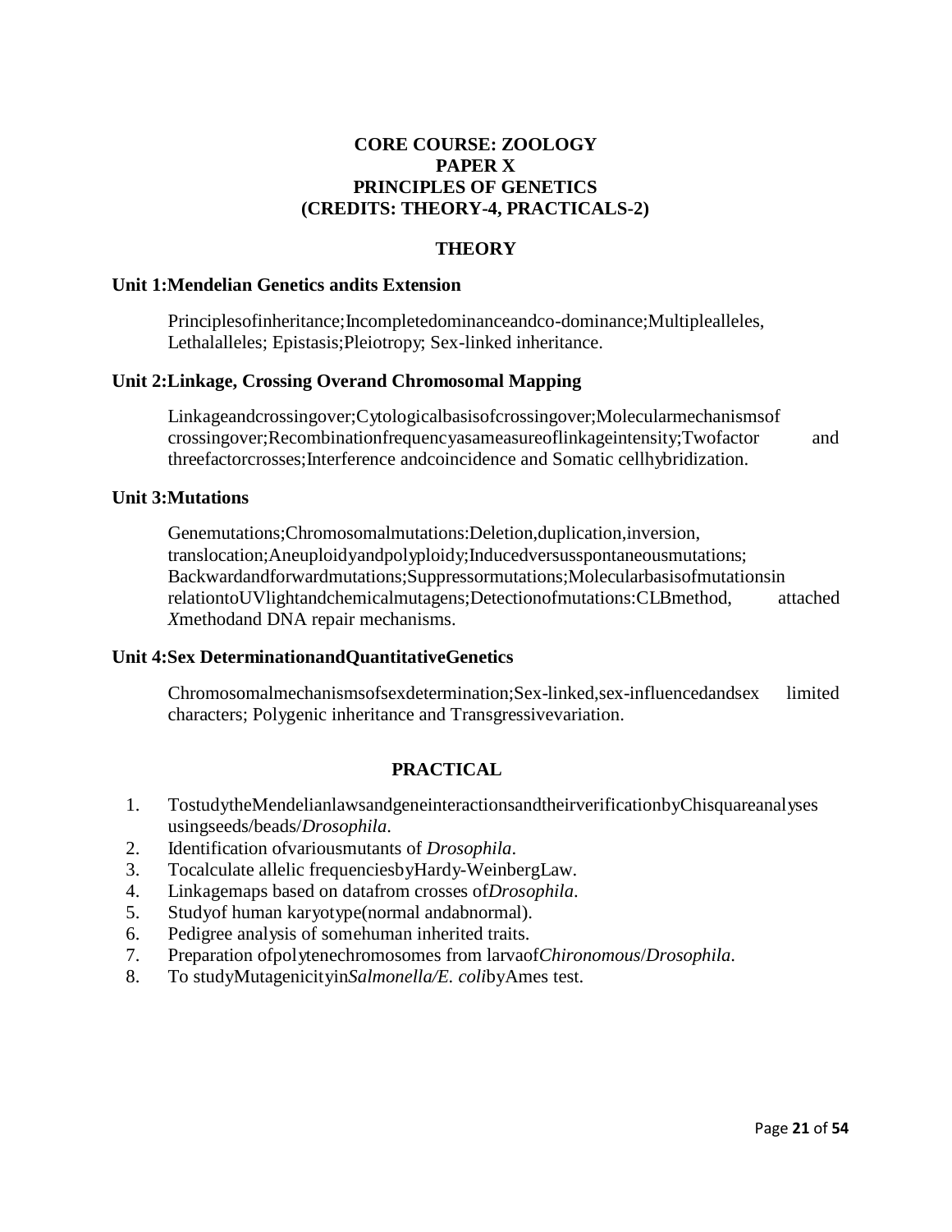# CORE COURSE: ZOOLOGY
# PAPER X
# PRINCIPLES OF GENETICS
# (CREDITS: THEORY-4, PRACTICALS-2)

## THEORY

### Unit 1:Mendelian Genetics andits Extension

Principlesofinheritance;Incompletedominanceandco-dominance;Multiplealleles, Lethalalleles; Epistasis;Pleiotropy; Sex-linked inheritance.

### Unit 2:Linkage, Crossing Overand Chromosomal Mapping

Linkageandcrossingover;Cytologicalbasisofcrossingover;Molecularmechanismsof crossingover;Recombinationfrequencyasameasureoflinkageintensity;Twofactor and threefactorcrosses;Interference andcoincidence and Somatic cellhybridization.

### Unit 3:Mutations

Genemutations;Chromosomalmutations:Deletion,duplication,inversion, translocation;Aneuploidyandpolyploidy;Inducedversusspontaneousmutations; Backwardandforwardmutations;Suppressormutations;Molecularbasisofmutationsin relationtoUVlightandchemicalmutagens;Detectionofmutations:CLBmethod, attached *X*methodand DNA repair mechanisms.

### Unit 4:Sex DeterminationandQuantitativeGenetics

Chromosomalmechanismsofsexdetermination;Sex-linked,sex-influencedandsex limited characters; Polygenic inheritance and Transgressivevariation.

## PRACTICAL

1. TostudytheMendelianlawsandgeneinteractionsandtheirverificationbyChisquareanalyses usingseeds/beads/*Drosophila*.
2. Identification ofvariousmutants of *Drosophila*.
3. Tocalculate allelic frequenciesbyHardy-WeinbergLaw.
4. Linkagemaps based on datafrom crosses of*Drosophila*.
5. Studyof human karyotype(normal andabnormal).
6. Pedigree analysis of somehuman inherited traits.
7. Preparation ofpolytenechromosomes from larvaof*Chironomous*/*Drosophila*.
8. To studyMutagenicityin*Salmonella/E. coli*byAmes test.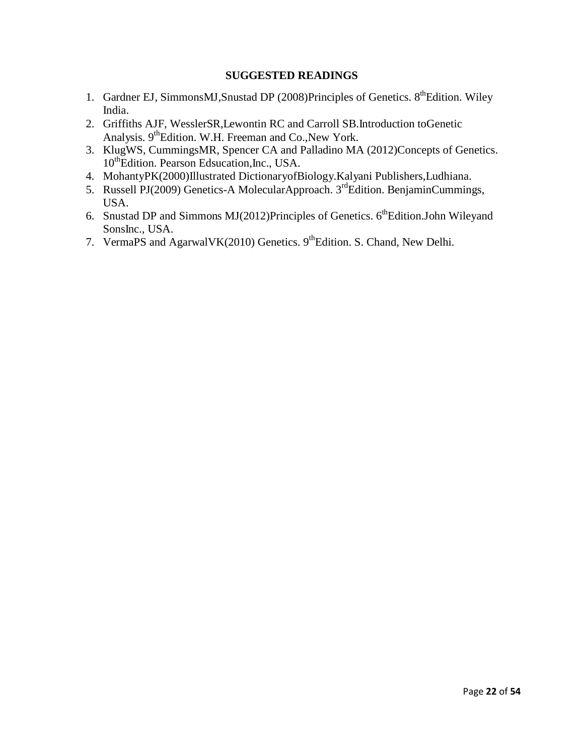## SUGGESTED READINGS

1. Gardner EJ, SimmonsMJ,Snustad DP (2008)Principles of Genetics. 8$^{th}$Edition. Wiley India.
2. Griffiths AJF, WesslerSR,Lewontin RC and Carroll SB.Introduction toGenetic Analysis. 9$^{th}$Edition. W.H. Freeman and Co.,New York.
3. KlugWS, CummingsMR, Spencer CA and Palladino MA (2012)Concepts of Genetics. 10$^{th}$Edition. Pearson Edsucation,Inc., USA.
4. MohantyPK(2000)Illustrated DictionaryofBiology.Kalyani Publishers,Ludhiana.
5. Russell PJ(2009) Genetics-A MolecularApproach. 3$^{rd}$Edition. BenjaminCummings, USA.
6. Snustad DP and Simmons MJ(2012)Principles of Genetics. 6$^{th}$Edition.John Wileyand SonsInc., USA.
7. VermaPS and AgarwalVK(2010) Genetics. 9$^{th}$Edition. S. Chand, New Delhi.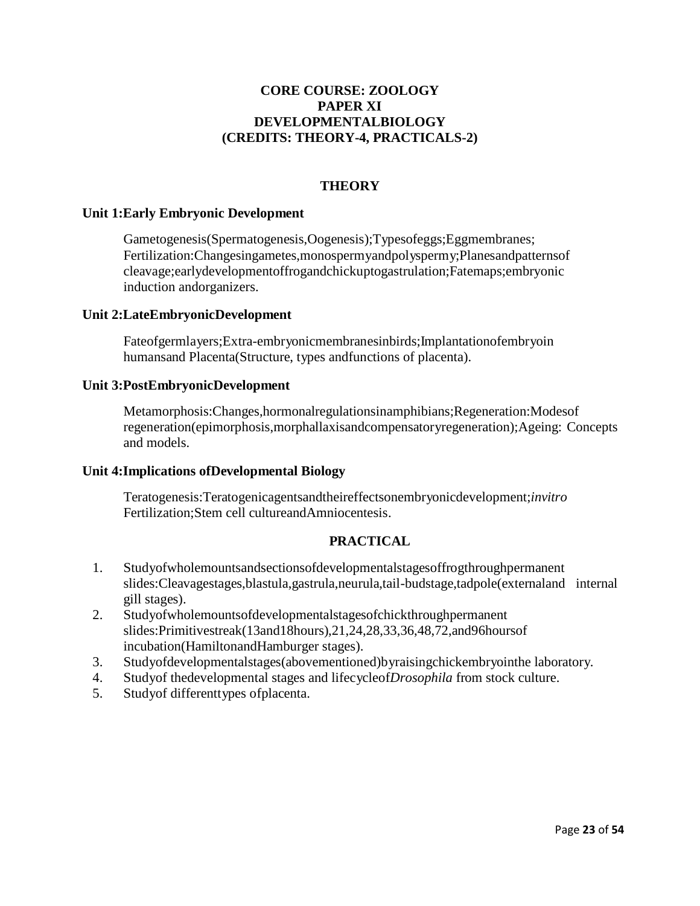# CORE COURSE: ZOOLOGY
# PAPER XI
# DEVELOPMENTALBIOLOGY
# (CREDITS: THEORY-4, PRACTICALS-2)

## THEORY

**Unit 1:Early Embryonic Development**

Gametogenesis(Spermatogenesis,Oogenesis);Typesofeggs;Eggmembranes; Fertilization:Changesingametes,monospermyandpolyspermy;Planesandpatternsof cleavage;earlydevelopmentoffrogandchickuptogastrulation;Fatemaps;embryonic induction andorganizers.

**Unit 2:LateEmbryonicDevelopment**

Fateofgermlayers;Extra-embryonicmembranesinbirds;Implantationofembryoin humansand Placenta(Structure, types andfunctions of placenta).

**Unit 3:PostEmbryonicDevelopment**

Metamorphosis:Changes,hormonalregulationsinamphibians;Regeneration:Modesof regeneration(epimorphosis,morphallaxisandcompensatoryregeneration);Ageing: Concepts and models.

**Unit 4:Implications ofDevelopmental Biology**

Teratogenesis:Teratogenicagentsandtheireffectsonembryonicdevelopment;*invitro* Fertilization;Stem cell cultureandAmniocentesis.

## PRACTICAL

1. Studyofwholemountsandsectionsofdevelopmentalstagesoffrogthroughpermanent slides:Cleavagestages,blastula,gastrula,neurula,tail-budstage,tadpole(externaland internal gill stages).
2. Studyofwholemountsofdevelopmentalstagesofchickthroughpermanent slides:Primitivestreak(13and18hours),21,24,28,33,36,48,72,and96hoursof incubation(HamiltonandHamburger stages).
3. Studyofdevelopmentalstages(abovementioned)byraisingchickembryointhe laboratory.
4. Studyof thedevelopmental stages and lifecycleof*Drosophila* from stock culture.
5. Studyof differenttypes ofplacenta.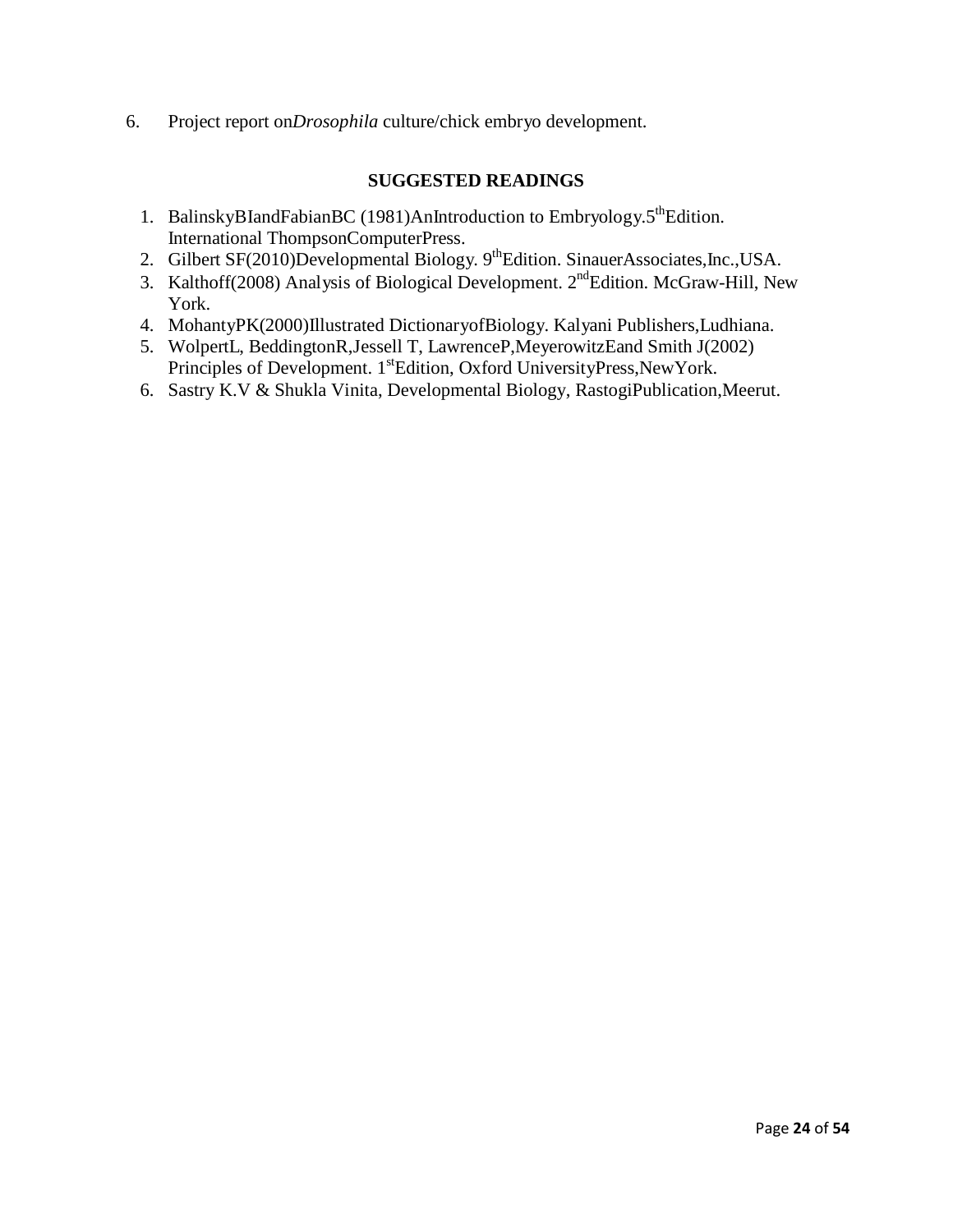6. Project report on *Drosophila* culture/chick embryo development.

## SUGGESTED READINGS

1. BalinskyBIandFabianBC (1981)AnIntroduction to Embryology.5thEdition. International ThompsonComputerPress.
2. Gilbert SF(2010)Developmental Biology. 9thEdition. SinauerAssociates,Inc.,USA.
3. Kalthoff(2008) Analysis of Biological Development. 2ndEdition. McGraw-Hill, New York.
4. MohantyPK(2000)Illustrated DictionaryofBiology. Kalyani Publishers,Ludhiana.
5. WolpertL, BeddingtonR,Jessell T, LawrenceP,MeyerowitzEand Smith J(2002) Principles of Development. 1stEdition, Oxford UniversityPress,NewYork.
6. Sastry K.V & Shukla Vinita, Developmental Biology, RastogiPublication,Meerut.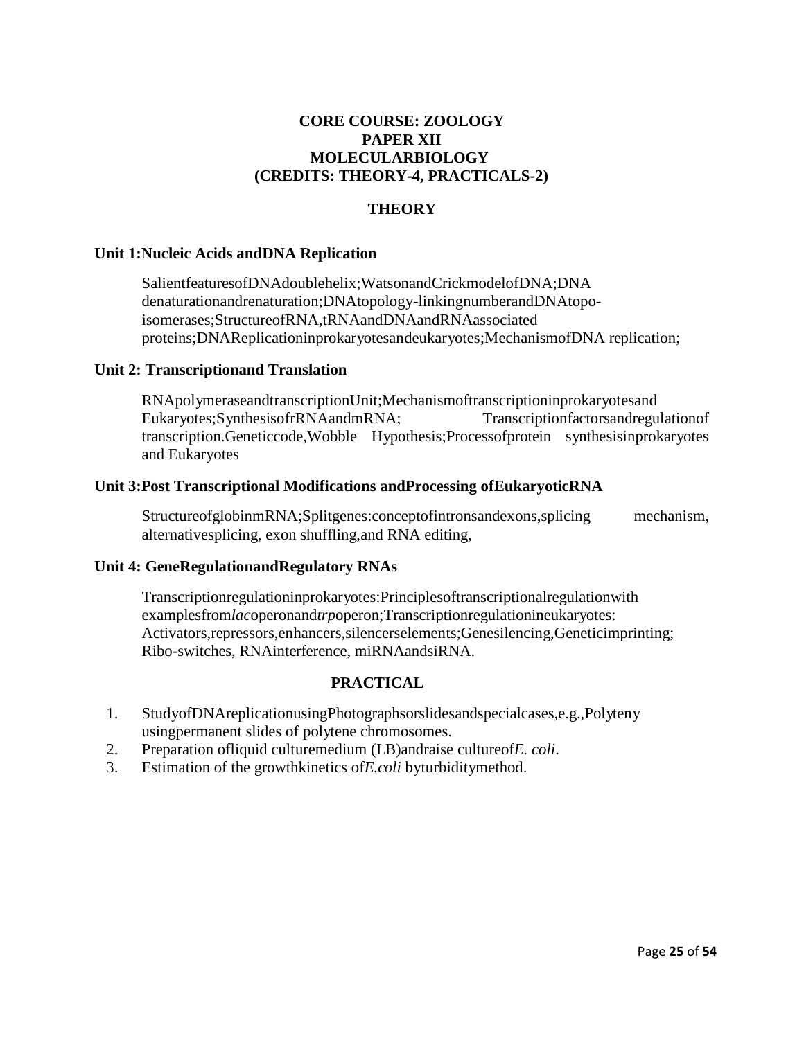**CORE COURSE: ZOOLOGY**
**PAPER XII**
**MOLECULARBIOLOGY**
**(CREDITS: THEORY-4, PRACTICALS-2)**

## THEORY

### Unit 1:Nucleic Acids andDNA Replication

SalientfeaturesofDNAdoublehelix;WatsonandCrickmodelofDNA;DNA denaturationandrenaturation;DNAtopology-linkingnumberandDNAtopo-isomerases;StructureofRNA,tRNAandDNAandRNAassociated proteins;DNAReplicationinprokaryotesandeukaryotes;MechanismofDNA replication;

### Unit 2: Transcriptionand Translation

RNApolymeraseandtranscriptionUnit;Mechanismoftranscriptioninprokaryotesand Eukaryotes;SynthesisofrRNAandmRNA; Transcriptionfactorsandregulationof transcription.Geneticcode,Wobble Hypothesis;Processofprotein synthesisinprokaryotes and Eukaryotes

### Unit 3:Post Transcriptional Modifications andProcessing ofEukaryoticRNA

StructureofglobinmRNA;Splitgenes:conceptofintronsandexons,splicing mechanism, alternativesplicing, exon shuffling,and RNA editing,

### Unit 4: GeneRegulationandRegulatory RNAs

Transcriptionregulationinprokaryotes:Principlesoftranscriptionalregulationwith examplesfrom*lac*operonand*trp*operon;Transcriptionregulationineukaryotes: Activators,repressors,enhancers,silencerselements;Genesilencing,Geneticimprinting; Ribo-switches, RNAinterference, miRNAandsiRNA.

## PRACTICAL

1. StudyofDNAreplicationusingPhotographsorslidesandspecialcases,e.g.,Polyteny usingpermanent slides of polytene chromosomes.
2. Preparation ofliquid culturemedium (LB)andraise cultureof*E. coli*.
3. Estimation of the growthkinetics of*E.coli* byturbiditymethod.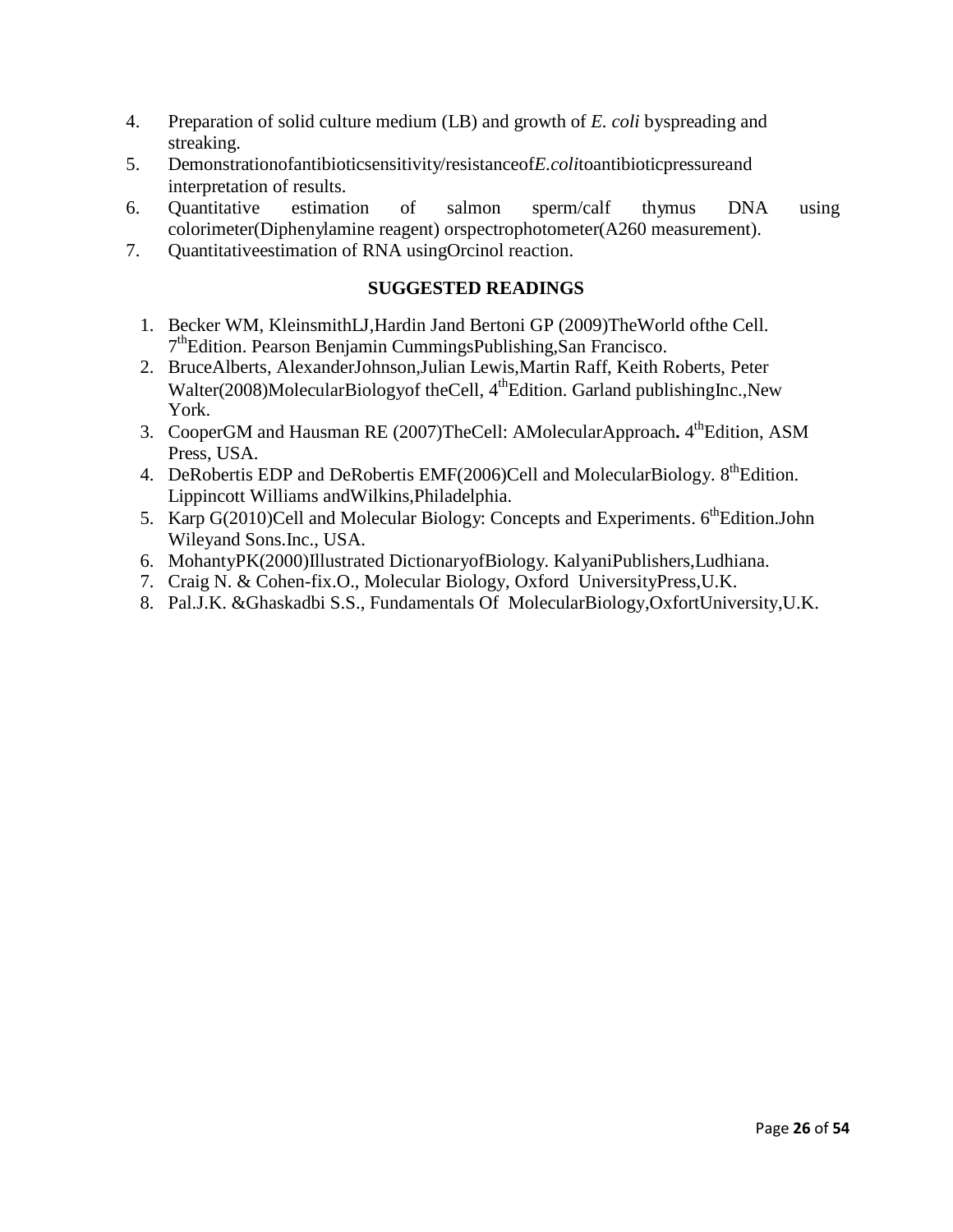4. Preparation of solid culture medium (LB) and growth of *E. coli* byspreading and streaking.
5. Demonstrationofantibioticsensitivity/resistanceof*E.coli*toantibioticpressureand interpretation of results.
6. Quantitative estimation of salmon sperm/calf thymus DNA using colorimeter(Diphenylamine reagent) orspectrophotometer(A260 measurement).
7. Quantitativeestimation of RNA usingOrcinol reaction.

### SUGGESTED READINGS

1. Becker WM, KleinsmithLJ,Hardin Jand Bertoni GP (2009)TheWorld ofthe Cell. 7th Edition. Pearson Benjamin CummingsPublishing,San Francisco.
2. BruceAlberts, AlexanderJohnson,Julian Lewis,Martin Raff, Keith Roberts, Peter Walter(2008)MolecularBiologyof theCell, 4th Edition. Garland publishingInc.,New York.
3. CooperGM and Hausman RE (2007)TheCell: AMolecularApproach**.** 4th Edition, ASM Press, USA.
4. DeRobertis EDP and DeRobertis EMF(2006)Cell and MolecularBiology. 8th Edition. Lippincott Williams andWilkins,Philadelphia.
5. Karp G(2010)Cell and Molecular Biology: Concepts and Experiments. 6th Edition.John Wileyand Sons.Inc., USA.
6. MohantyPK(2000)Illustrated DictionaryofBiology. KalyaniPublishers,Ludhiana.
7. Craig N. & Cohen-fix.O., Molecular Biology, Oxford UniversityPress,U.K.
8. Pal.J.K. &Ghaskadbi S.S., Fundamentals Of MolecularBiology,OxfortUniversity,U.K.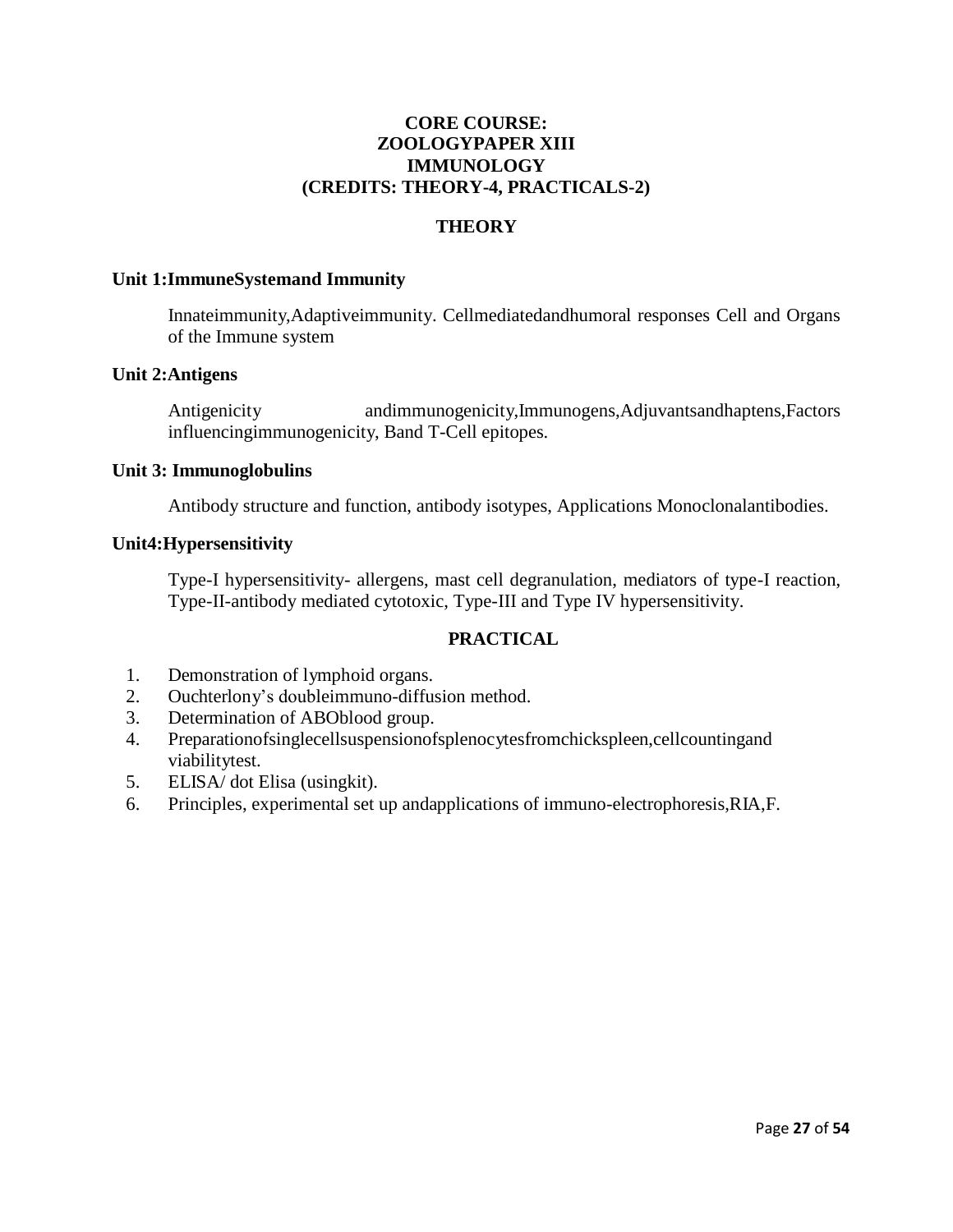**CORE COURSE:**
**ZOOLOGYPAPER XIII**
**IMMUNOLOGY**
**(CREDITS: THEORY-4, PRACTICALS-2)**

## THEORY

### Unit 1:ImmuneSystemand Immunity

Innateimmunity,Adaptiveimmunity. Cellmediatedandhumoral responses Cell and Organs of the Immune system

### Unit 2:Antigens

Antigenicity andimmunogenicity,Immunogens,Adjuvantsandhaptens,Factors influencingimmunogenicity, Band T-Cell epitopes.

### Unit 3: Immunoglobulins

Antibody structure and function, antibody isotypes, Applications Monoclonalantibodies.

### Unit4:Hypersensitivity

Type-I hypersensitivity- allergens, mast cell degranulation, mediators of type-I reaction, Type-II-antibody mediated cytotoxic, Type-III and Type IV hypersensitivity.

## PRACTICAL

1. Demonstration of lymphoid organs.
2. Ouchterlony's doubleimmuno-diffusion method.
3. Determination of ABOblood group.
4. Preparationofsinglecellsuspensionofsplenocytesfromchickspleen,cellcountingand viabilitytest.
5. ELISA/ dot Elisa (usingkit).
6. Principles, experimental set up andapplications of immuno-electrophoresis,RIA,F.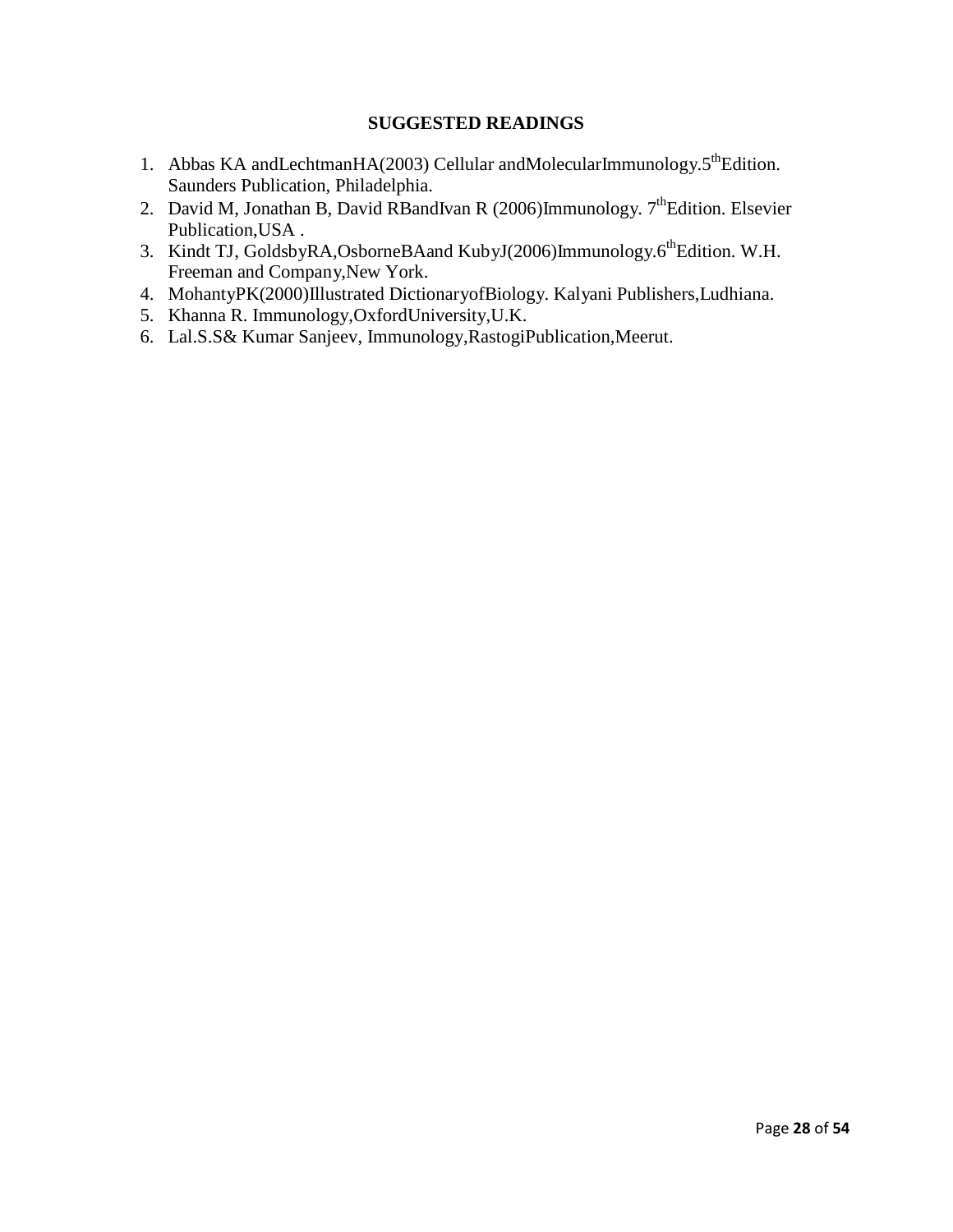## SUGGESTED READINGS

1. Abbas KA andLechtmanHA(2003) Cellular andMolecularImmunology.5th Edition. Saunders Publication, Philadelphia.
2. David M, Jonathan B, David RBandIvan R (2006)Immunology. 7th Edition. Elsevier Publication,USA .
3. Kindt TJ, GoldsbyRA,OsborneBAand KubyJ(2006)Immunology.6th Edition. W.H. Freeman and Company,New York.
4. MohantyPK(2000)Illustrated DictionaryofBiology. Kalyani Publishers,Ludhiana.
5. Khanna R. Immunology,OxfordUniversity,U.K.
6. Lal.S.S& Kumar Sanjeev, Immunology,RastogiPublication,Meerut.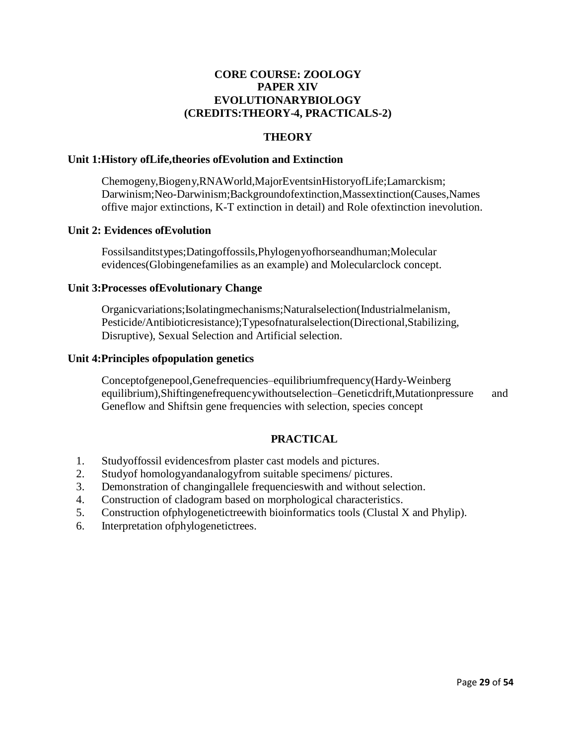**CORE COURSE: ZOOLOGY**
**PAPER XIV**
**EVOLUTIONARYBIOLOGY**
**(CREDITS:THEORY-4, PRACTICALS-2)**

## THEORY

### Unit 1:History ofLife,theories ofEvolution and Extinction

Chemogeny,Biogeny,RNAWorld,MajorEventsinHistoryofLife;Lamarckism; Darwinism;Neo-Darwinism;Backgroundofextinction,Massextinction(Causes,Names offive major extinctions, K-T extinction in detail) and Role ofextinction inevolution.

### Unit 2: Evidences ofEvolution

Fossilsanditstypes;Datingoffossils,Phylogenyofhorseandhuman;Molecular evidences(Globingenefamilies as an example) and Molecularclock concept.

### Unit 3:Processes ofEvolutionary Change

Organicvariations;Isolatingmechanisms;Naturalselection(Industrialmelanism, Pesticide/Antibioticresistance);Typesofnaturalselection(Directional,Stabilizing, Disruptive), Sexual Selection and Artificial selection.

### Unit 4:Principles ofpopulation genetics

Conceptofgenepool,Genefrequencies–equilibriumfrequency(Hardy-Weinberg equilibrium),Shiftingenefrequencywithoutselection–Geneticdrift,Mutationpressure and Geneflow and Shiftsin gene frequencies with selection, species concept

## PRACTICAL

1. Studyoffossil evidencesfrom plaster cast models and pictures.
2. Studyof homologyandanalogyfrom suitable specimens/ pictures.
3. Demonstration of changingallele frequencieswith and without selection.
4. Construction of cladogram based on morphological characteristics.
5. Construction ofphylogenetictreewith bioinformatics tools (Clustal X and Phylip).
6. Interpretation ofphylogenetictrees.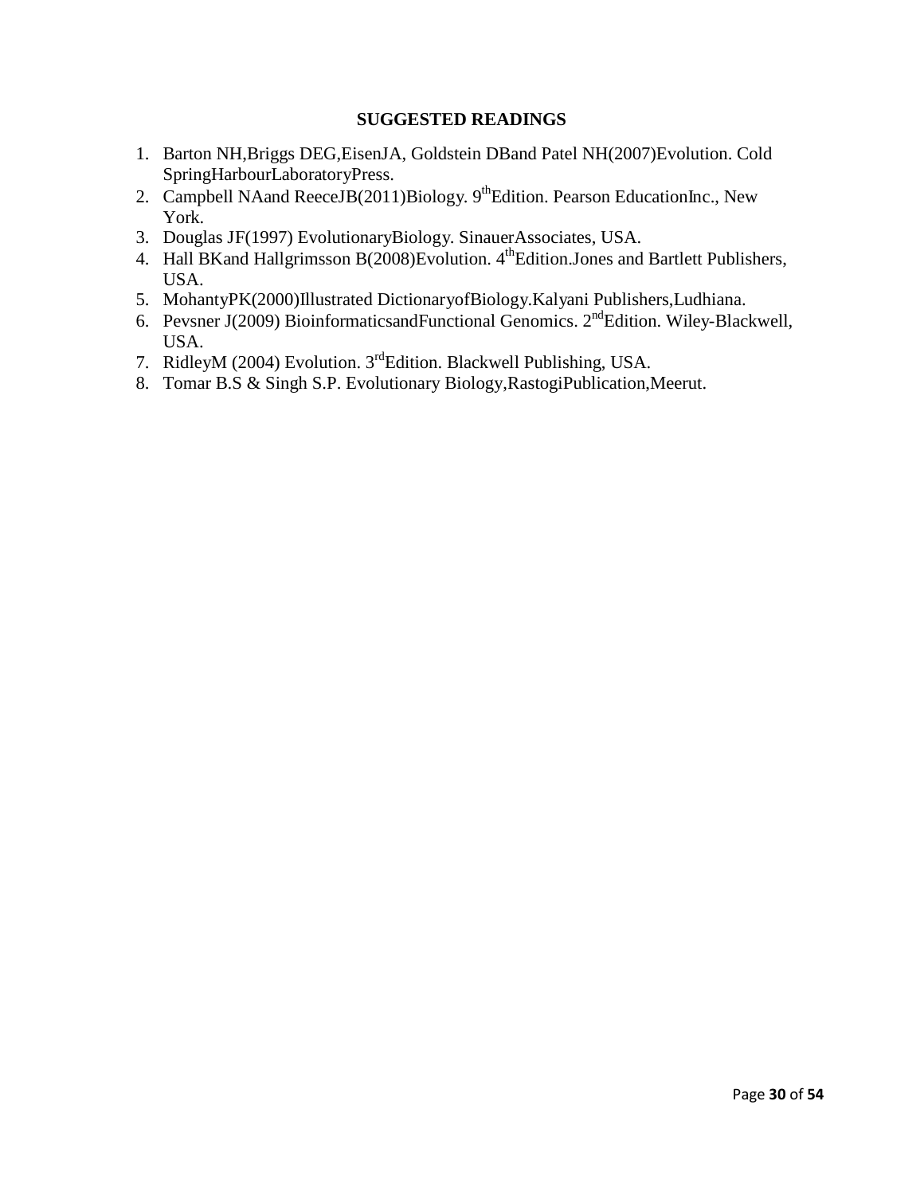## SUGGESTED READINGS

1. Barton NH,Briggs DEG,EisenJA, Goldstein DBand Patel NH(2007)Evolution. Cold SpringHarbourLaboratoryPress.
2. Campbell NAand ReeceJB(2011)Biology. 9thEdition. Pearson EducationInc., New York.
3. Douglas JF(1997) EvolutionaryBiology. SinauerAssociates, USA.
4. Hall BKand Hallgrimsson B(2008)Evolution. 4thEdition.Jones and Bartlett Publishers, USA.
5. MohantyPK(2000)Illustrated DictionaryofBiology.Kalyani Publishers,Ludhiana.
6. Pevsner J(2009) BioinformaticsandFunctional Genomics. 2ndEdition. Wiley-Blackwell, USA.
7. RidleyM (2004) Evolution. 3rdEdition. Blackwell Publishing, USA.
8. Tomar B.S & Singh S.P. Evolutionary Biology,RastogiPublication,Meerut.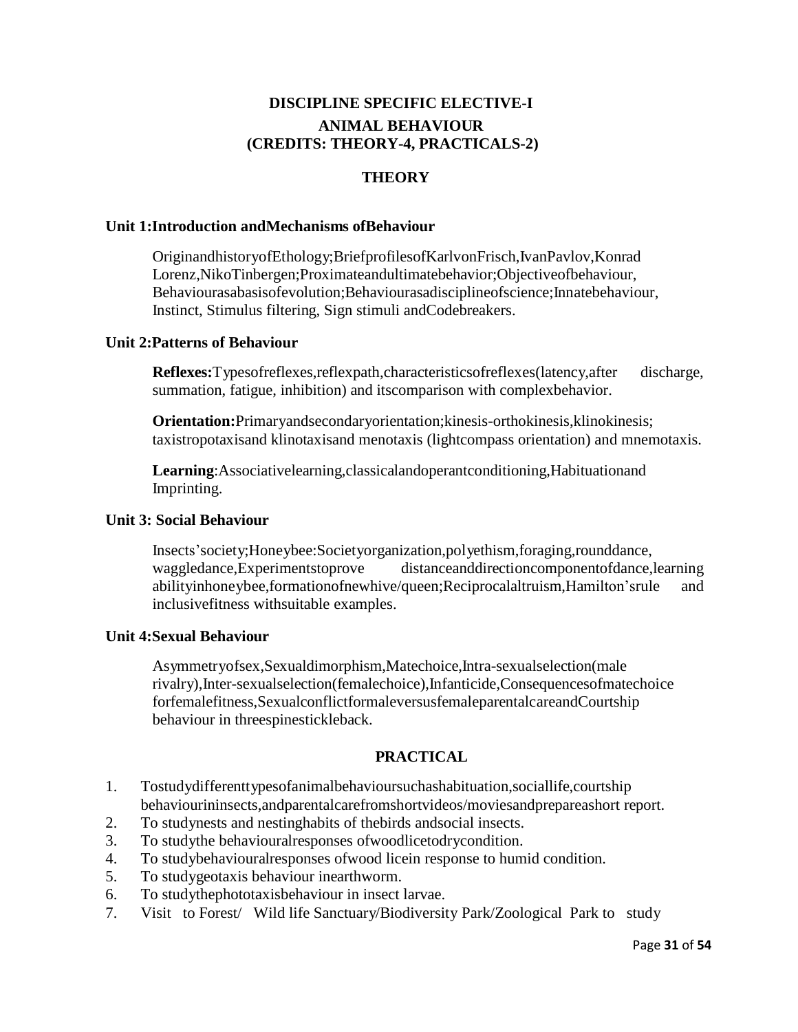## DISCIPLINE SPECIFIC ELECTIVE-I

## ANIMAL BEHAVIOUR
## (CREDITS: THEORY-4, PRACTICALS-2)

### THEORY

**Unit 1:Introduction andMechanisms ofBehaviour**

OriginandhistoryofEthology;BriefprofilesofKarlvonFrisch,IvanPavlov,Konrad Lorenz,NikoTinbergen;Proximateandultimatebehavior;Objectiveofbehaviour, Behaviourasabasisofevolution;Behaviourasadisciplineofscience;Innatebehaviour, Instinct, Stimulus filtering, Sign stimuli andCodebreakers.

**Unit 2:Patterns of Behaviour**

**Reflexes:**Typesofreflexes,reflexpath,characteristicsofreflexes(latency,after discharge, summation, fatigue, inhibition) and itscomparison with complexbehavior.

**Orientation:**Primaryandsecondaryorientation;kinesis-orthokinesis,klinokinesis; taxistropotaxisand klinotaxisand menotaxis (lightcompass orientation) and mnemotaxis.

**Learning**:Associativelearning,classicalandoperantconditioning,Habituationand Imprinting.

**Unit 3: Social Behaviour**

Insects'society;Honeybee:Societyorganization,polyethism,foraging,rounddance, waggledance,Experimentstoprove distanceanddirectioncomponentofdance,learning abilityinhoneybee,formationofnewhive/queen;Reciprocalaltruism,Hamilton'srule and inclusivefitness withsuitable examples.

**Unit 4:Sexual Behaviour**

Asymmetryofsex,Sexualdimorphism,Matechoice,Intra-sexualselection(male rivalry),Inter-sexualselection(femalechoice),Infanticide,Consequencesofmatechoice forfemalefitness,SexualconflictformaleversusfemaleparentalcareandCourtship behaviour in threespinestickleback.

### PRACTICAL

1. Tostudydifferenttypesofanimalbehavioursuchashabituation,sociallife,courtship behaviourininsects,andparentalcarefromshortvideos/moviesandprepareashort report.
2. To studynests and nestinghabits of thebirds andsocial insects.
3. To studythe behaviouralresponses ofwoodlicetodrycondition.
4. To studybehaviouralresponses ofwood licein response to humid condition.
5. To studygeotaxis behaviour inearthworm.
6. To studythephototaxisbehaviour in insect larvae.
7. Visit to Forest/ Wild life Sanctuary/Biodiversity Park/Zoological Park to study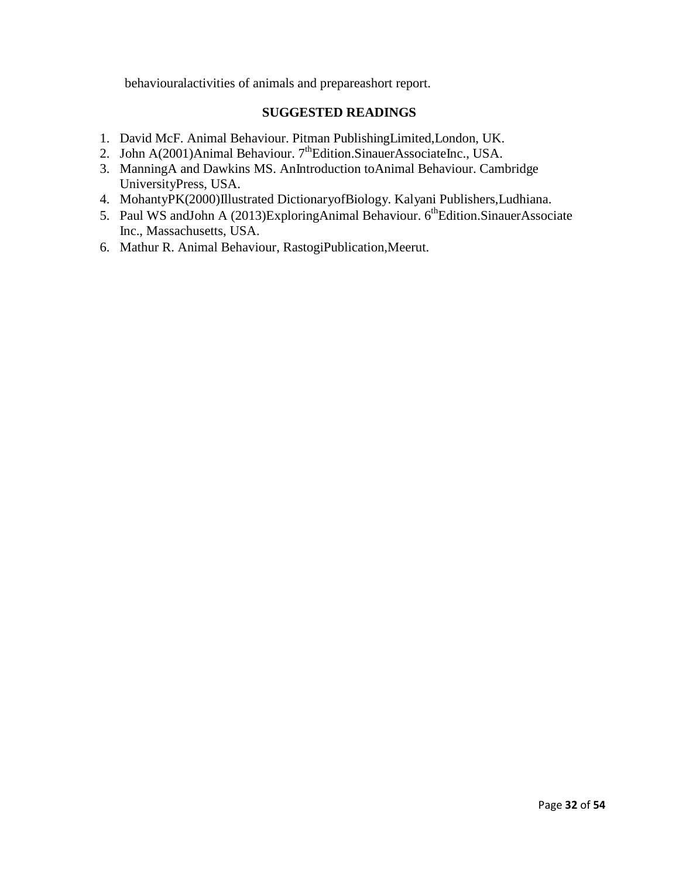behaviouralactivities of animals and prepareashort report.

## SUGGESTED READINGS

1. David McF. Animal Behaviour. Pitman PublishingLimited,London, UK.
2. John A(2001)Animal Behaviour. 7th Edition.SinauerAssociateInc., USA.
3. ManningA and Dawkins MS. AnIntroduction toAnimal Behaviour. Cambridge UniversityPress, USA.
4. MohantyPK(2000)Illustrated DictionaryofBiology. Kalyani Publishers,Ludhiana.
5. Paul WS andJohn A (2013)ExploringAnimal Behaviour. 6th Edition.SinauerAssociate Inc., Massachusetts, USA.
6. Mathur R. Animal Behaviour, RastogiPublication,Meerut.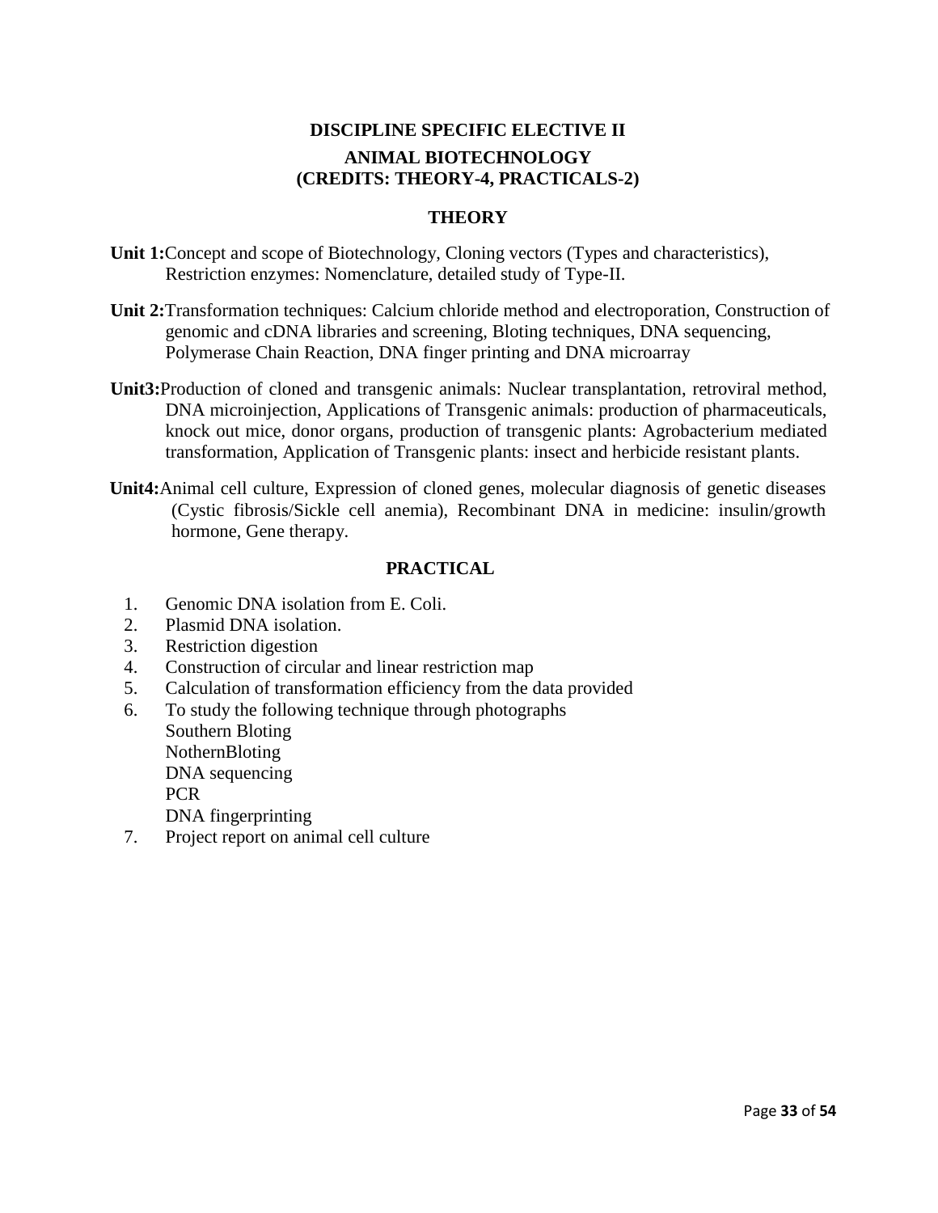## DISCIPLINE SPECIFIC ELECTIVE II

### ANIMAL BIOTECHNOLOGY
### (CREDITS: THEORY-4, PRACTICALS-2)

#### THEORY

**Unit 1:**Concept and scope of Biotechnology, Cloning vectors (Types and characteristics), Restriction enzymes: Nomenclature, detailed study of Type-II.

**Unit 2:**Transformation techniques: Calcium chloride method and electroporation, Construction of genomic and cDNA libraries and screening, Bloting techniques, DNA sequencing, Polymerase Chain Reaction, DNA finger printing and DNA microarray

**Unit3:**Production of cloned and transgenic animals: Nuclear transplantation, retroviral method, DNA microinjection, Applications of Transgenic animals: production of pharmaceuticals, knock out mice, donor organs, production of transgenic plants: Agrobacterium mediated transformation, Application of Transgenic plants: insect and herbicide resistant plants.

**Unit4:**Animal cell culture, Expression of cloned genes, molecular diagnosis of genetic diseases (Cystic fibrosis/Sickle cell anemia), Recombinant DNA in medicine: insulin/growth hormone, Gene therapy.

#### PRACTICAL

1. Genomic DNA isolation from E. Coli.
2. Plasmid DNA isolation.
3. Restriction digestion
4. Construction of circular and linear restriction map
5. Calculation of transformation efficiency from the data provided
6. To study the following technique through photographs
   Southern Bloting
   NothernBloting
   DNA sequencing
   PCR
   DNA fingerprinting
7. Project report on animal cell culture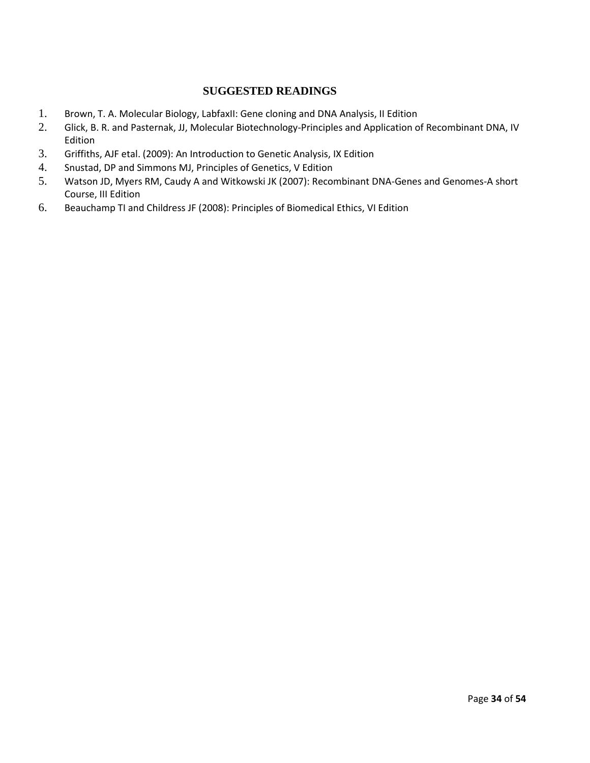## SUGGESTED READINGS

1. Brown, T. A. Molecular Biology, LabfaxII: Gene cloning and DNA Analysis, II Edition
2. Glick, B. R. and Pasternak, JJ, Molecular Biotechnology-Principles and Application of Recombinant DNA, IV Edition
3. Griffiths, AJF etal. (2009): An Introduction to Genetic Analysis, IX Edition
4. Snustad, DP and Simmons MJ, Principles of Genetics, V Edition
5. Watson JD, Myers RM, Caudy A and Witkowski JK (2007): Recombinant DNA-Genes and Genomes-A short Course, III Edition
6. Beauchamp TI and Childress JF (2008): Principles of Biomedical Ethics, VI Edition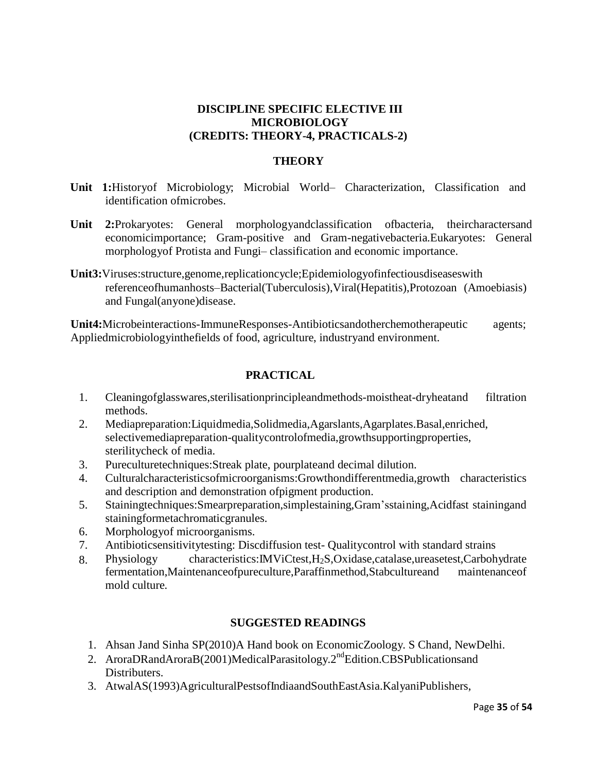## DISCIPLINE SPECIFIC ELECTIVE III
## MICROBIOLOGY
## (CREDITS: THEORY-4, PRACTICALS-2)

### THEORY

**Unit 1:**Historyof Microbiology; Microbial World– Characterization, Classification and identification ofmicrobes.

**Unit 2:**Prokaryotes: General morphologyandclassification ofbacteria, theircharactersand economicimportance; Gram-positive and Gram-negativebacteria.Eukaryotes: General morphologyof Protista and Fungi– classification and economic importance.

**Unit3:**Viruses:structure,genome,replicationcycle;Epidemiologyofinfectiousdiseaseswith referenceofhumanhosts–Bacterial(Tuberculosis),Viral(Hepatitis),Protozoan (Amoebiasis) and Fungal(anyone)disease.

**Unit4:**Microbeinteractions-ImmuneResponses-Antibioticsandotherchemotherapeutic agents; Appliedmicrobiologyinthefields of food, agriculture, industryand environment.

### PRACTICAL

1. Cleaningofglasswares,sterilisationprincipleandmethods-moistheat-dryheatand filtration methods.
2. Mediapreparation:Liquidmedia,Solidmedia,Agarslants,Agarplates.Basal,enriched, selectivemediapreparation-qualitycontrolofmedia,growthsupportingproperties, sterilitycheck of media.
3. Pureculturetechniques:Streak plate, pourplateand decimal dilution.
4. Culturalcharacteristicsofmicroorganisms:Growthondifferentmedia,growth characteristics and description and demonstration ofpigment production.
5. Stainingtechniques:Smearpreparation,simplestaining,Gram'sstaining,Acidfast stainingand stainingformetachromaticgranules.
6. Morphologyof microorganisms.
7. Antibioticsensitivitytesting: Discdiffusion test- Qualitycontrol with standard strains
8. Physiology characteristics:IMViCtest,$H_2S$,Oxidase,catalase,ureasetest,Carbohydrate fermentation,Maintenanceofpureculture,Paraffinmethod,Stabcultureand maintenanceof mold culture.

### SUGGESTED READINGS

1. Ahsan Jand Sinha SP(2010)A Hand book on EconomicZoology. S Chand, NewDelhi.
2. AroraDRandAroraB(2001)MedicalParasitology.2nd Edition.CBSPublicationsand Distributers.
3. AtwalAS(1993)AgriculturalPestsofIndiaandSouthEastAsia.KalyaniPublishers,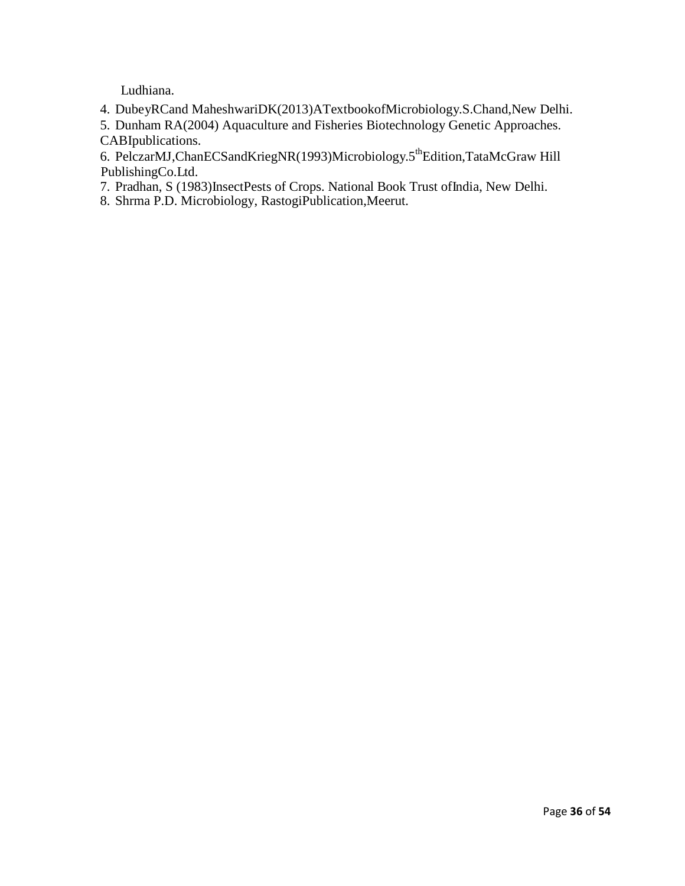Ludhiana.

4. DubeyRCand MaheshwariDK(2013)ATextbookofMicrobiology.S.Chand,New Delhi.
5. Dunham RA(2004) Aquaculture and Fisheries Biotechnology Genetic Approaches. CABIpublications.
6. PelczarMJ,ChanECSandKriegNR(1993)Microbiology.5th Edition,TataMcGraw Hill PublishingCo.Ltd.
7. Pradhan, S (1983)InsectPests of Crops. National Book Trust ofIndia, New Delhi.
8. Shrma P.D. Microbiology, RastogiPublication,Meerut.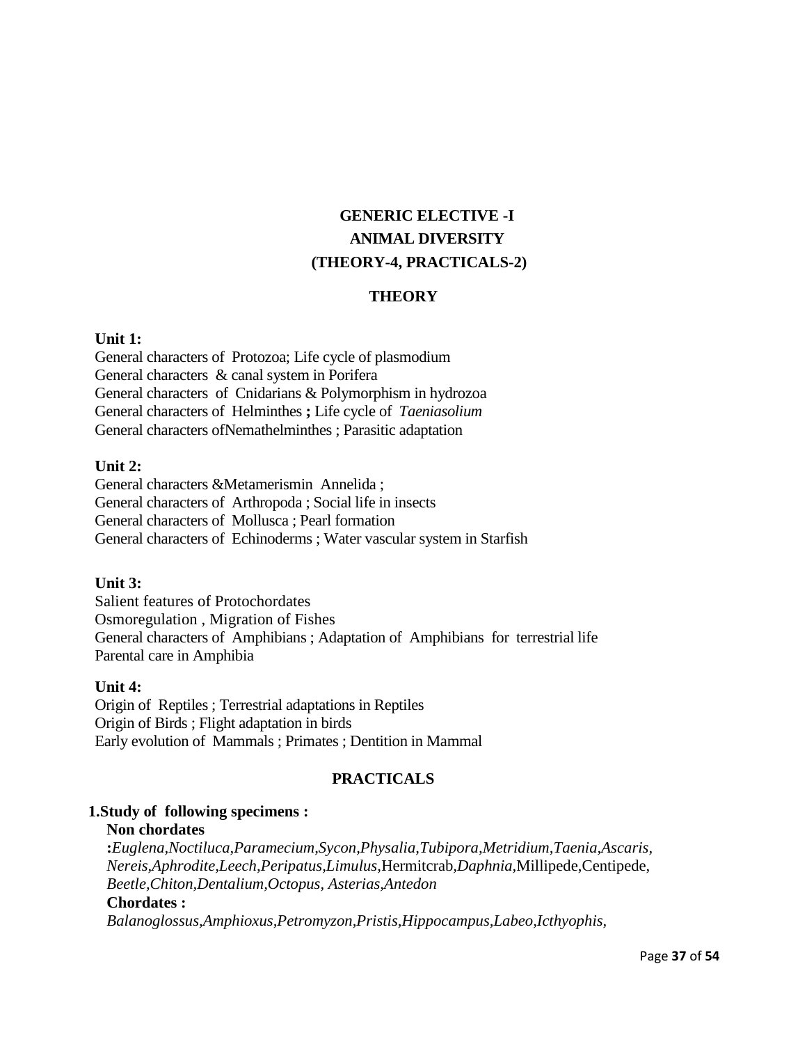# GENERIC ELECTIVE -I
# ANIMAL DIVERSITY
# (THEORY-4, PRACTICALS-2)

## THEORY

**Unit 1:**

General characters of Protozoa; Life cycle of plasmodium
General characters & canal system in Porifera
General characters of Cnidarians & Polymorphism in hydrozoa
General characters of Helminthes **;** Life cycle of *Taeniasolium*
General characters ofNemathelminthes ; Parasitic adaptation

**Unit 2:**

General characters &Metamerismin Annelida ;
General characters of Arthropoda ; Social life in insects
General characters of Mollusca ; Pearl formation
General characters of Echinoderms ; Water vascular system in Starfish

**Unit 3:**

Salient features of Protochordates
Osmoregulation , Migration of Fishes
General characters of Amphibians ; Adaptation of Amphibians for terrestrial life
Parental care in Amphibia

**Unit 4:**

Origin of Reptiles ; Terrestrial adaptations in Reptiles
Origin of Birds ; Flight adaptation in birds
Early evolution of Mammals ; Primates ; Dentition in Mammal

## PRACTICALS

**1.Study of following specimens :**

**Non chordates**

**:***Euglena,Noctiluca,Paramecium,Sycon,Physalia,Tubipora,Metridium,Taenia,Ascaris, Nereis,Aphrodite,Leech,Peripatus,Limulus,*Hermitcrab,*Daphnia*,Millipede,Centipede, *Beetle,Chiton,Dentalium,Octopus, Asterias,Antedon*

**Chordates :**

*Balanoglossus,Amphioxus,Petromyzon,Pristis,Hippocampus,Labeo,Icthyophis,*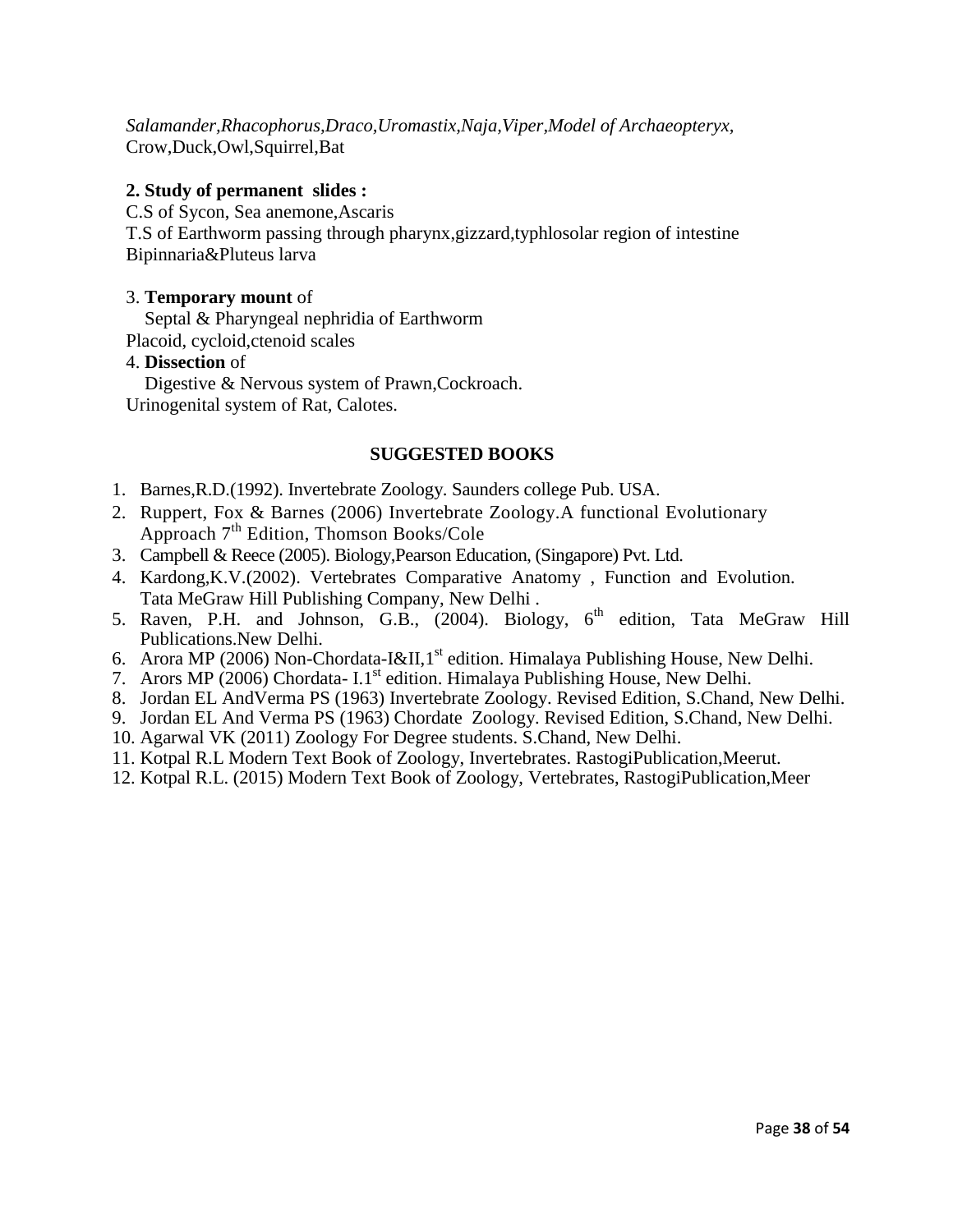*Salamander,Rhacophorus,Draco,Uromastix,Naja,Viper,Model of Archaeopteryx,*
Crow,Duck,Owl,Squirrel,Bat

**2. Study of permanent slides :**

C.S of Sycon, Sea anemone,Ascaris
T.S of Earthworm passing through pharynx,gizzard,typhlosolar region of intestine
Bipinnaria&Pluteus larva

3. **Temporary mount** of
   Septal & Pharyngeal nephridia of Earthworm
   Placoid, cycloid,ctenoid scales
4. **Dissection** of
   Digestive & Nervous system of Prawn,Cockroach.
   Urinogenital system of Rat, Calotes.

## SUGGESTED BOOKS

1. Barnes,R.D.(1992). Invertebrate Zoology. Saunders college Pub. USA.
2. Ruppert, Fox & Barnes (2006) Invertebrate Zoology.A functional Evolutionary Approach 7th Edition, Thomson Books/Cole
3. Campbell & Reece (2005). Biology,Pearson Education, (Singapore) Pvt. Ltd.
4. Kardong,K.V.(2002). Vertebrates Comparative Anatomy , Function and Evolution. Tata MeGraw Hill Publishing Company, New Delhi .
5. Raven, P.H. and Johnson, G.B., (2004). Biology, 6th edition, Tata MeGraw Hill Publications.New Delhi.
6. Arora MP (2006) Non-Chordata-I&II,1st edition. Himalaya Publishing House, New Delhi.
7. Arors MP (2006) Chordata- I.1st edition. Himalaya Publishing House, New Delhi.
8. Jordan EL AndVerma PS (1963) Invertebrate Zoology. Revised Edition, S.Chand, New Delhi.
9. Jordan EL And Verma PS (1963) Chordate Zoology. Revised Edition, S.Chand, New Delhi.
10. Agarwal VK (2011) Zoology For Degree students. S.Chand, New Delhi.
11. Kotpal R.L Modern Text Book of Zoology, Invertebrates. RastogiPublication,Meerut.
12. Kotpal R.L. (2015) Modern Text Book of Zoology, Vertebrates, RastogiPublication,Meer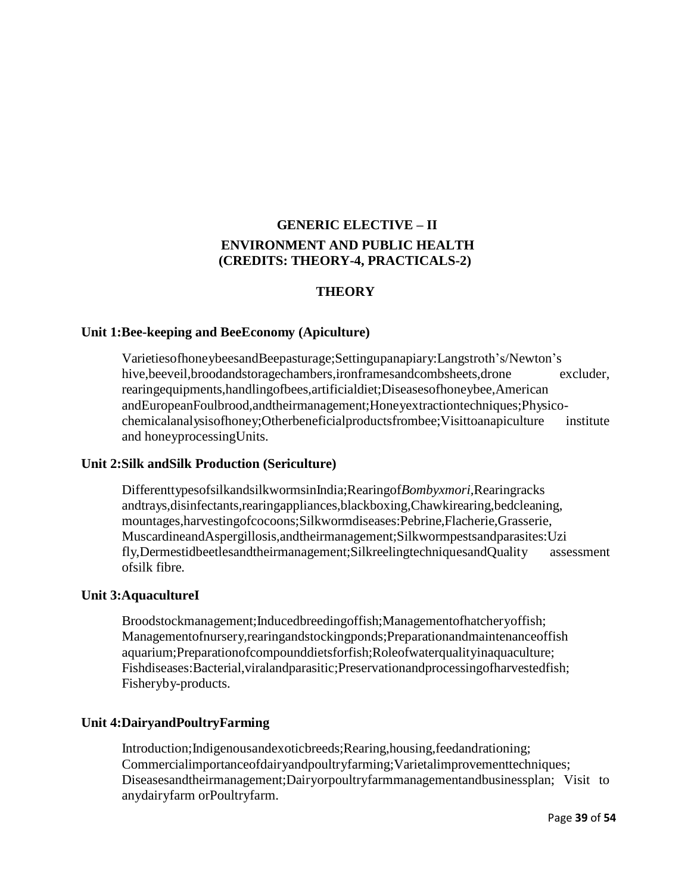## GENERIC ELECTIVE – II

## ENVIRONMENT AND PUBLIC HEALTH
## (CREDITS: THEORY-4, PRACTICALS-2)

### THEORY

**Unit 1:Bee-keeping and BeeEconomy (Apiculture)**

VarietiesofhoneybeesandBeepasturage;Settingupanapiary:Langstroth's/Newton's hive,beeveil,broodandstoragechambers,ironframesandcombsheets,drone excluder, rearingequipments,handlingofbees,artificialdiet;Diseasesofhoneybee,American andEuropeanFoulbrood,andtheirmanagement;Honeyextractiontechniques;Physico-chemicalanalysisofhoney;Otherbeneficialproductsfrombee;Visittoanapiculture institute and honeyprocessingUnits.

**Unit 2:Silk andSilk Production (Sericulture)**

DifferenttypesofsilkandsilkwormsinIndia;Rearingof*Bombyxmori*,Rearingracks andtrays,disinfectants,rearingappliances,blackboxing,Chawkirearing,bedcleaning, mountages,harvestingofcocoons;Silkwormdiseases:Pebrine,Flacherie,Grasserie, MuscardineandAspergillosis,andtheirmanagement;Silkwormpestsandparasites:Uzi fly,Dermestidbeetlesandtheirmanagement;SilkreelingtechniquesandQuality assessment ofsilk fibre.

**Unit 3:AquacultureI**

Broodstockmanagement;Inducedbreedingoffish;Managementofhatcheryoffish; Managementofnursery,rearingandstockingponds;Preparationandmaintenanceoffish aquarium;Preparationofcompounddietsforfish;Roleofwaterqualityinaquaculture; Fishdiseases:Bacterial,viralandparasitic;Preservationandprocessingofharvestedfish; Fisheryby-products.

**Unit 4:DairyandPoultryFarming**

Introduction;Indigenousandexoticbreeds;Rearing,housing,feedandrationing; Commercialimportanceofdairyandpoultryfarming;Varietalimprovementtechniques; Diseasesandtheirmanagement;Dairyorpoultryfarmmanagementandbusinessplan; Visit to anydairyfarm orPoultryfarm.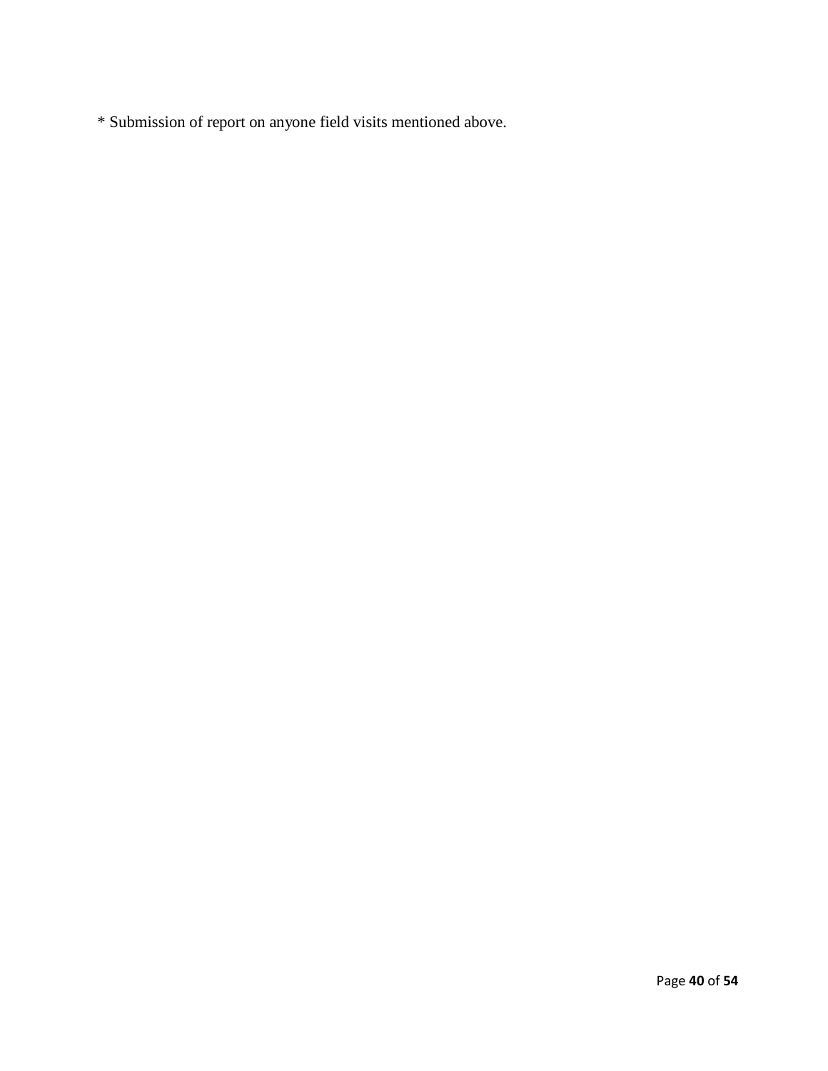* Submission of report on anyone field visits mentioned above.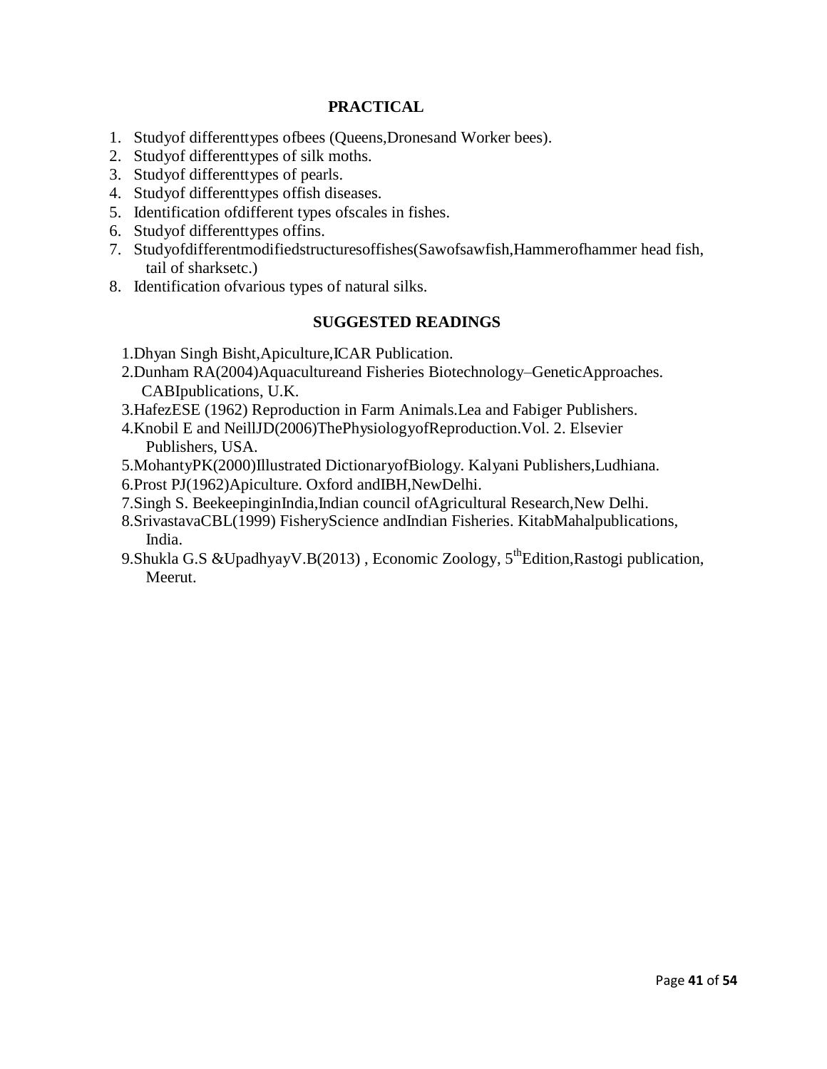## PRACTICAL

1. Studyof differenttypes ofbees (Queens,Dronesand Worker bees).
2. Studyof differenttypes of silk moths.
3. Studyof differenttypes of pearls.
4. Studyof differenttypes offish diseases.
5. Identification ofdifferent types ofscales in fishes.
6. Studyof differenttypes offins.
7. Studyofdifferentmodifiedstructuresoffishes(Sawofsawfish,Hammerofhammer head fish, tail of sharksetc.)
8. Identification ofvarious types of natural silks.

## SUGGESTED READINGS

1.Dhyan Singh Bisht,Apiculture,ICAR Publication.

2.Dunham RA(2004)Aquacultureand Fisheries Biotechnology–GeneticApproaches. CABIpublications, U.K.

3.HafezESE (1962) Reproduction in Farm Animals.Lea and Fabiger Publishers.

4.Knobil E and NeillJD(2006)ThePhysiologyofReproduction.Vol. 2. Elsevier Publishers, USA.

5.MohantyPK(2000)Illustrated DictionaryofBiology. Kalyani Publishers,Ludhiana.

6.Prost PJ(1962)Apiculture. Oxford andIBH,NewDelhi.

7.Singh S. BeekeepinginIndia,Indian council ofAgricultural Research,New Delhi.

8.SrivastavaCBL(1999) FisheryScience andIndian Fisheries. KitabMahalpublications, India.

9.Shukla G.S &UpadhyayV.B(2013) , Economic Zoology, 5th Edition,Rastogi publication, Meerut.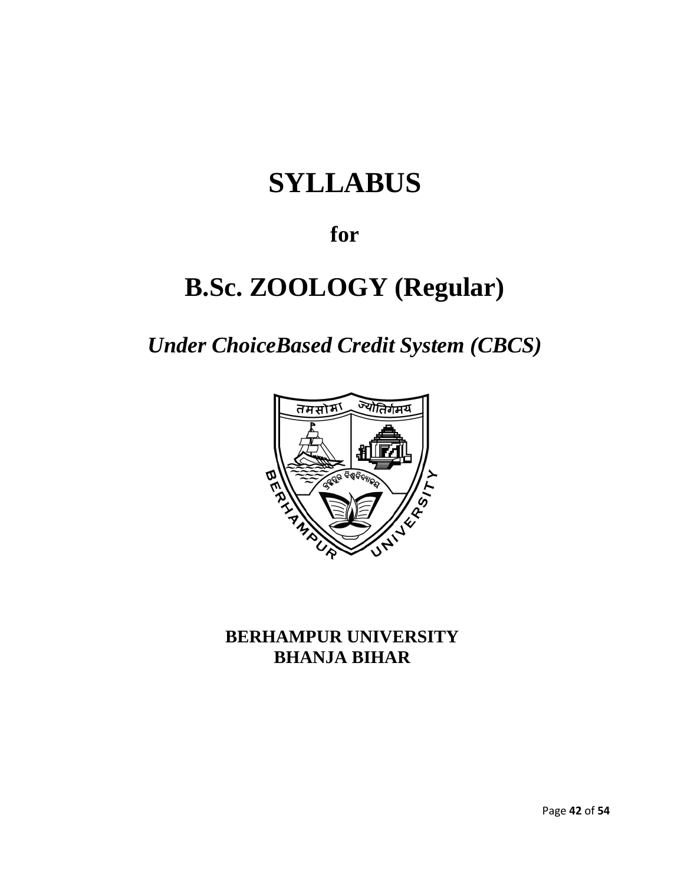# SYLLABUS

## for

# B.Sc. ZOOLOGY (Regular)

## *Under ChoiceBased Credit System (CBCS)*

**BERHAMPUR UNIVERSITY**
**BHANJA BIHAR**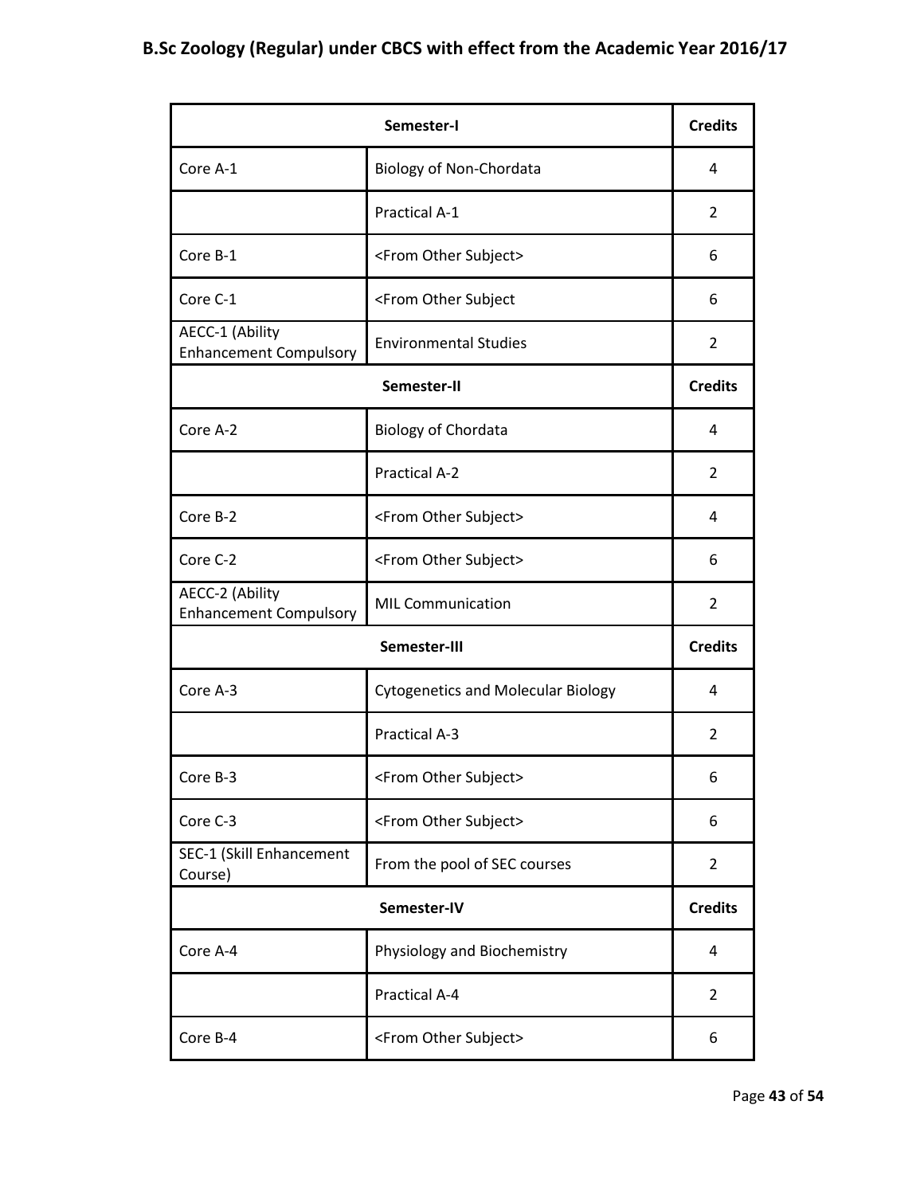# B.Sc Zoology (Regular) under CBCS with effect from the Academic Year 2016/17

| Semester-I | | Credits |
|---|---|---|
| Core A-1 | Biology of Non-Chordata | 4 |
| | Practical A-1 | 2 |
| Core B-1 | <From Other Subject> | 6 |
| Core C-1 | <From Other Subject | 6 |
| AECC-1 (Ability Enhancement Compulsory | Environmental Studies | 2 |
| **Semester-II** | | **Credits** |
| Core A-2 | Biology of Chordata | 4 |
| | Practical A-2 | 2 |
| Core B-2 | <From Other Subject> | 4 |
| Core C-2 | <From Other Subject> | 6 |
| AECC-2 (Ability Enhancement Compulsory | MIL Communication | 2 |
| **Semester-III** | | **Credits** |
| Core A-3 | Cytogenetics and Molecular Biology | 4 |
| | Practical A-3 | 2 |
| Core B-3 | <From Other Subject> | 6 |
| Core C-3 | <From Other Subject> | 6 |
| SEC-1 (Skill Enhancement Course) | From the pool of SEC courses | 2 |
| **Semester-IV** | | **Credits** |
| Core A-4 | Physiology and Biochemistry | 4 |
| | Practical A-4 | 2 |
| Core B-4 | <From Other Subject> | 6 |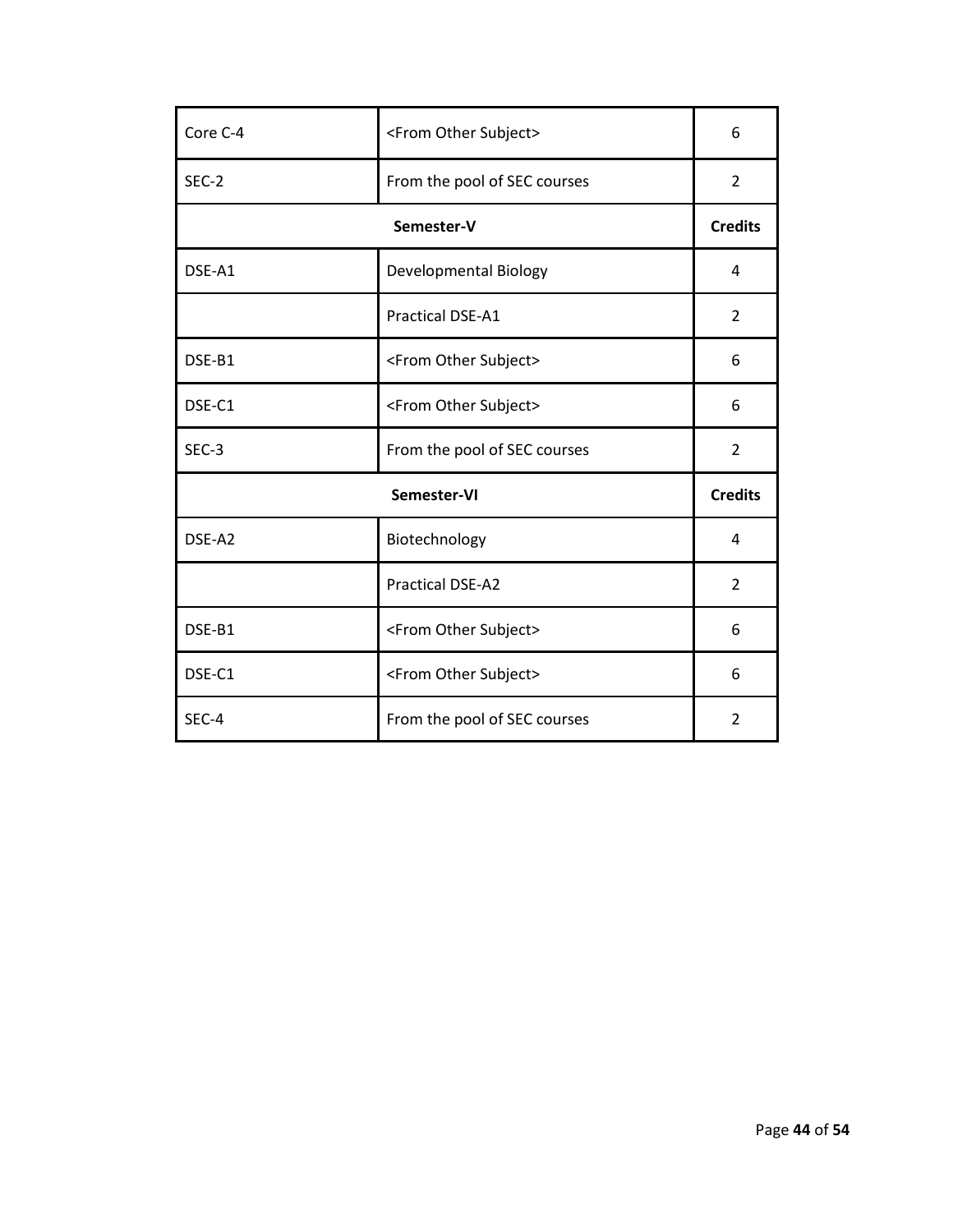| | | |
|---|---|---|
| Core C-4 | <From Other Subject> | 6 |
| SEC-2 | From the pool of SEC courses | 2 |
| **Semester-V** | | **Credits** |
| DSE-A1 | Developmental Biology | 4 |
| | Practical DSE-A1 | 2 |
| DSE-B1 | <From Other Subject> | 6 |
| DSE-C1 | <From Other Subject> | 6 |
| SEC-3 | From the pool of SEC courses | 2 |
| **Semester-VI** | | **Credits** |
| DSE-A2 | Biotechnology | 4 |
| | Practical DSE-A2 | 2 |
| DSE-B1 | <From Other Subject> | 6 |
| DSE-C1 | <From Other Subject> | 6 |
| SEC-4 | From the pool of SEC courses | 2 |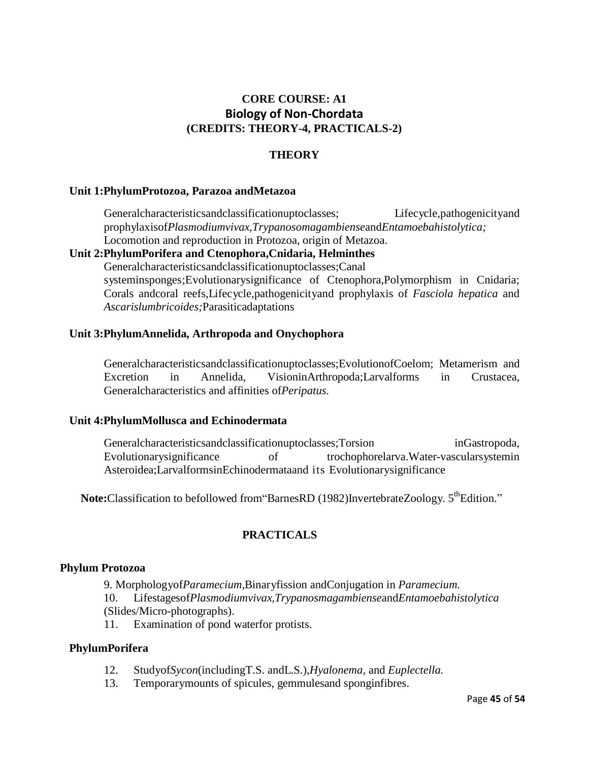# CORE COURSE: A1

## Biology of Non-Chordata

**(CREDITS: THEORY-4, PRACTICALS-2)**

### THEORY

**Unit 1:PhylumProtozoa, Parazoa andMetazoa**

Generalcharacteristicsandclassificationuptoclasses; Lifecycle,pathogenicityand prophylaxisof*Plasmodiumvivax,Trypanosomagambiense*and*Entamoebahistolytica;* Locomotion and reproduction in Protozoa, origin of Metazoa.

**Unit 2:PhylumPorifera and Ctenophora,Cnidaria, Helminthes**

Generalcharacteristicsandclassificationuptoclasses;Canal systeminsponges;Evolutionarysignificance of Ctenophora,Polymorphism in Cnidaria; Corals andcoral reefs,Lifecycle,pathogenicityand prophylaxis of *Fasciola hepatica* and *Ascarislumbricoides;*Parasiticadaptations

**Unit 3:PhylumAnnelida, Arthropoda and Onychophora**

Generalcharacteristicsandclassificationuptoclasses;EvolutionofCoelom; Metamerism and Excretion in Annelida, VisioninArthropoda;Larvalforms in Crustacea, Generalcharacteristics and affinities of*Peripatus.*

**Unit 4:PhylumMollusca and Echinodermata**

Generalcharacteristicsandclassificationuptoclasses;Torsion inGastropoda, Evolutionarysignificance of trochophorelarva.Water-vascularsystemin Asteroidea;LarvalformsinEchinodermataand its Evolutionarysignificance

**Note:**Classification to befollowed from"BarnesRD (1982)InvertebrateZoology. 5thEdition."

### PRACTICALS

**Phylum Protozoa**

9. Morphologyof*Paramecium,*Binaryfission andConjugation in *Paramecium.*
10. Lifestagesof*Plasmodiumvivax,Trypanosmagambiense*and*Entamoebahistolytica* (Slides/Micro-photographs).
11. Examination of pond waterfor protists.

**PhylumPorifera**

12. Studyof*Sycon*(includingT.S. andL.S.),*Hyalonema*, and *Euplectella.*
13. Temporarymounts of spicules, gemmulesand sponginfibres.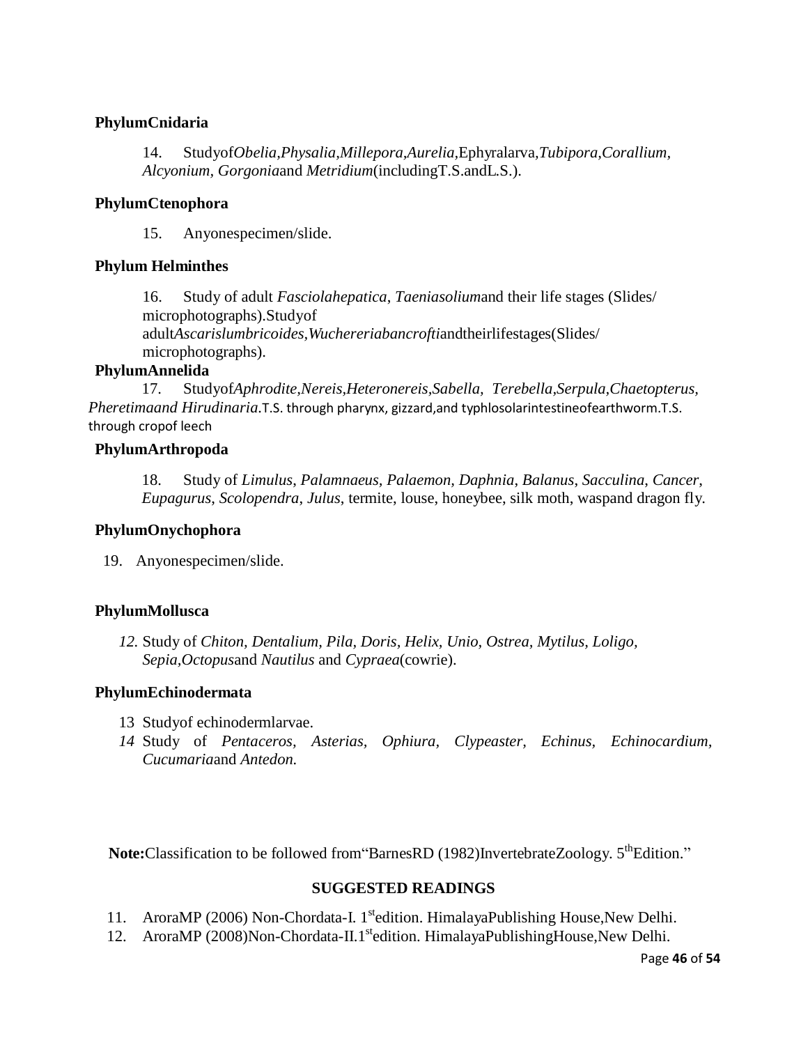**PhylumCnidaria**

14. Studyof*Obelia*,*Physalia*,*Millepora*,*Aurelia*,Ephyralarva,*Tubipora*,*Corallium*, *Alcyonium, Gorgonia*and *Metridium*(includingT.S.andL.S.).

**PhylumCtenophora**

15. Anyonespecimen/slide.

**Phylum Helminthes**

16. Study of adult *Fasciolahepatica*, *Taeniasolium*and their life stages (Slides/ microphotographs).Studyof adult*Ascarislumbricoides*,*Wuchereriabancrofti*andtheirlifestages(Slides/ microphotographs).

**PhylumAnnelida**

17. Studyof*Aphrodite,Nereis,Heteronereis,Sabella, Terebella,Serpula,Chaetopterus, Pheretimaand Hirudinaria.*T.S. through pharynx, gizzard,and typhlosolarintestineofearthworm.T.S. through cropof leech

**PhylumArthropoda**

18. Study of *Limulus*, *Palamnaeus*, *Palaemon*, *Daphnia*, *Balanus*, *Sacculina*, *Cancer*, *Eupagurus*, *Scolopendra*, *Julus*, termite, louse, honeybee, silk moth, waspand dragon fly.

**PhylumOnychophora**

19. Anyonespecimen/slide.

**PhylumMollusca**

*12.* Study of *Chiton, Dentalium, Pila, Doris, Helix, Unio, Ostrea, Mytilus, Loligo, Sepia,Octopus*and *Nautilus* and *Cypraea*(cowrie).

**PhylumEchinodermata**

13 Studyof echinodermlarvae.

*14* Study of *Pentaceros, Asterias, Ophiura, Clypeaster, Echinus, Echinocardium, Cucumaria*and *Antedon.*

**Note:**Classification to be followed from"BarnesRD (1982)InvertebrateZoology. 5th Edition."

**SUGGESTED READINGS**

11. AroraMP (2006) Non-Chordata-I. 1st edition. HimalayaPublishing House,New Delhi.
12. AroraMP (2008)Non-Chordata-II.1st edition. HimalayaPublishingHouse,New Delhi.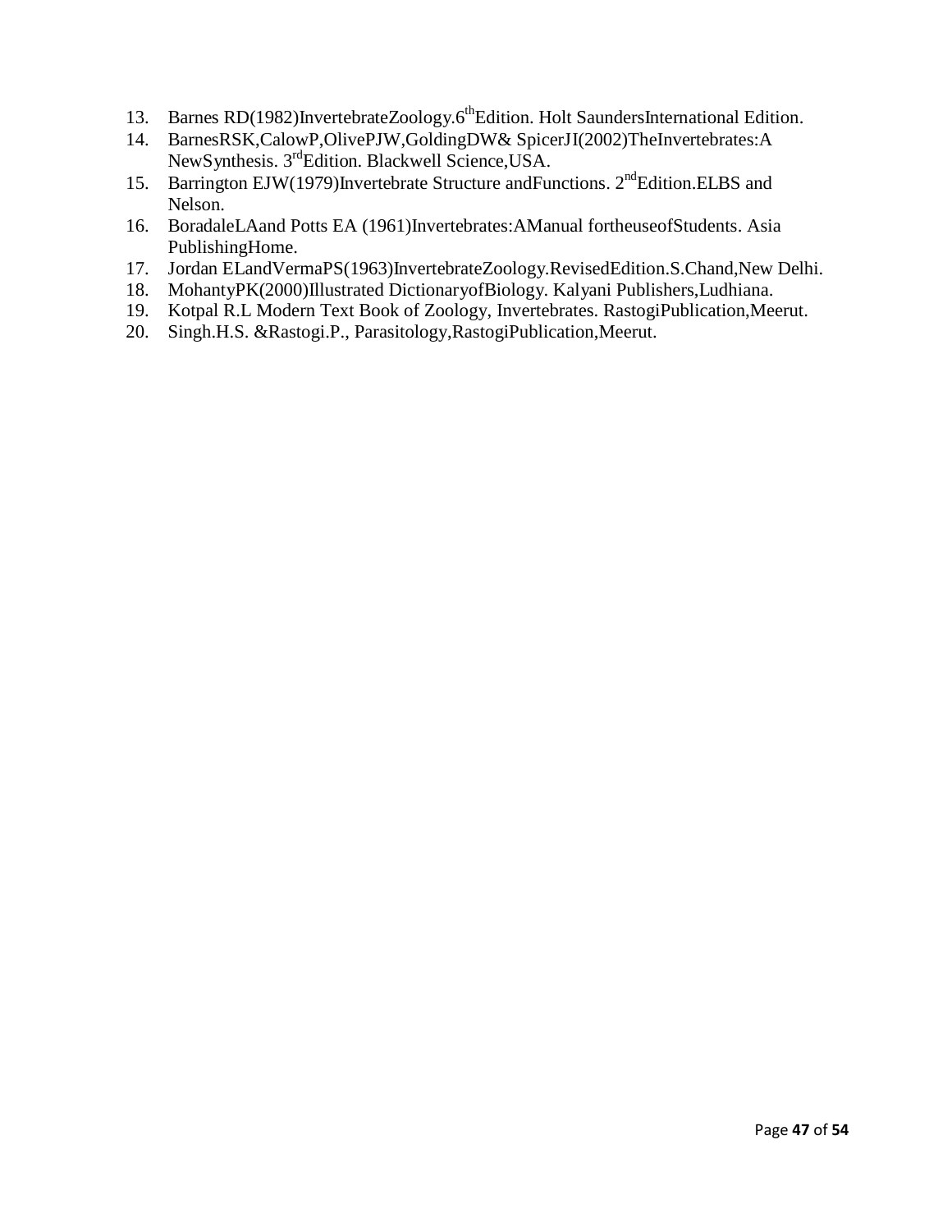13. Barnes RD(1982)InvertebrateZoology.6th Edition. Holt SaundersInternational Edition.
14. BarnesRSK,CalowP,OlivePJW,GoldingDW& SpicerJI(2002)TheInvertebrates:A NewSynthesis. 3rd Edition. Blackwell Science,USA.
15. Barrington EJW(1979)Invertebrate Structure andFunctions. 2nd Edition.ELBS and Nelson.
16. BoradaleLAand Potts EA (1961)Invertebrates:AManual fortheuseofStudents. Asia PublishingHome.
17. Jordan ELandVermaPS(1963)InvertebrateZoology.RevisedEdition.S.Chand,New Delhi.
18. MohantyPK(2000)Illustrated DictionaryofBiology. Kalyani Publishers,Ludhiana.
19. Kotpal R.L Modern Text Book of Zoology, Invertebrates. RastogiPublication,Meerut.
20. Singh.H.S. &Rastogi.P., Parasitology,RastogiPublication,Meerut.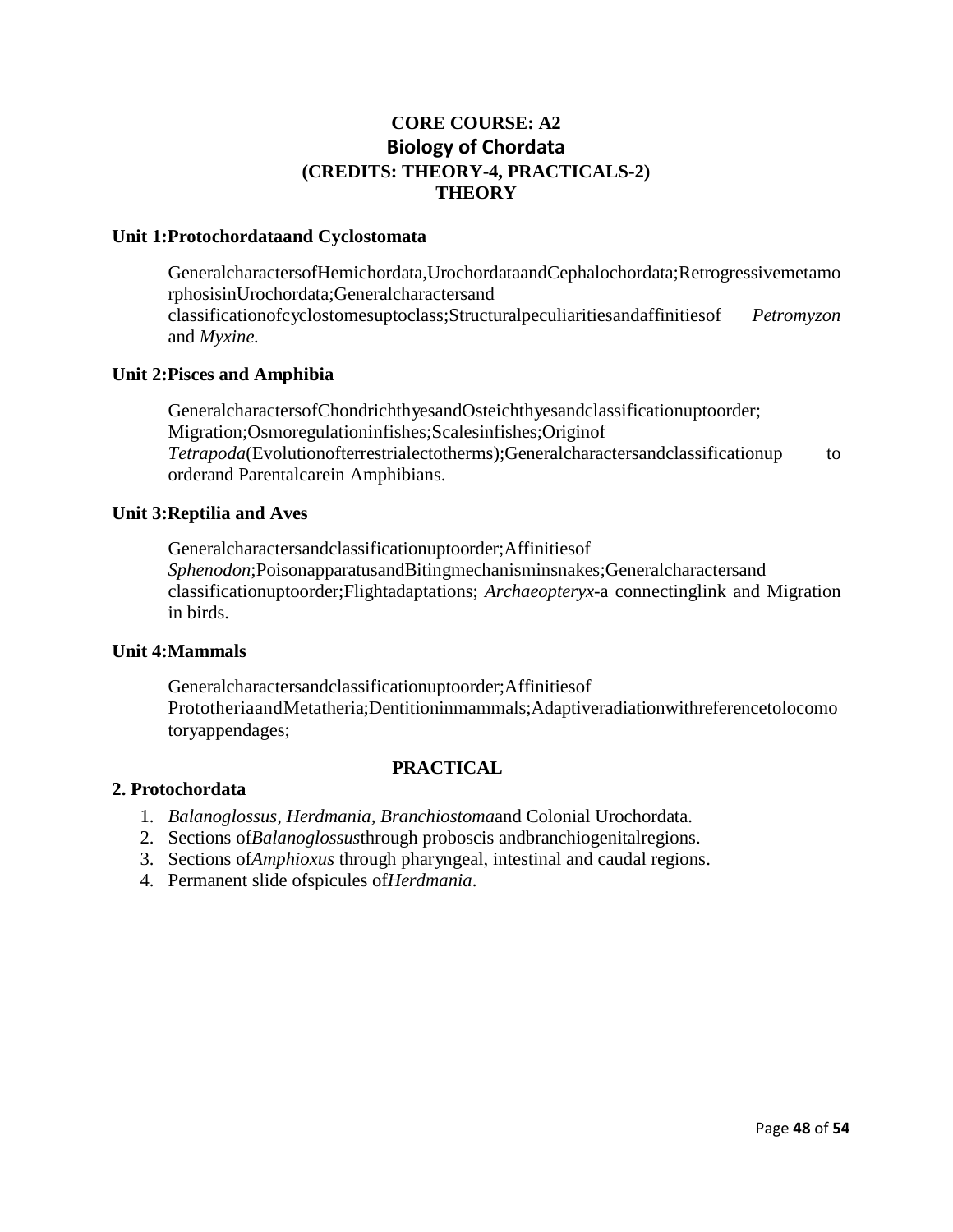**CORE COURSE: A2**

# Biology of Chordata

**(CREDITS: THEORY-4, PRACTICALS-2)**

**THEORY**

### Unit 1:Protochordataand Cyclostomata

GeneralcharactersofHemichordata,UrochordataandCephalochordata;RetrogressivemetamorphosisinUrochordata;Generalcharactersand classificationofcyclostomesuptoclass;Structuralpeculiaritiesandaffinitiesof *Petromyzon* and *Myxine.*

### Unit 2:Pisces and Amphibia

GeneralcharactersofChondrichthyesandOsteichthyesandclassificationuptoorder; Migration;Osmoregulationinfishes;Scalesinfishes;Originof *Tetrapoda*(Evolutionofterrestrialectotherms);Generalcharactersandclassificationup to orderand Parentalcarein Amphibians.

### Unit 3:Reptilia and Aves

Generalcharactersandclassificationuptoorder;Affinitiesof *Sphenodon*;PoisonapparatusandBitingmechanisminsnakes;Generalcharactersand classificationuptoorder;Flightadaptations; *Archaeopteryx*-a connectinglink and Migration in birds.

### Unit 4:Mammals

Generalcharactersandclassificationuptoorder;Affinitiesof PrototheriaandMetatheria;Dentitioninmammals;Adaptiveradiationwithreferencetolocomotoryappendages;

**PRACTICAL**

### 2. Protochordata

1. *Balanoglossus, Herdmania, Branchiostoma*and Colonial Urochordata.
2. Sections of*Balanoglossus*through proboscis andbranchiogenitalregions.
3. Sections of*Amphioxus* through pharyngeal, intestinal and caudal regions.
4. Permanent slide ofspicules of*Herdmania*.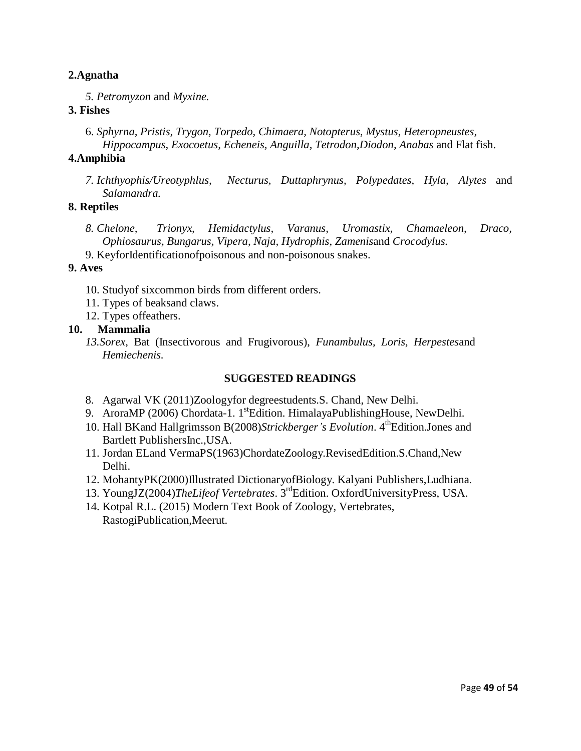**2.Agnatha**

*5. Petromyzon* and *Myxine.*

**3. Fishes**

6. *Sphyrna, Pristis, Trygon, Torpedo, Chimaera, Notopterus, Mystus, Heteropneustes, Hippocampus, Exocoetus, Echeneis, Anguilla, Tetrodon,Diodon, Anabas* and Flat fish.

**4.Amphibia**

*7. Ichthyophis/Ureotyphlus, Necturus, Duttaphrynus, Polypedates, Hyla, Alytes* and *Salamandra.*

**8. Reptiles**

*8. Chelone, Trionyx, Hemidactylus, Varanus, Uromastix, Chamaeleon, Draco, Ophiosaurus, Bungarus, Vipera, Naja, Hydrophis, Zamenis*and *Crocodylus.*

9. KeyforIdentificationofpoisonous and non-poisonous snakes.

**9. Aves**

10. Studyof sixcommon birds from different orders.
11. Types of beaksand claws.
12. Types offeathers.

**10. Mammalia**

*13.Sorex*, Bat (Insectivorous and Frugivorous), *Funambulus, Loris, Herpestes*and *Hemiechenis.*

**SUGGESTED READINGS**

8. Agarwal VK (2011)Zoologyfor degreestudents.S. Chand, New Delhi.
9. AroraMP (2006) Chordata-1. 1st Edition. HimalayaPublishingHouse, NewDelhi.
10. Hall BKand Hallgrimsson B(2008)*Strickberger's Evolution*. 4th Edition.Jones and Bartlett PublishersInc.,USA.
11. Jordan ELand VermaPS(1963)ChordateZoology.RevisedEdition.S.Chand,New Delhi.
12. MohantyPK(2000)Illustrated DictionaryofBiology. Kalyani Publishers,Ludhiana.
13. YoungJZ(2004)*TheLifeof Vertebrates*. 3rd Edition. OxfordUniversityPress, USA.
14. Kotpal R.L. (2015) Modern Text Book of Zoology, Vertebrates, RastogiPublication,Meerut.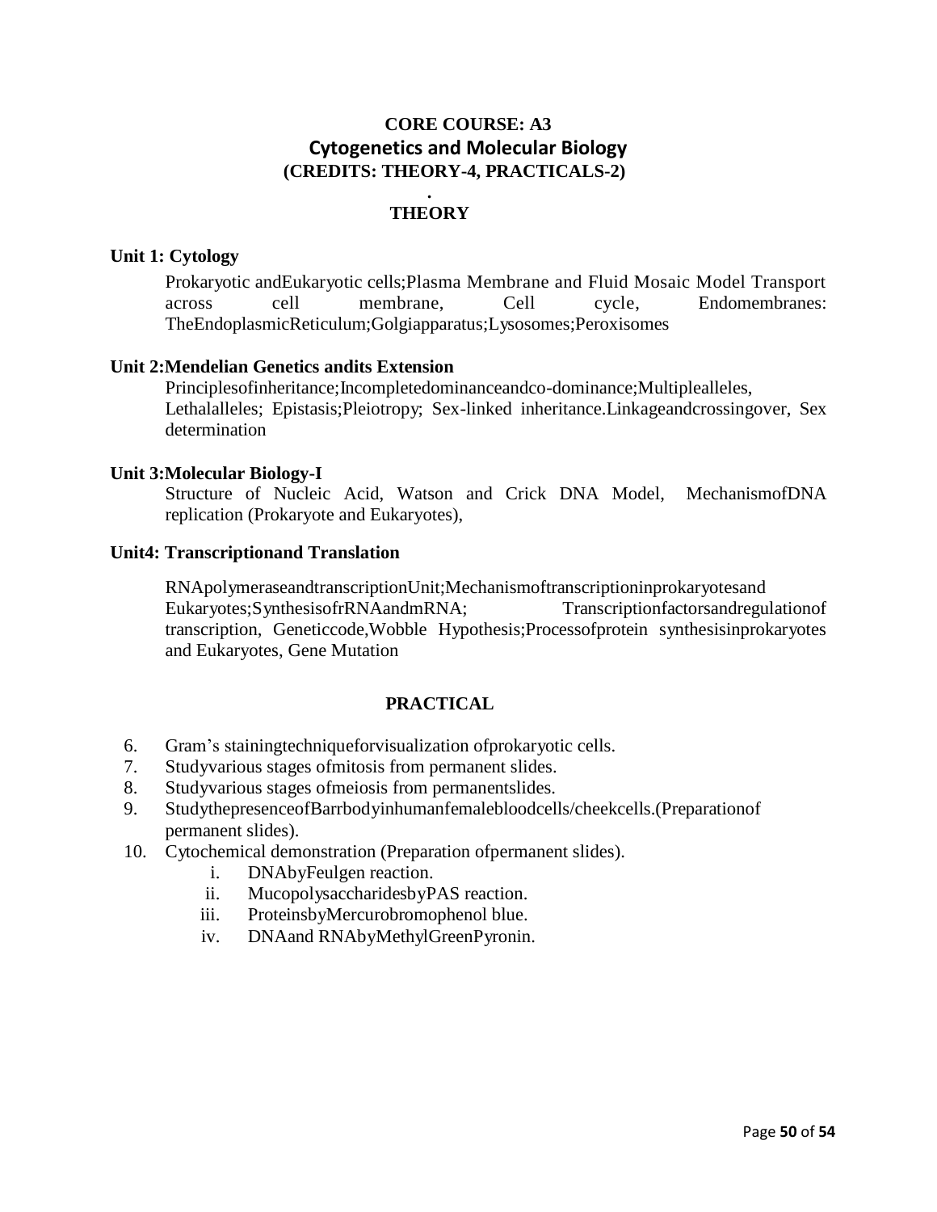# CORE COURSE: A3

## Cytogenetics and Molecular Biology

**(CREDITS: THEORY-4, PRACTICALS-2)**

.

## THEORY

### Unit 1: Cytology

Prokaryotic andEukaryotic cells;Plasma Membrane and Fluid Mosaic Model Transport across cell membrane, Cell cycle, Endomembranes: TheEndoplasmicReticulum;Golgiapparatus;Lysosomes;Peroxisomes

### Unit 2:Mendelian Genetics andits Extension

Principlesofinheritance;Incompletedominanceandco-dominance;Multiplealleles, Lethalalleles; Epistasis;Pleiotropy; Sex-linked inheritance.Linkageandcrossingover, Sex determination

### Unit 3:Molecular Biology-I

Structure of Nucleic Acid, Watson and Crick DNA Model, MechanismofDNA replication (Prokaryote and Eukaryotes),

### Unit4: Transcriptionand Translation

RNApolymeraseandtranscriptionUnit;Mechanismoftranscriptioninprokaryotesand Eukaryotes;SynthesisofrRNAandmRNA; Transcriptionfactorsandregulationof transcription, Geneticcode,Wobble Hypothesis;Processofprotein synthesisinprokaryotes and Eukaryotes, Gene Mutation

## PRACTICAL

6. Gram's stainingtechniqueforvisualization ofprokaryotic cells.
7. Studyvarious stages ofmitosis from permanent slides.
8. Studyvarious stages ofmeiosis from permanentslides.
9. StudythepresenceofBarrbodyinhumanfemalebloodcells/cheekcells.(Preparationof permanent slides).
10. Cytochemical demonstration (Preparation ofpermanent slides).
    i. DNAbyFeulgen reaction.
    ii. MucopolysaccharidesbyPAS reaction.
    iii. ProteinsbyMercurobromophenol blue.
    iv. DNAand RNAbyMethylGreenPyronin.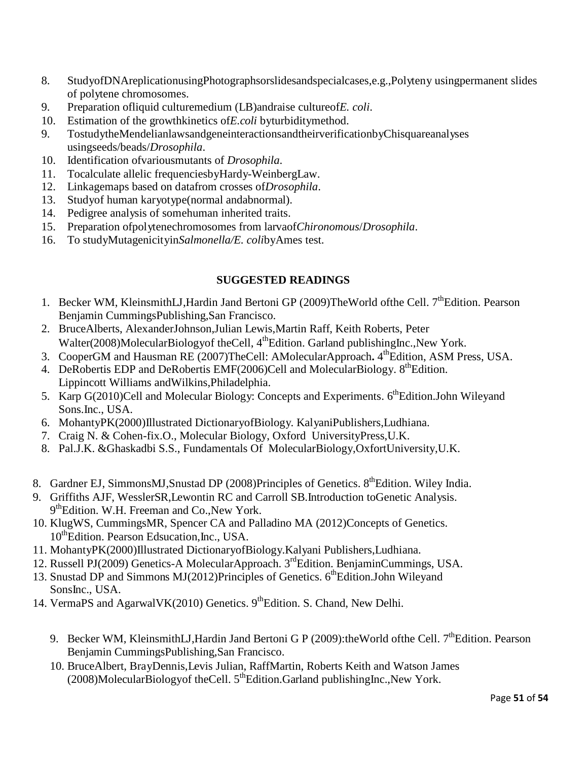8. StudyofDNAreplicationusingPhotographsorslidesandspecialcases,e.g.,Polyteny usingpermanent slides of polytene chromosomes.
9. Preparation ofliquid culturemedium (LB)andraise cultureof*E. coli*.
10. Estimation of the growthkinetics of*E.coli* byturbiditymethod.
9. TostudytheMendelianlawsandgeneinteractionsandtheirverificationbyChisquareanalyses usingseeds/beads/*Drosophila*.
10. Identification ofvariousmutants of *Drosophila*.
11. Tocalculate allelic frequenciesbyHardy-WeinbergLaw.
12. Linkagemaps based on datafrom crosses of*Drosophila*.
13. Studyof human karyotype(normal andabnormal).
14. Pedigree analysis of somehuman inherited traits.
15. Preparation ofpolytenechromosomes from larvaof*Chironomous*/*Drosophila*.
16. To studyMutagenicityin*Salmonella/E. coli*byAmes test.

**SUGGESTED READINGS**

1. Becker WM, KleinsmithLJ,Hardin Jand Bertoni GP (2009)TheWorld ofthe Cell. 7th Edition. Pearson Benjamin CummingsPublishing,San Francisco.
2. BruceAlberts, AlexanderJohnson,Julian Lewis,Martin Raff, Keith Roberts, Peter Walter(2008)MolecularBiologyof theCell, 4th Edition. Garland publishingInc.,New York.
3. CooperGM and Hausman RE (2007)TheCell: AMolecularApproach**.** 4th Edition, ASM Press, USA.
4. DeRobertis EDP and DeRobertis EMF(2006)Cell and MolecularBiology. 8th Edition. Lippincott Williams andWilkins,Philadelphia.
5. Karp G(2010)Cell and Molecular Biology: Concepts and Experiments. 6th Edition.John Wileyand Sons.Inc., USA.
6. MohantyPK(2000)Illustrated DictionaryofBiology. KalyaniPublishers,Ludhiana.
7. Craig N. & Cohen-fix.O., Molecular Biology, Oxford UniversityPress,U.K.
8. Pal.J.K. &Ghaskadbi S.S., Fundamentals Of MolecularBiology,OxfortUniversity,U.K.

8. Gardner EJ, SimmonsMJ,Snustad DP (2008)Principles of Genetics. 8th Edition. Wiley India.
9. Griffiths AJF, WesslerSR,Lewontin RC and Carroll SB.Introduction toGenetic Analysis. 9th Edition. W.H. Freeman and Co.,New York.
10. KlugWS, CummingsMR, Spencer CA and Palladino MA (2012)Concepts of Genetics. 10th Edition. Pearson Edsucation,Inc., USA.
11. MohantyPK(2000)Illustrated DictionaryofBiology.Kalyani Publishers,Ludhiana.
12. Russell PJ(2009) Genetics-A MolecularApproach. 3rd Edition. BenjaminCummings, USA.
13. Snustad DP and Simmons MJ(2012)Principles of Genetics. 6th Edition.John Wileyand SonsInc., USA.
14. VermaPS and AgarwalVK(2010) Genetics. 9th Edition. S. Chand, New Delhi.

9. Becker WM, KleinsmithLJ,Hardin Jand Bertoni G P (2009):theWorld ofthe Cell. 7th Edition. Pearson Benjamin CummingsPublishing,San Francisco.
10. BruceAlbert, BrayDennis,Levis Julian, RaffMartin, Roberts Keith and Watson James (2008)MolecularBiologyof theCell. 5th Edition.Garland publishingInc.,New York.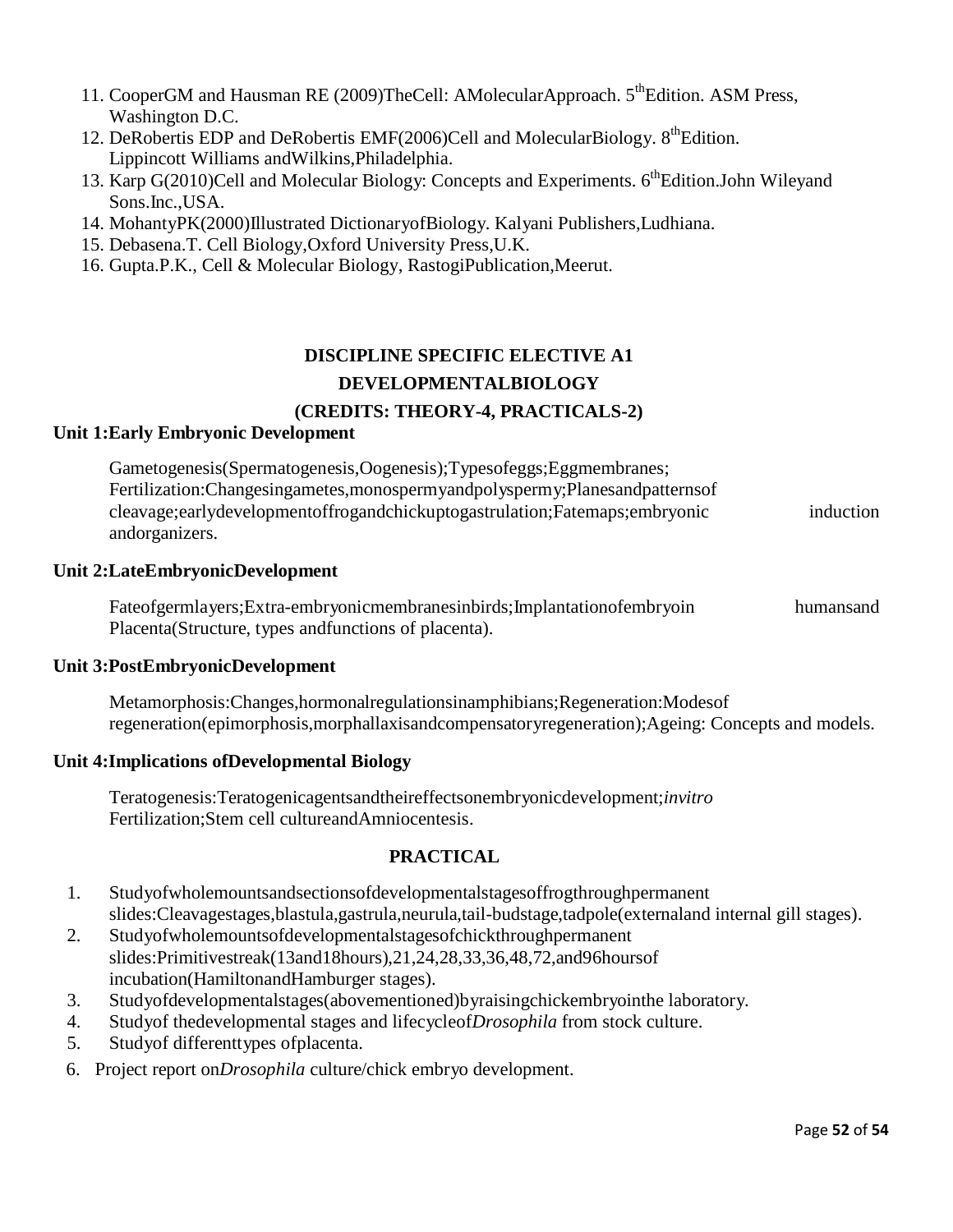11. CooperGM and Hausman RE (2009)TheCell: AMolecularApproach. 5th Edition. ASM Press, Washington D.C.
12. DeRobertis EDP and DeRobertis EMF(2006)Cell and MolecularBiology. 8th Edition. Lippincott Williams andWilkins,Philadelphia.
13. Karp G(2010)Cell and Molecular Biology: Concepts and Experiments. 6th Edition.John Wileyand Sons.Inc.,USA.
14. MohantyPK(2000)Illustrated DictionaryofBiology. Kalyani Publishers,Ludhiana.
15. Debasena.T. Cell Biology,Oxford University Press,U.K.
16. Gupta.P.K., Cell & Molecular Biology, RastogiPublication,Meerut.

## DISCIPLINE SPECIFIC ELECTIVE A1

## DEVELOPMENTALBIOLOGY

## (CREDITS: THEORY-4, PRACTICALS-2)

**Unit 1:Early Embryonic Development**

Gametogenesis(Spermatogenesis,Oogenesis);Typesofeggs;Eggmembranes; Fertilization:Changesingametes,monospermyandpolyspermy;Planesandpatternsof cleavage;earlydevelopmentoffrogandchickuptogastrulation;Fatemaps;embryonic induction andorganizers.

**Unit 2:LateEmbryonicDevelopment**

Fateofgermlayers;Extra-embryonicmembranesinbirds;Implantationofembryoin humansand Placenta(Structure, types andfunctions of placenta).

**Unit 3:PostEmbryonicDevelopment**

Metamorphosis:Changes,hormonalregulationsinamphibians;Regeneration:Modesof regeneration(epimorphosis,morphallaxisandcompensatoryregeneration);Ageing: Concepts and models.

**Unit 4:Implications ofDevelopmental Biology**

Teratogenesis:Teratogenicagentsandtheireffectsonembryonicdevelopment;*invitro* Fertilization;Stem cell cultureandAmniocentesis.

### PRACTICAL

1. Studyofwholemountsandsectionsofdevelopmentalstagesoffrogthroughpermanent slides:Cleavagestages,blastula,gastrula,neurula,tail-budstage,tadpole(externaland internal gill stages).
2. Studyofwholemountsofdevelopmentalstagesofchickthroughpermanent slides:Primitivestreak(13and18hours),21,24,28,33,36,48,72,and96hoursof incubation(HamiltonandHamburger stages).
3. Studyofdevelopmentalstages(abovementioned)byraisingchickembryointhe laboratory.
4. Studyof thedevelopmental stages and lifecycleof*Drosophila* from stock culture.
5. Studyof differenttypes ofplacenta.
6. Project report on*Drosophila* culture/chick embryo development.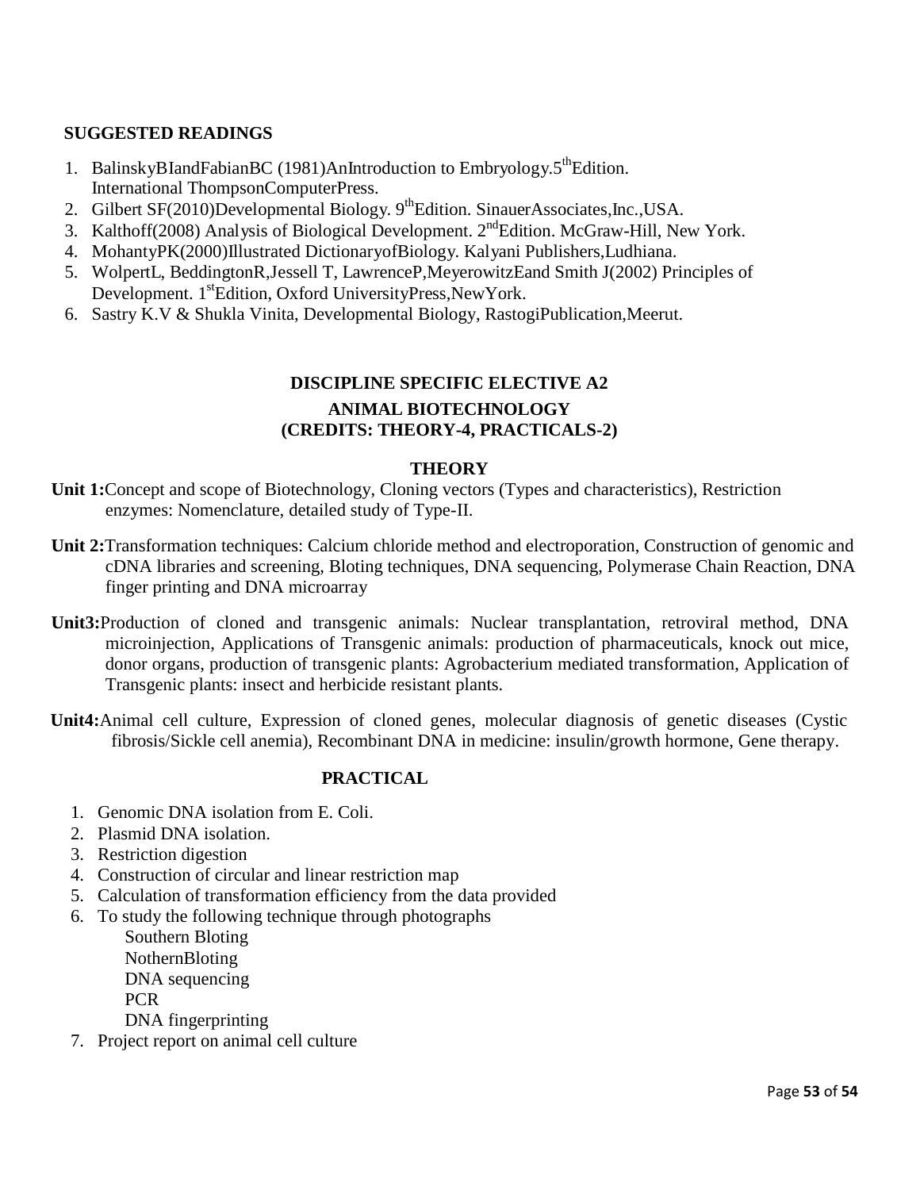## SUGGESTED READINGS

1. BalinskyBIandFabianBC (1981)AnIntroduction to Embryology.5th Edition. International ThompsonComputerPress.
2. Gilbert SF(2010)Developmental Biology. 9th Edition. SinauerAssociates,Inc.,USA.
3. Kalthoff(2008) Analysis of Biological Development. 2nd Edition. McGraw-Hill, New York.
4. MohantyPK(2000)Illustrated DictionaryofBiology. Kalyani Publishers,Ludhiana.
5. WolpertL, BeddingtonR,Jessell T, LawrenceP,MeyerowitzEand Smith J(2002) Principles of Development. 1st Edition, Oxford UniversityPress,NewYork.
6. Sastry K.V & Shukla Vinita, Developmental Biology, RastogiPublication,Meerut.

## DISCIPLINE SPECIFIC ELECTIVE A2

### ANIMAL BIOTECHNOLOGY
### (CREDITS: THEORY-4, PRACTICALS-2)

### THEORY

**Unit 1:** Concept and scope of Biotechnology, Cloning vectors (Types and characteristics), Restriction enzymes: Nomenclature, detailed study of Type-II.

**Unit 2:** Transformation techniques: Calcium chloride method and electroporation, Construction of genomic and cDNA libraries and screening, Bloting techniques, DNA sequencing, Polymerase Chain Reaction, DNA finger printing and DNA microarray

**Unit3:** Production of cloned and transgenic animals: Nuclear transplantation, retroviral method, DNA microinjection, Applications of Transgenic animals: production of pharmaceuticals, knock out mice, donor organs, production of transgenic plants: Agrobacterium mediated transformation, Application of Transgenic plants: insect and herbicide resistant plants.

**Unit4:** Animal cell culture, Expression of cloned genes, molecular diagnosis of genetic diseases (Cystic fibrosis/Sickle cell anemia), Recombinant DNA in medicine: insulin/growth hormone, Gene therapy.

### PRACTICAL

1. Genomic DNA isolation from E. Coli.
2. Plasmid DNA isolation.
3. Restriction digestion
4. Construction of circular and linear restriction map
5. Calculation of transformation efficiency from the data provided
6. To study the following technique through photographs
   - Southern Bloting
   - NothernBloting
   - DNA sequencing
   - PCR
   - DNA fingerprinting
7. Project report on animal cell culture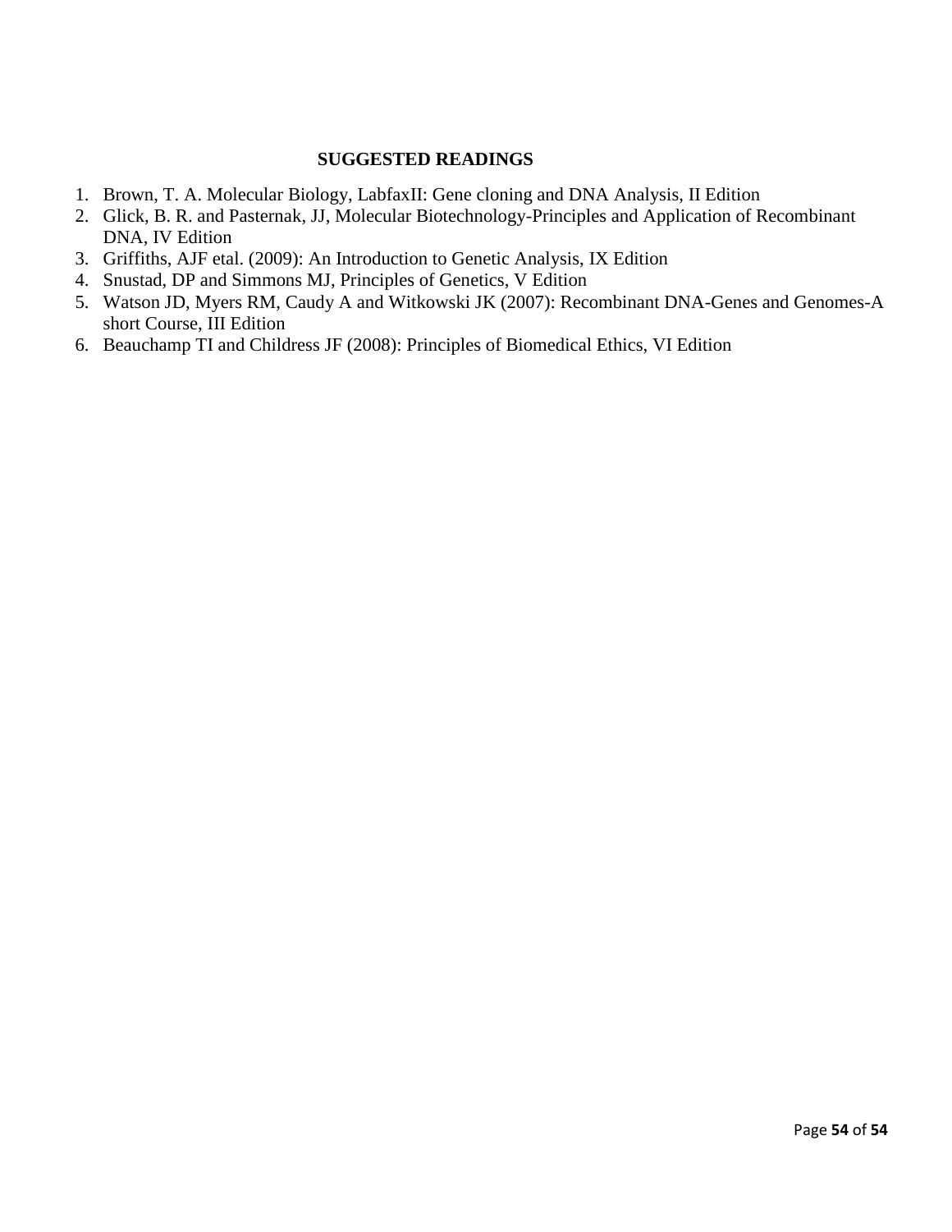## SUGGESTED READINGS

1. Brown, T. A. Molecular Biology, LabfaxII: Gene cloning and DNA Analysis, II Edition
2. Glick, B. R. and Pasternak, JJ, Molecular Biotechnology-Principles and Application of Recombinant DNA, IV Edition
3. Griffiths, AJF etal. (2009): An Introduction to Genetic Analysis, IX Edition
4. Snustad, DP and Simmons MJ, Principles of Genetics, V Edition
5. Watson JD, Myers RM, Caudy A and Witkowski JK (2007): Recombinant DNA-Genes and Genomes-A short Course, III Edition
6. Beauchamp TI and Childress JF (2008): Principles of Biomedical Ethics, VI Edition